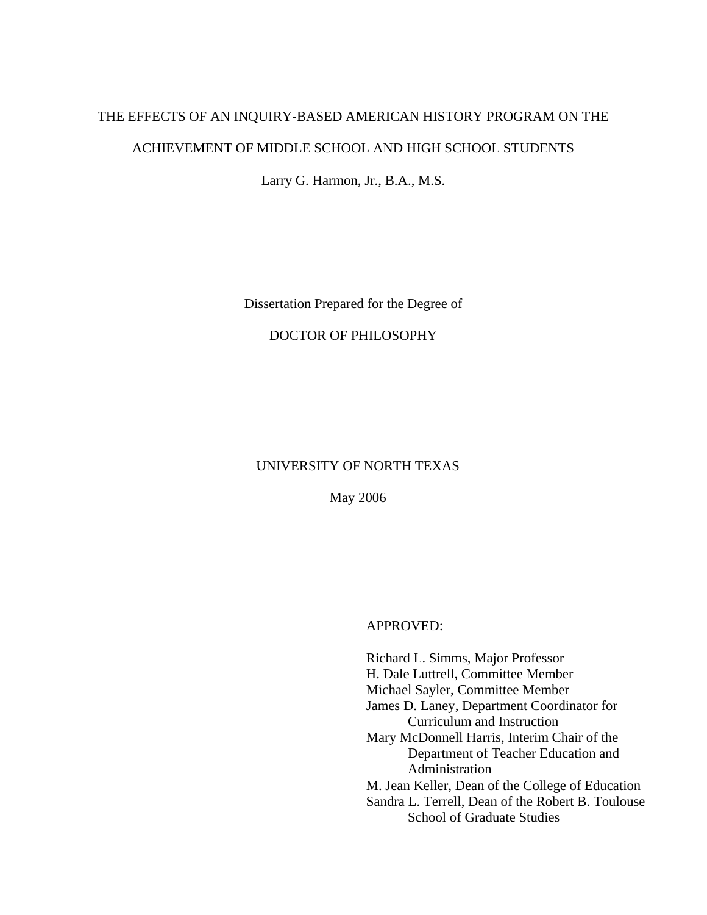# THE EFFECTS OF AN INQUIRY-BASED AMERICAN HISTORY PROGRAM ON THE ACHIEVEMENT OF MIDDLE SCHOOL AND HIGH SCHOOL STUDENTS

Larry G. Harmon, Jr., B.A., M.S.

Dissertation Prepared for the Degree of

DOCTOR OF PHILOSOPHY

UNIVERSITY OF NORTH TEXAS

May 2006

APPROVED:

Richard L. Simms, Major Professor
H. Dale Luttrell, Committee Member
Michael Sayler, Committee Member
James D. Laney, Department Coordinator for Curriculum and Instruction
Mary McDonnell Harris, Interim Chair of the Department of Teacher Education and Administration
M. Jean Keller, Dean of the College of Education
Sandra L. Terrell, Dean of the Robert B. Toulouse School of Graduate Studies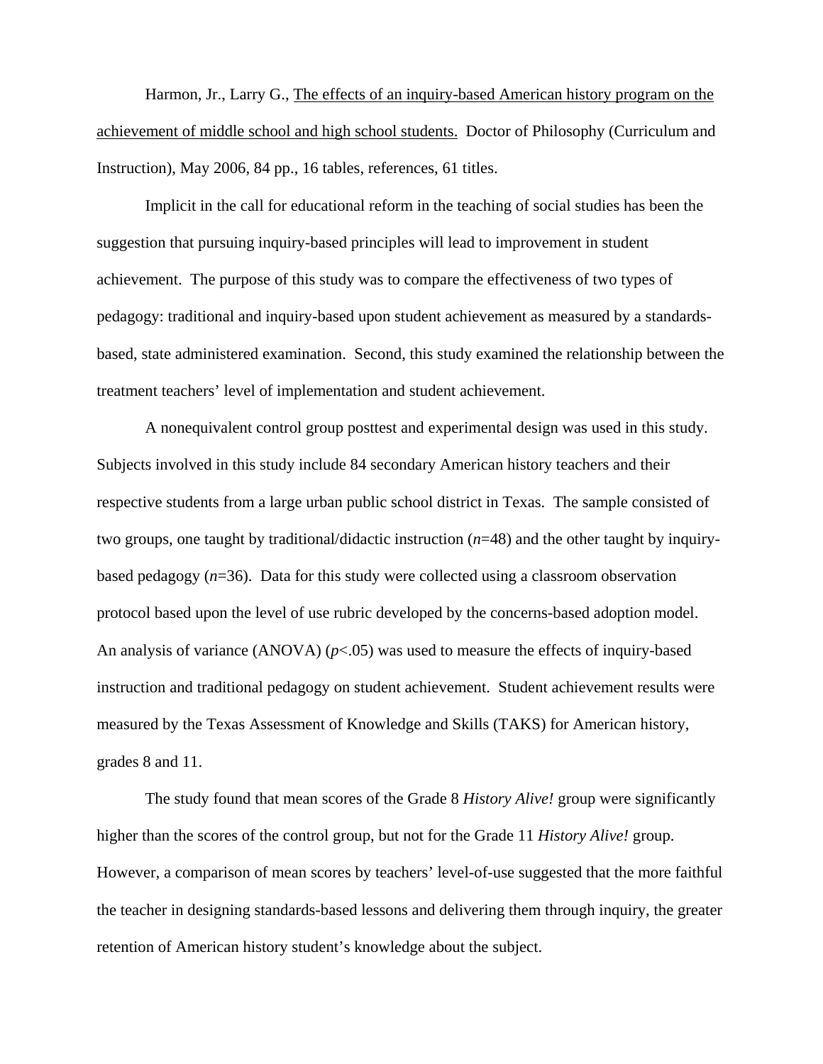Harmon, Jr., Larry G., <u>The effects of an inquiry-based American history program on the achievement of middle school and high school students.</u> Doctor of Philosophy (Curriculum and Instruction), May 2006, 84 pp., 16 tables, references, 61 titles.

Implicit in the call for educational reform in the teaching of social studies has been the suggestion that pursuing inquiry-based principles will lead to improvement in student achievement. The purpose of this study was to compare the effectiveness of two types of pedagogy: traditional and inquiry-based upon student achievement as measured by a standards-based, state administered examination. Second, this study examined the relationship between the treatment teachers' level of implementation and student achievement.

A nonequivalent control group posttest and experimental design was used in this study. Subjects involved in this study include 84 secondary American history teachers and their respective students from a large urban public school district in Texas. The sample consisted of two groups, one taught by traditional/didactic instruction ($n$=48) and the other taught by inquiry-based pedagogy ($n$=36). Data for this study were collected using a classroom observation protocol based upon the level of use rubric developed by the concerns-based adoption model. An analysis of variance (ANOVA) ($p$<.05) was used to measure the effects of inquiry-based instruction and traditional pedagogy on student achievement. Student achievement results were measured by the Texas Assessment of Knowledge and Skills (TAKS) for American history, grades 8 and 11.

The study found that mean scores of the Grade 8 *History Alive!* group were significantly higher than the scores of the control group, but not for the Grade 11 *History Alive!* group. However, a comparison of mean scores by teachers' level-of-use suggested that the more faithful the teacher in designing standards-based lessons and delivering them through inquiry, the greater retention of American history student's knowledge about the subject.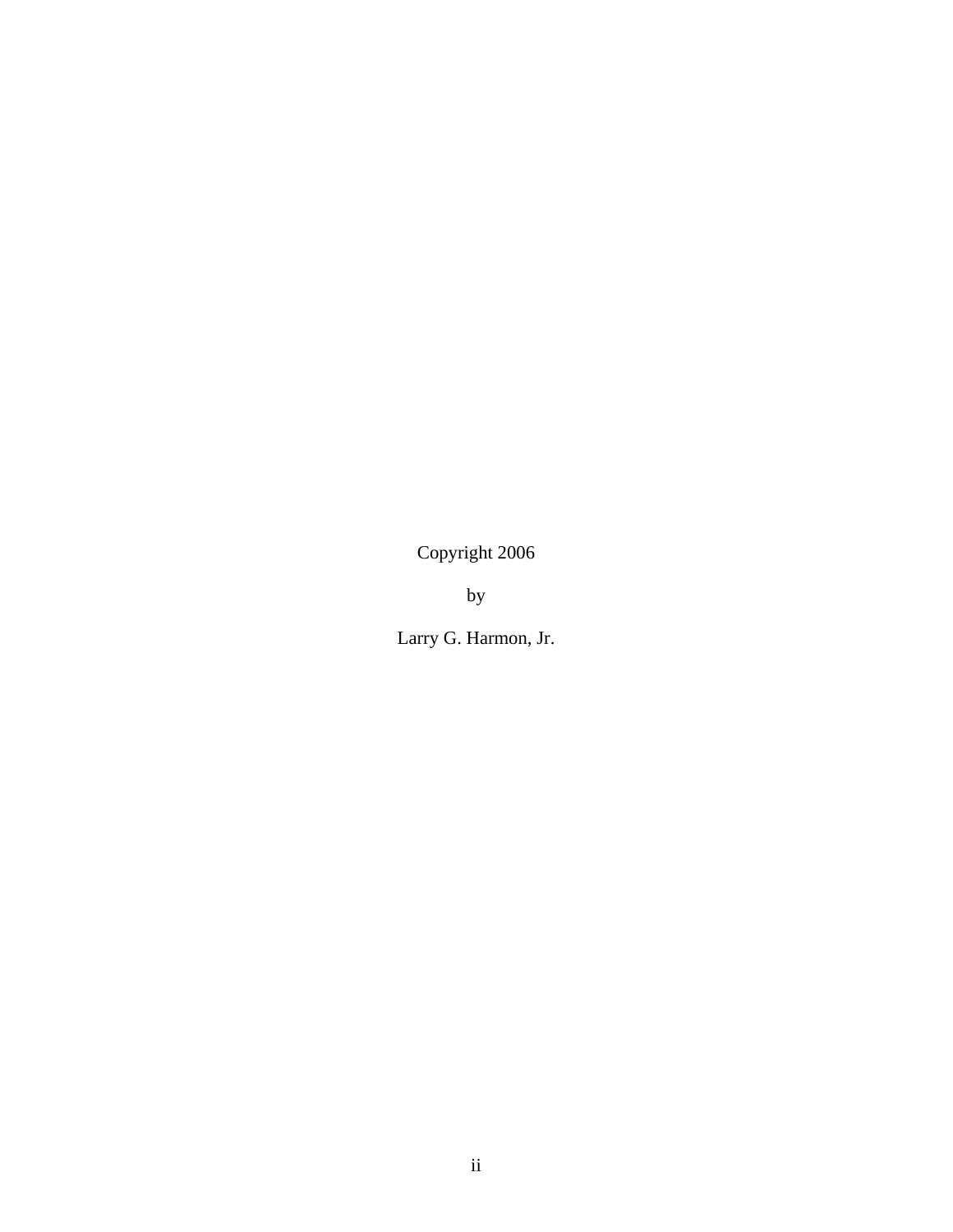Copyright 2006

by

Larry G. Harmon, Jr.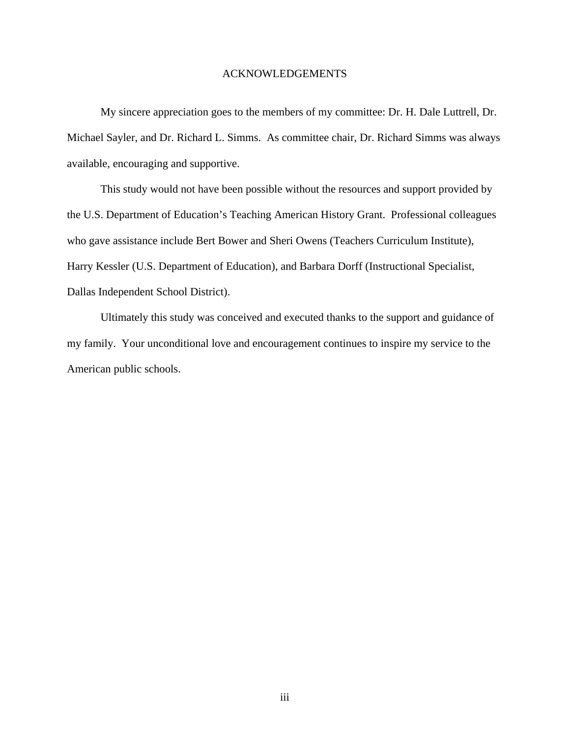# ACKNOWLEDGEMENTS

My sincere appreciation goes to the members of my committee: Dr. H. Dale Luttrell, Dr. Michael Sayler, and Dr. Richard L. Simms. As committee chair, Dr. Richard Simms was always available, encouraging and supportive.

This study would not have been possible without the resources and support provided by the U.S. Department of Education's Teaching American History Grant. Professional colleagues who gave assistance include Bert Bower and Sheri Owens (Teachers Curriculum Institute), Harry Kessler (U.S. Department of Education), and Barbara Dorff (Instructional Specialist, Dallas Independent School District).

Ultimately this study was conceived and executed thanks to the support and guidance of my family. Your unconditional love and encouragement continues to inspire my service to the American public schools.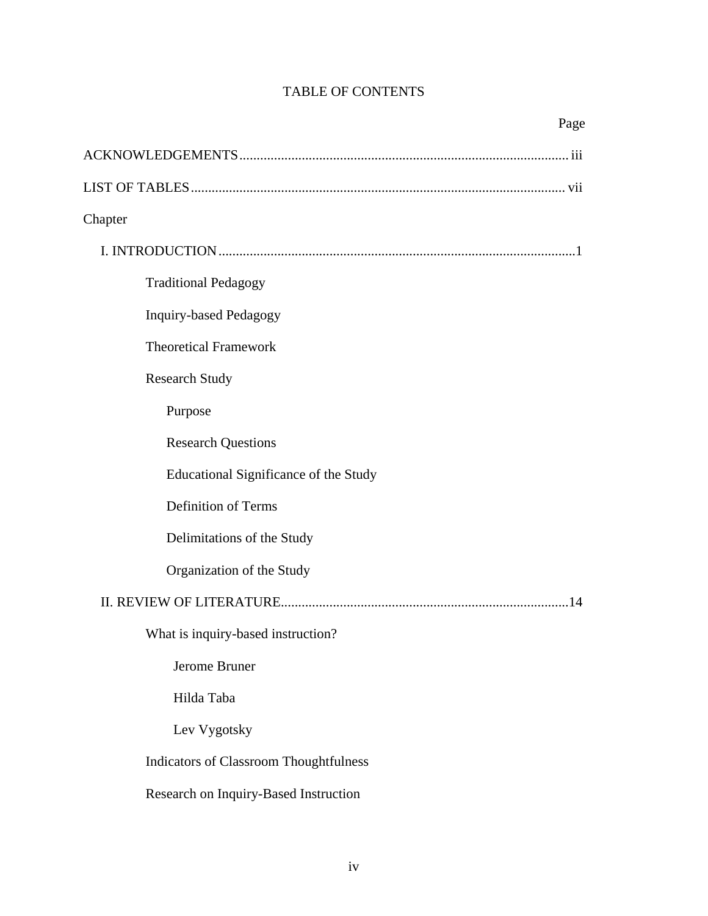# TABLE OF CONTENTS

Page

ACKNOWLEDGEMENTS............................................................................................ iii

LIST OF TABLES......................................................................................................... vii

Chapter

I. INTRODUCTION.....................................................................................................1

- Traditional Pedagogy
- Inquiry-based Pedagogy
- Theoretical Framework
- Research Study
  - Purpose
  - Research Questions
  - Educational Significance of the Study
  - Definition of Terms
  - Delimitations of the Study
  - Organization of the Study

II. REVIEW OF LITERATURE..................................................................................14

- What is inquiry-based instruction?
  - Jerome Bruner
  - Hilda Taba
  - Lev Vygotsky
- Indicators of Classroom Thoughtfulness
- Research on Inquiry-Based Instruction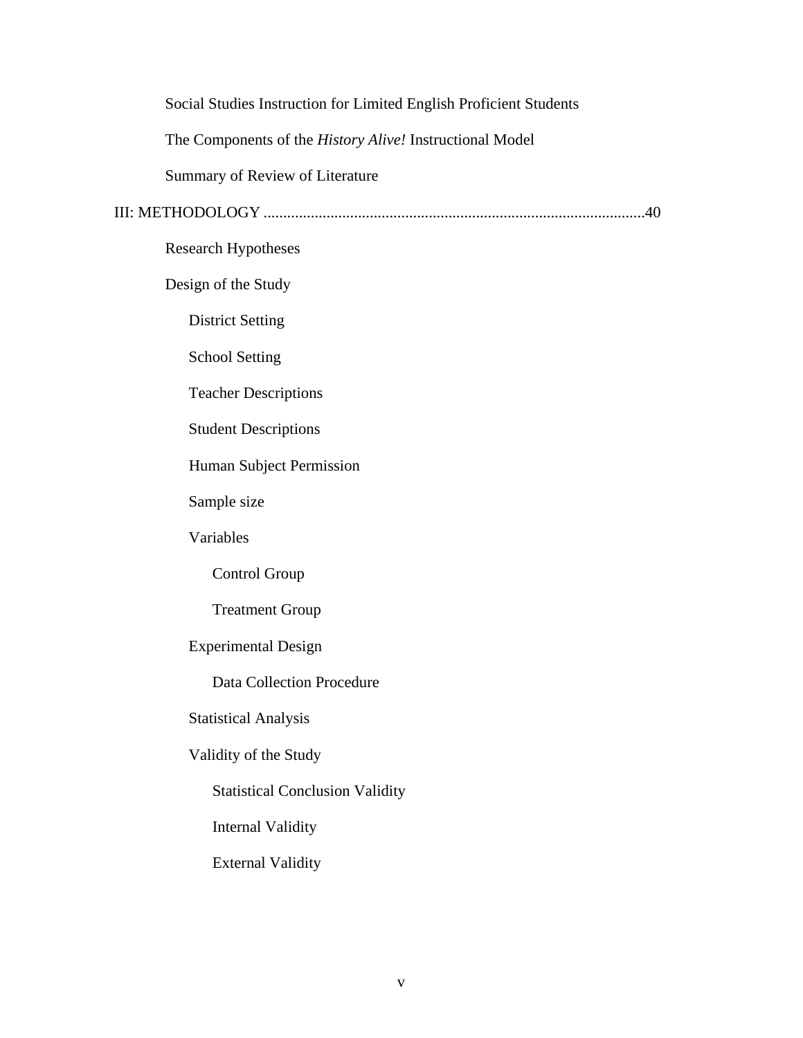Social Studies Instruction for Limited English Proficient Students

The Components of the *History Alive!* Instructional Model

Summary of Review of Literature

III: METHODOLOGY ................................................................................................40

Research Hypotheses

Design of the Study

District Setting

School Setting

Teacher Descriptions

Student Descriptions

Human Subject Permission

Sample size

Variables

Control Group

Treatment Group

Experimental Design

Data Collection Procedure

Statistical Analysis

Validity of the Study

Statistical Conclusion Validity

Internal Validity

External Validity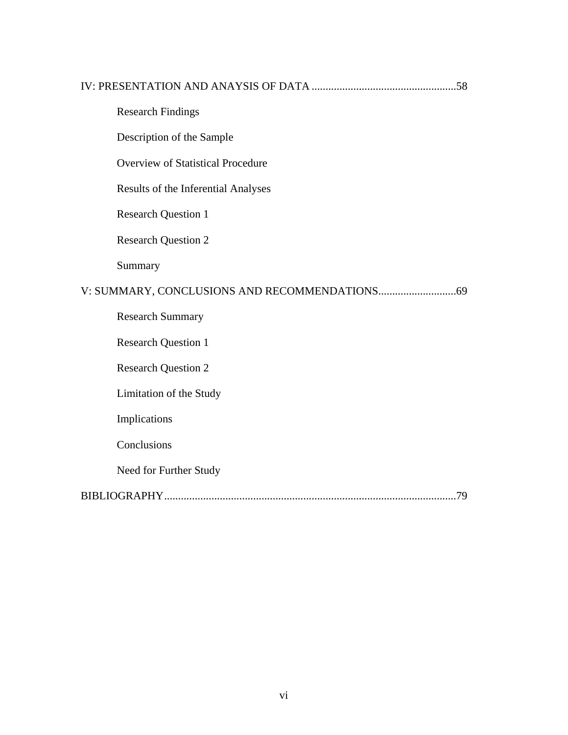IV: PRESENTATION AND ANAYSIS OF DATA ....................................................58

- Research Findings
- Description of the Sample
- Overview of Statistical Procedure
- Results of the Inferential Analyses
- Research Question 1
- Research Question 2
- Summary

V: SUMMARY, CONCLUSIONS AND RECOMMENDATIONS............................69

- Research Summary
- Research Question 1
- Research Question 2
- Limitation of the Study
- Implications
- Conclusions
- Need for Further Study

BIBLIOGRAPHY........................................................................................................79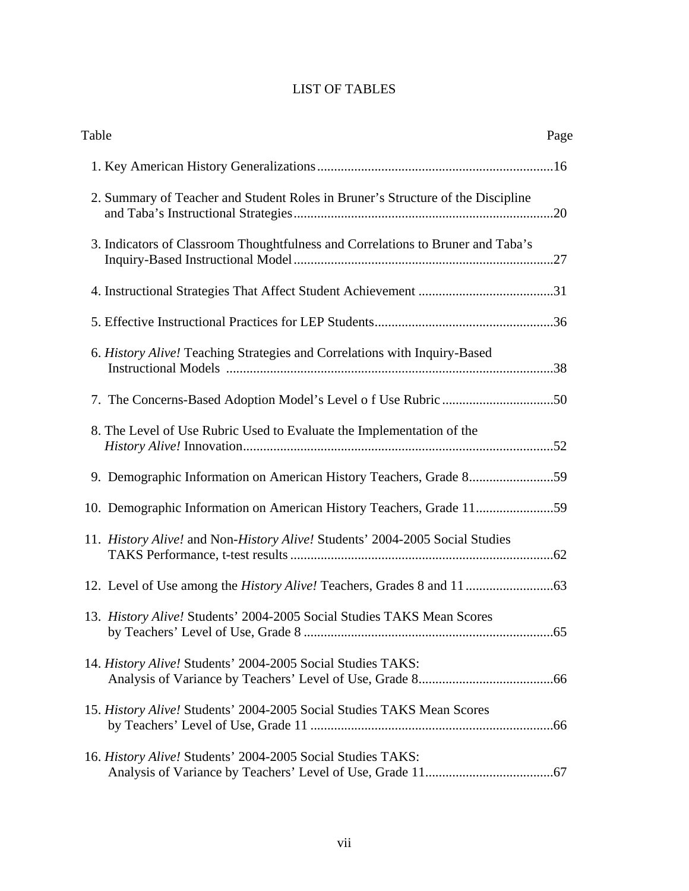# LIST OF TABLES

| Table | Page |
|---|---|
| 1. Key American History Generalizations | 16 |
| 2. Summary of Teacher and Student Roles in Bruner's Structure of the Discipline and Taba's Instructional Strategies | 20 |
| 3. Indicators of Classroom Thoughtfulness and Correlations to Bruner and Taba's Inquiry-Based Instructional Model | 27 |
| 4. Instructional Strategies That Affect Student Achievement | 31 |
| 5. Effective Instructional Practices for LEP Students | 36 |
| 6. *History Alive!* Teaching Strategies and Correlations with Inquiry-Based Instructional Models | 38 |
| 7. The Concerns-Based Adoption Model's Level o f Use Rubric | 50 |
| 8. The Level of Use Rubric Used to Evaluate the Implementation of the *History Alive!* Innovation | 52 |
| 9. Demographic Information on American History Teachers, Grade 8 | 59 |
| 10. Demographic Information on American History Teachers, Grade 11 | 59 |
| 11. *History Alive!* and Non-*History Alive!* Students' 2004-2005 Social Studies TAKS Performance, t-test results | 62 |
| 12. Level of Use among the *History Alive!* Teachers, Grades 8 and 11 | 63 |
| 13. *History Alive!* Students' 2004-2005 Social Studies TAKS Mean Scores by Teachers' Level of Use, Grade 8 | 65 |
| 14. *History Alive!* Students' 2004-2005 Social Studies TAKS: Analysis of Variance by Teachers' Level of Use, Grade 8 | 66 |
| 15. *History Alive!* Students' 2004-2005 Social Studies TAKS Mean Scores by Teachers' Level of Use, Grade 11 | 66 |
| 16. *History Alive!* Students' 2004-2005 Social Studies TAKS: Analysis of Variance by Teachers' Level of Use, Grade 11 | 67 |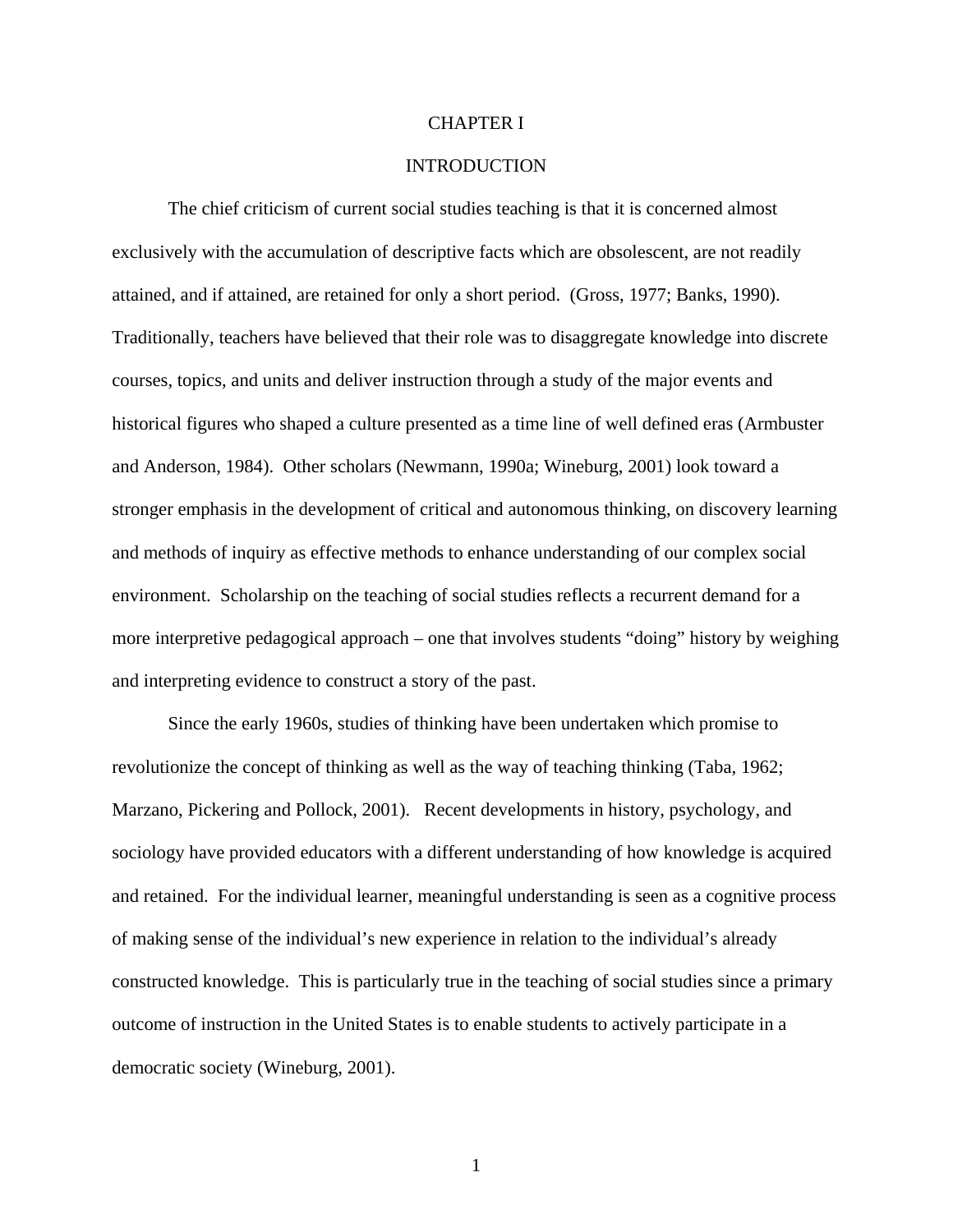# CHAPTER I

## INTRODUCTION

The chief criticism of current social studies teaching is that it is concerned almost exclusively with the accumulation of descriptive facts which are obsolescent, are not readily attained, and if attained, are retained for only a short period. (Gross, 1977; Banks, 1990). Traditionally, teachers have believed that their role was to disaggregate knowledge into discrete courses, topics, and units and deliver instruction through a study of the major events and historical figures who shaped a culture presented as a time line of well defined eras (Armbuster and Anderson, 1984). Other scholars (Newmann, 1990a; Wineburg, 2001) look toward a stronger emphasis in the development of critical and autonomous thinking, on discovery learning and methods of inquiry as effective methods to enhance understanding of our complex social environment. Scholarship on the teaching of social studies reflects a recurrent demand for a more interpretive pedagogical approach – one that involves students "doing" history by weighing and interpreting evidence to construct a story of the past.

Since the early 1960s, studies of thinking have been undertaken which promise to revolutionize the concept of thinking as well as the way of teaching thinking (Taba, 1962; Marzano, Pickering and Pollock, 2001). Recent developments in history, psychology, and sociology have provided educators with a different understanding of how knowledge is acquired and retained. For the individual learner, meaningful understanding is seen as a cognitive process of making sense of the individual's new experience in relation to the individual's already constructed knowledge. This is particularly true in the teaching of social studies since a primary outcome of instruction in the United States is to enable students to actively participate in a democratic society (Wineburg, 2001).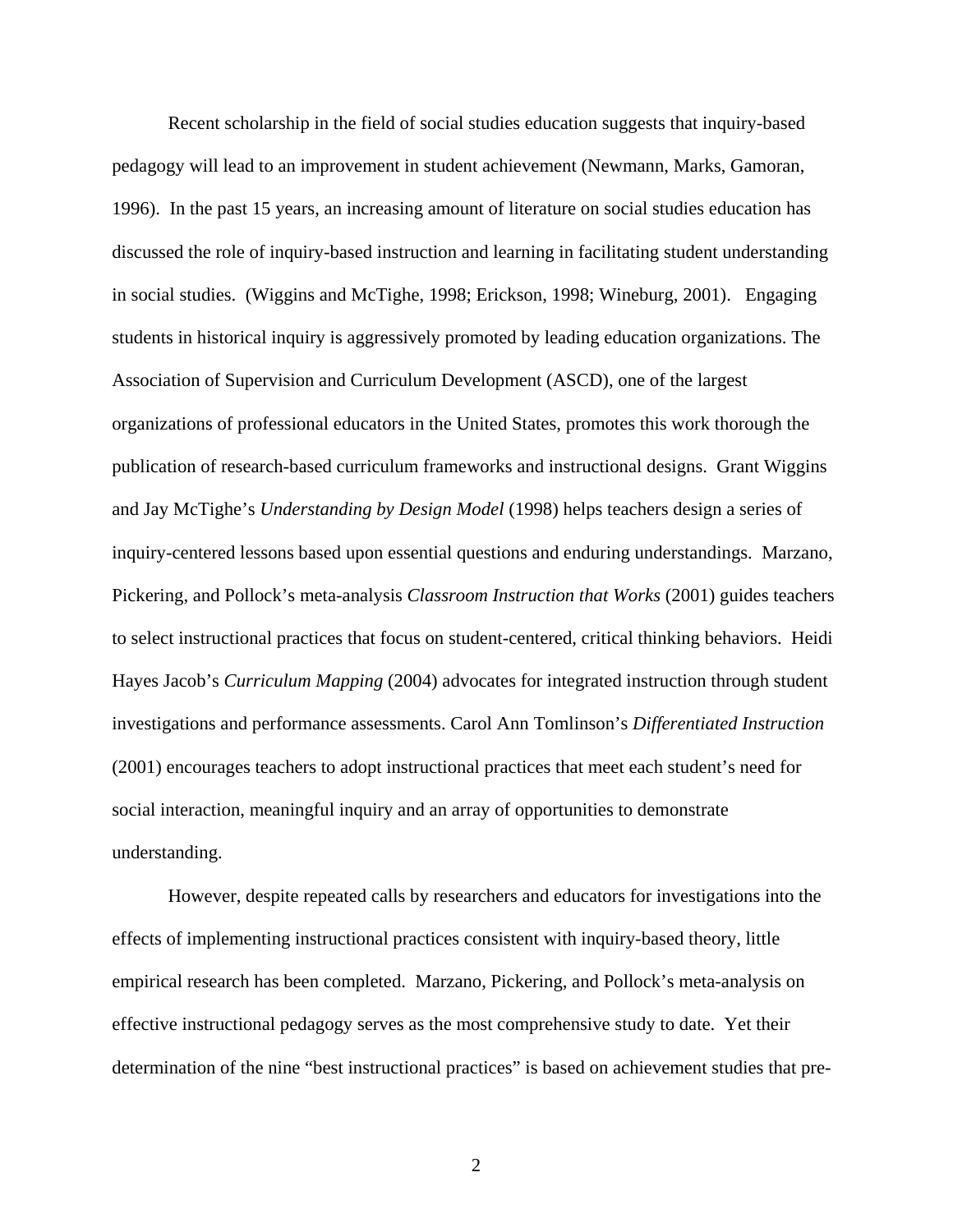Recent scholarship in the field of social studies education suggests that inquiry-based pedagogy will lead to an improvement in student achievement (Newmann, Marks, Gamoran, 1996). In the past 15 years, an increasing amount of literature on social studies education has discussed the role of inquiry-based instruction and learning in facilitating student understanding in social studies. (Wiggins and McTighe, 1998; Erickson, 1998; Wineburg, 2001). Engaging students in historical inquiry is aggressively promoted by leading education organizations. The Association of Supervision and Curriculum Development (ASCD), one of the largest organizations of professional educators in the United States, promotes this work thorough the publication of research-based curriculum frameworks and instructional designs. Grant Wiggins and Jay McTighe's *Understanding by Design Model* (1998) helps teachers design a series of inquiry-centered lessons based upon essential questions and enduring understandings. Marzano, Pickering, and Pollock's meta-analysis *Classroom Instruction that Works* (2001) guides teachers to select instructional practices that focus on student-centered, critical thinking behaviors. Heidi Hayes Jacob's *Curriculum Mapping* (2004) advocates for integrated instruction through student investigations and performance assessments. Carol Ann Tomlinson's *Differentiated Instruction* (2001) encourages teachers to adopt instructional practices that meet each student's need for social interaction, meaningful inquiry and an array of opportunities to demonstrate understanding.

However, despite repeated calls by researchers and educators for investigations into the effects of implementing instructional practices consistent with inquiry-based theory, little empirical research has been completed. Marzano, Pickering, and Pollock's meta-analysis on effective instructional pedagogy serves as the most comprehensive study to date. Yet their determination of the nine "best instructional practices" is based on achievement studies that pre-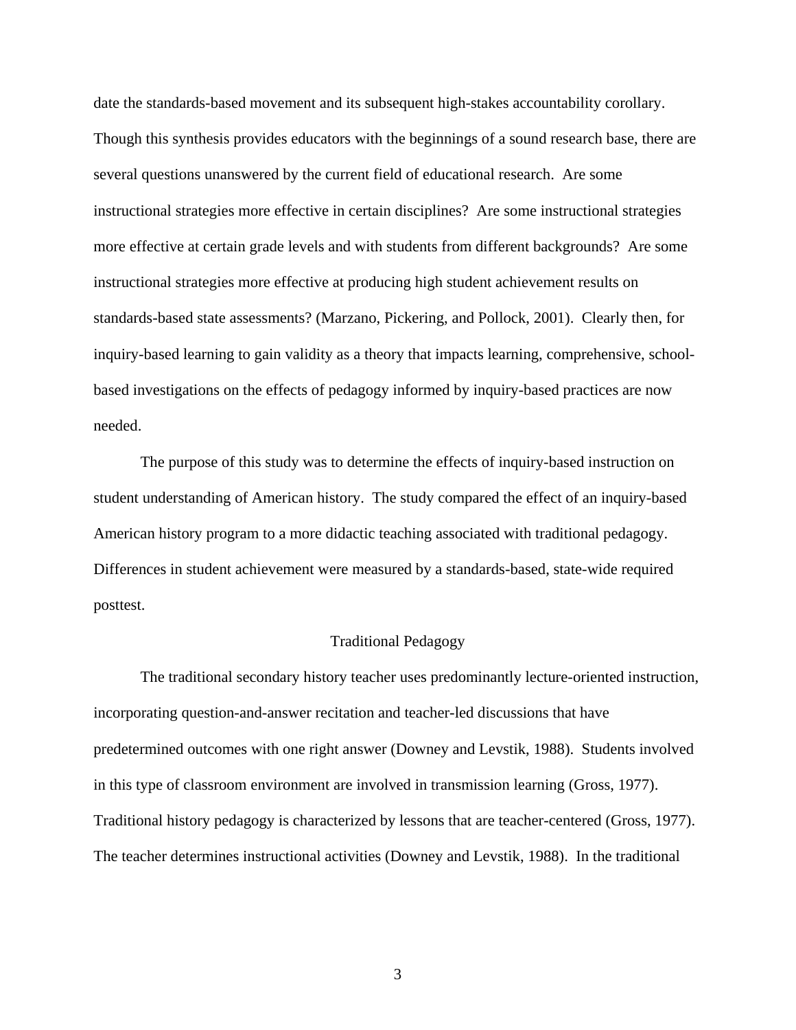date the standards-based movement and its subsequent high-stakes accountability corollary. Though this synthesis provides educators with the beginnings of a sound research base, there are several questions unanswered by the current field of educational research. Are some instructional strategies more effective in certain disciplines? Are some instructional strategies more effective at certain grade levels and with students from different backgrounds? Are some instructional strategies more effective at producing high student achievement results on standards-based state assessments? (Marzano, Pickering, and Pollock, 2001). Clearly then, for inquiry-based learning to gain validity as a theory that impacts learning, comprehensive, school-based investigations on the effects of pedagogy informed by inquiry-based practices are now needed.

The purpose of this study was to determine the effects of inquiry-based instruction on student understanding of American history. The study compared the effect of an inquiry-based American history program to a more didactic teaching associated with traditional pedagogy. Differences in student achievement were measured by a standards-based, state-wide required posttest.

## Traditional Pedagogy

The traditional secondary history teacher uses predominantly lecture-oriented instruction, incorporating question-and-answer recitation and teacher-led discussions that have predetermined outcomes with one right answer (Downey and Levstik, 1988). Students involved in this type of classroom environment are involved in transmission learning (Gross, 1977). Traditional history pedagogy is characterized by lessons that are teacher-centered (Gross, 1977). The teacher determines instructional activities (Downey and Levstik, 1988). In the traditional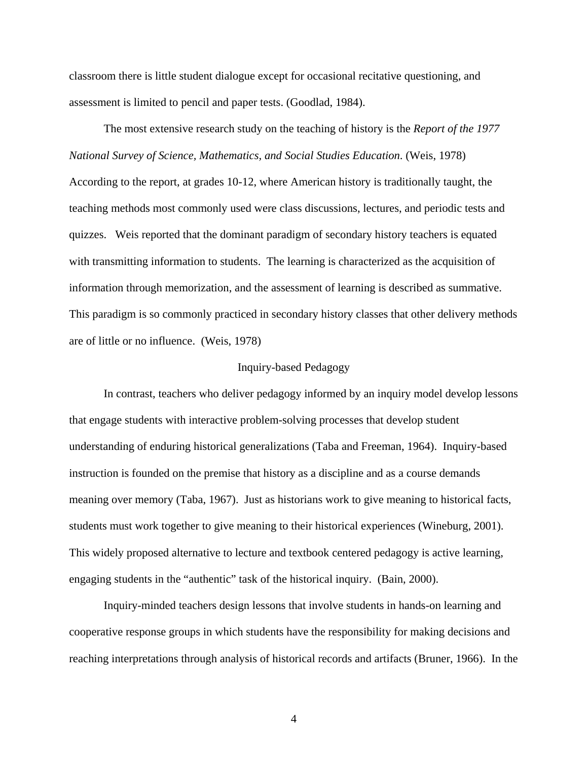classroom there is little student dialogue except for occasional recitative questioning, and assessment is limited to pencil and paper tests. (Goodlad, 1984).

The most extensive research study on the teaching of history is the *Report of the 1977 National Survey of Science, Mathematics, and Social Studies Education*. (Weis, 1978) According to the report, at grades 10-12, where American history is traditionally taught, the teaching methods most commonly used were class discussions, lectures, and periodic tests and quizzes. Weis reported that the dominant paradigm of secondary history teachers is equated with transmitting information to students. The learning is characterized as the acquisition of information through memorization, and the assessment of learning is described as summative. This paradigm is so commonly practiced in secondary history classes that other delivery methods are of little or no influence. (Weis, 1978)

## Inquiry-based Pedagogy

In contrast, teachers who deliver pedagogy informed by an inquiry model develop lessons that engage students with interactive problem-solving processes that develop student understanding of enduring historical generalizations (Taba and Freeman, 1964). Inquiry-based instruction is founded on the premise that history as a discipline and as a course demands meaning over memory (Taba, 1967). Just as historians work to give meaning to historical facts, students must work together to give meaning to their historical experiences (Wineburg, 2001). This widely proposed alternative to lecture and textbook centered pedagogy is active learning, engaging students in the "authentic" task of the historical inquiry. (Bain, 2000).

Inquiry-minded teachers design lessons that involve students in hands-on learning and cooperative response groups in which students have the responsibility for making decisions and reaching interpretations through analysis of historical records and artifacts (Bruner, 1966). In the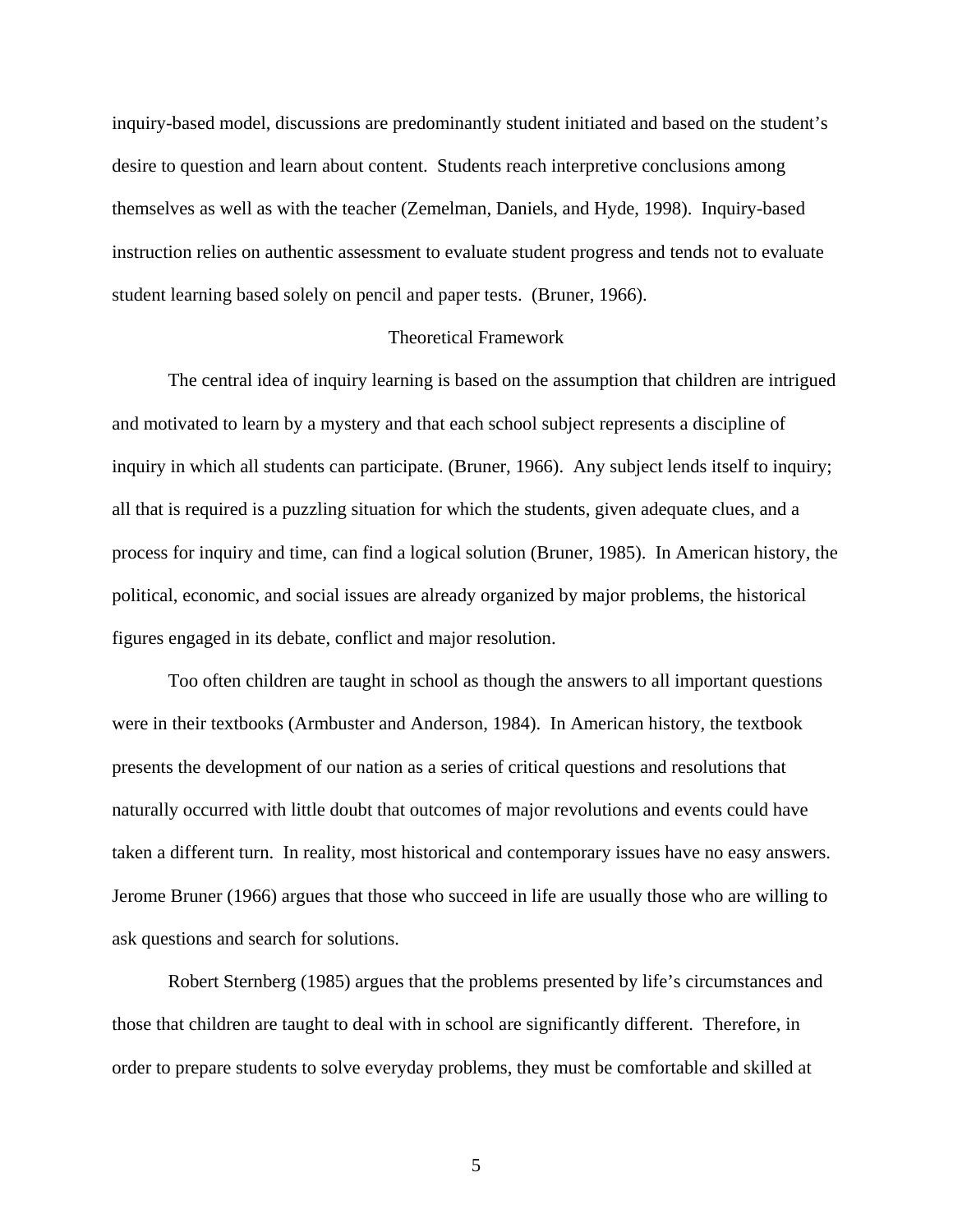inquiry-based model, discussions are predominantly student initiated and based on the student's desire to question and learn about content. Students reach interpretive conclusions among themselves as well as with the teacher (Zemelman, Daniels, and Hyde, 1998). Inquiry-based instruction relies on authentic assessment to evaluate student progress and tends not to evaluate student learning based solely on pencil and paper tests. (Bruner, 1966).

## Theoretical Framework

The central idea of inquiry learning is based on the assumption that children are intrigued and motivated to learn by a mystery and that each school subject represents a discipline of inquiry in which all students can participate. (Bruner, 1966). Any subject lends itself to inquiry; all that is required is a puzzling situation for which the students, given adequate clues, and a process for inquiry and time, can find a logical solution (Bruner, 1985). In American history, the political, economic, and social issues are already organized by major problems, the historical figures engaged in its debate, conflict and major resolution.

Too often children are taught in school as though the answers to all important questions were in their textbooks (Armbuster and Anderson, 1984). In American history, the textbook presents the development of our nation as a series of critical questions and resolutions that naturally occurred with little doubt that outcomes of major revolutions and events could have taken a different turn. In reality, most historical and contemporary issues have no easy answers. Jerome Bruner (1966) argues that those who succeed in life are usually those who are willing to ask questions and search for solutions.

Robert Sternberg (1985) argues that the problems presented by life's circumstances and those that children are taught to deal with in school are significantly different. Therefore, in order to prepare students to solve everyday problems, they must be comfortable and skilled at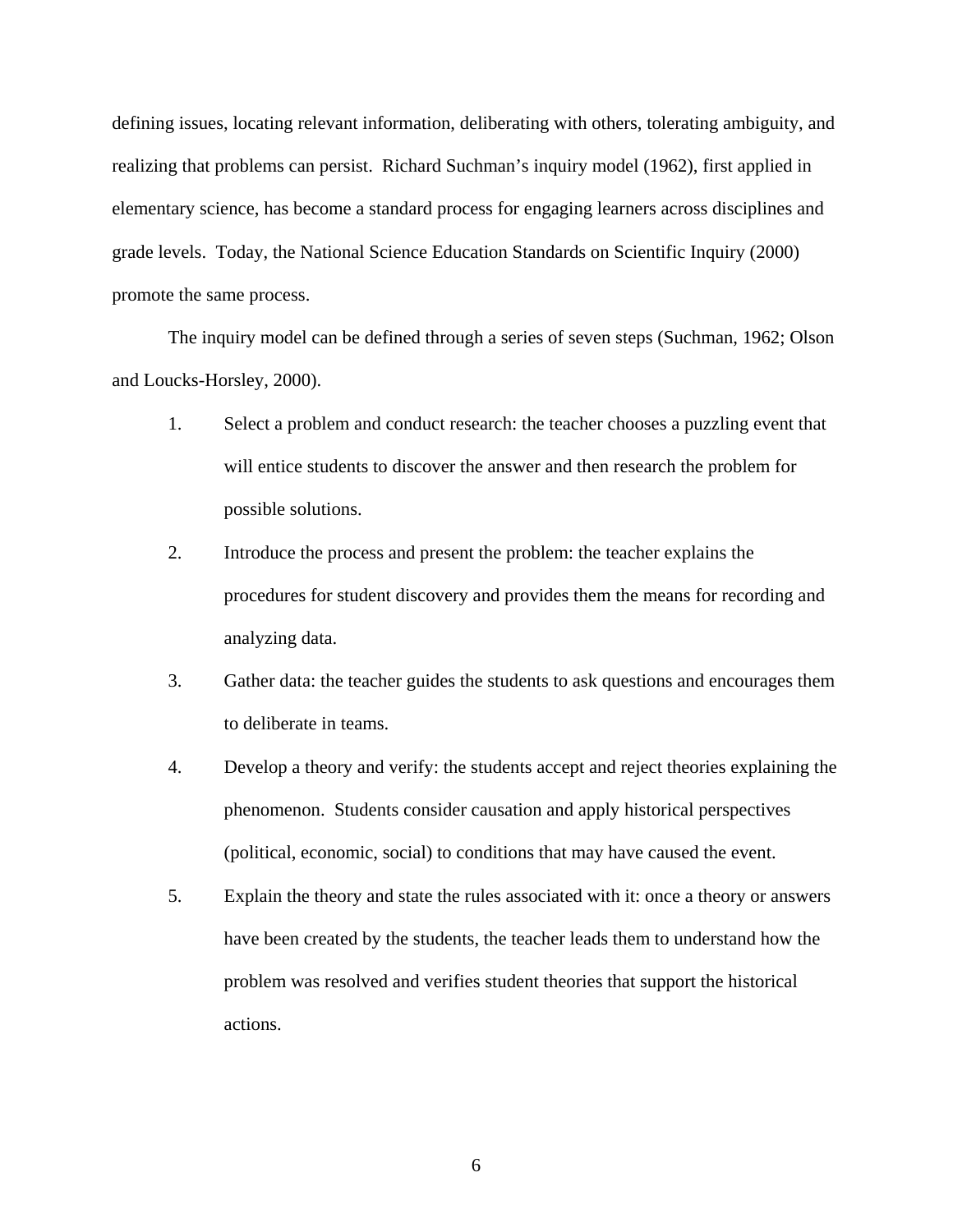defining issues, locating relevant information, deliberating with others, tolerating ambiguity, and realizing that problems can persist. Richard Suchman's inquiry model (1962), first applied in elementary science, has become a standard process for engaging learners across disciplines and grade levels. Today, the National Science Education Standards on Scientific Inquiry (2000) promote the same process.

The inquiry model can be defined through a series of seven steps (Suchman, 1962; Olson and Loucks-Horsley, 2000).

1. Select a problem and conduct research: the teacher chooses a puzzling event that will entice students to discover the answer and then research the problem for possible solutions.
2. Introduce the process and present the problem: the teacher explains the procedures for student discovery and provides them the means for recording and analyzing data.
3. Gather data: the teacher guides the students to ask questions and encourages them to deliberate in teams.
4. Develop a theory and verify: the students accept and reject theories explaining the phenomenon. Students consider causation and apply historical perspectives (political, economic, social) to conditions that may have caused the event.
5. Explain the theory and state the rules associated with it: once a theory or answers have been created by the students, the teacher leads them to understand how the problem was resolved and verifies student theories that support the historical actions.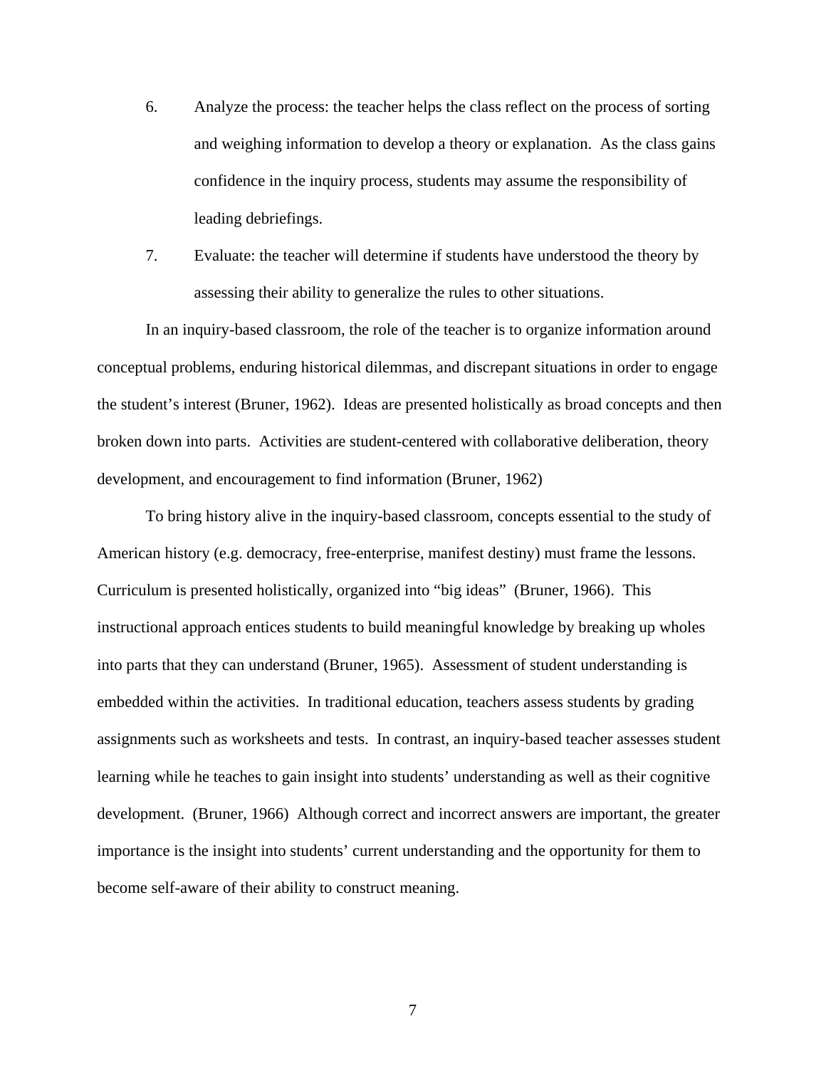6. Analyze the process: the teacher helps the class reflect on the process of sorting and weighing information to develop a theory or explanation. As the class gains confidence in the inquiry process, students may assume the responsibility of leading debriefings.
7. Evaluate: the teacher will determine if students have understood the theory by assessing their ability to generalize the rules to other situations.

In an inquiry-based classroom, the role of the teacher is to organize information around conceptual problems, enduring historical dilemmas, and discrepant situations in order to engage the student's interest (Bruner, 1962). Ideas are presented holistically as broad concepts and then broken down into parts. Activities are student-centered with collaborative deliberation, theory development, and encouragement to find information (Bruner, 1962)

To bring history alive in the inquiry-based classroom, concepts essential to the study of American history (e.g. democracy, free-enterprise, manifest destiny) must frame the lessons. Curriculum is presented holistically, organized into "big ideas" (Bruner, 1966). This instructional approach entices students to build meaningful knowledge by breaking up wholes into parts that they can understand (Bruner, 1965). Assessment of student understanding is embedded within the activities. In traditional education, teachers assess students by grading assignments such as worksheets and tests. In contrast, an inquiry-based teacher assesses student learning while he teaches to gain insight into students' understanding as well as their cognitive development. (Bruner, 1966) Although correct and incorrect answers are important, the greater importance is the insight into students' current understanding and the opportunity for them to become self-aware of their ability to construct meaning.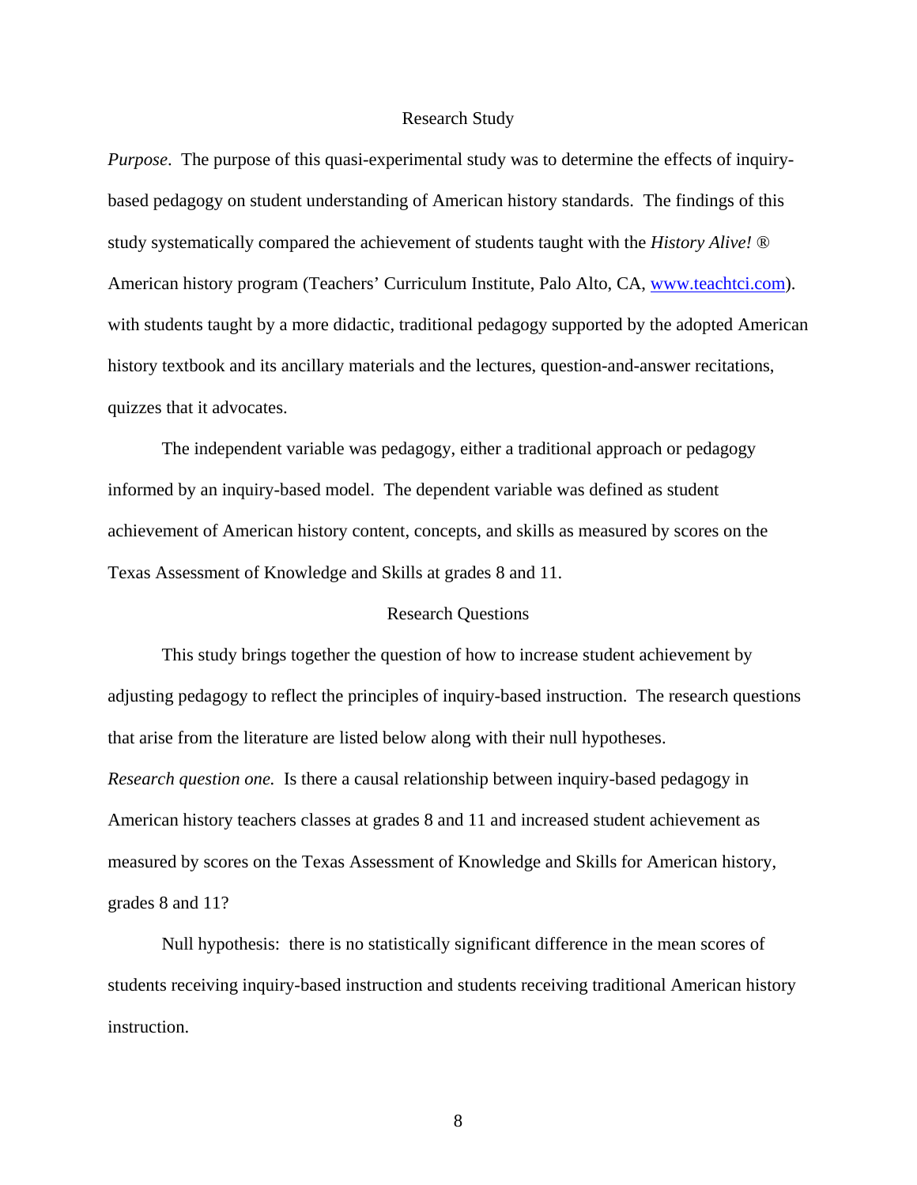## Research Study

*Purpose*. The purpose of this quasi-experimental study was to determine the effects of inquiry-based pedagogy on student understanding of American history standards. The findings of this study systematically compared the achievement of students taught with the *History Alive!* ® American history program (Teachers' Curriculum Institute, Palo Alto, CA, www.teachtci.com). with students taught by a more didactic, traditional pedagogy supported by the adopted American history textbook and its ancillary materials and the lectures, question-and-answer recitations, quizzes that it advocates.

The independent variable was pedagogy, either a traditional approach or pedagogy informed by an inquiry-based model. The dependent variable was defined as student achievement of American history content, concepts, and skills as measured by scores on the Texas Assessment of Knowledge and Skills at grades 8 and 11.

## Research Questions

This study brings together the question of how to increase student achievement by adjusting pedagogy to reflect the principles of inquiry-based instruction. The research questions that arise from the literature are listed below along with their null hypotheses.

*Research question one.* Is there a causal relationship between inquiry-based pedagogy in American history teachers classes at grades 8 and 11 and increased student achievement as measured by scores on the Texas Assessment of Knowledge and Skills for American history, grades 8 and 11?

Null hypothesis: there is no statistically significant difference in the mean scores of students receiving inquiry-based instruction and students receiving traditional American history instruction.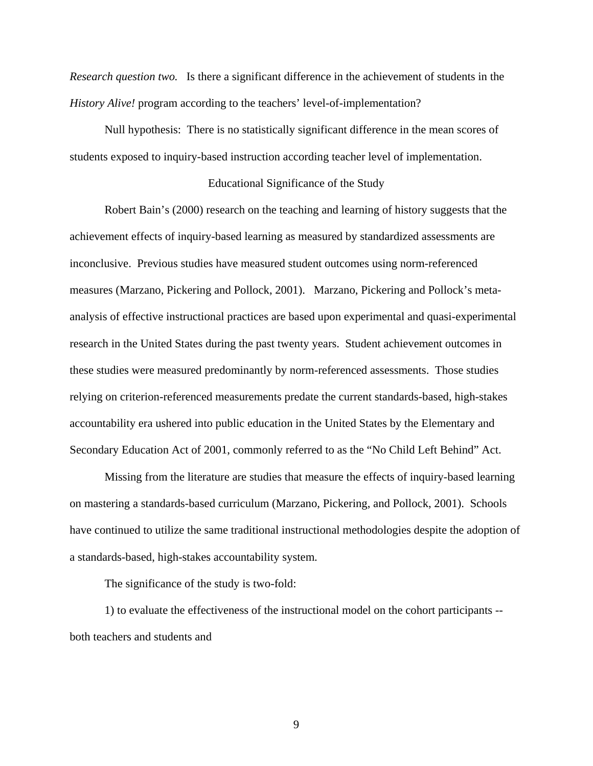*Research question two.* Is there a significant difference in the achievement of students in the *History Alive!* program according to the teachers' level-of-implementation?

Null hypothesis: There is no statistically significant difference in the mean scores of students exposed to inquiry-based instruction according teacher level of implementation.

## Educational Significance of the Study

Robert Bain's (2000) research on the teaching and learning of history suggests that the achievement effects of inquiry-based learning as measured by standardized assessments are inconclusive. Previous studies have measured student outcomes using norm-referenced measures (Marzano, Pickering and Pollock, 2001). Marzano, Pickering and Pollock's meta-analysis of effective instructional practices are based upon experimental and quasi-experimental research in the United States during the past twenty years. Student achievement outcomes in these studies were measured predominantly by norm-referenced assessments. Those studies relying on criterion-referenced measurements predate the current standards-based, high-stakes accountability era ushered into public education in the United States by the Elementary and Secondary Education Act of 2001, commonly referred to as the "No Child Left Behind" Act.

Missing from the literature are studies that measure the effects of inquiry-based learning on mastering a standards-based curriculum (Marzano, Pickering, and Pollock, 2001). Schools have continued to utilize the same traditional instructional methodologies despite the adoption of a standards-based, high-stakes accountability system.

The significance of the study is two-fold:

1) to evaluate the effectiveness of the instructional model on the cohort participants -- both teachers and students and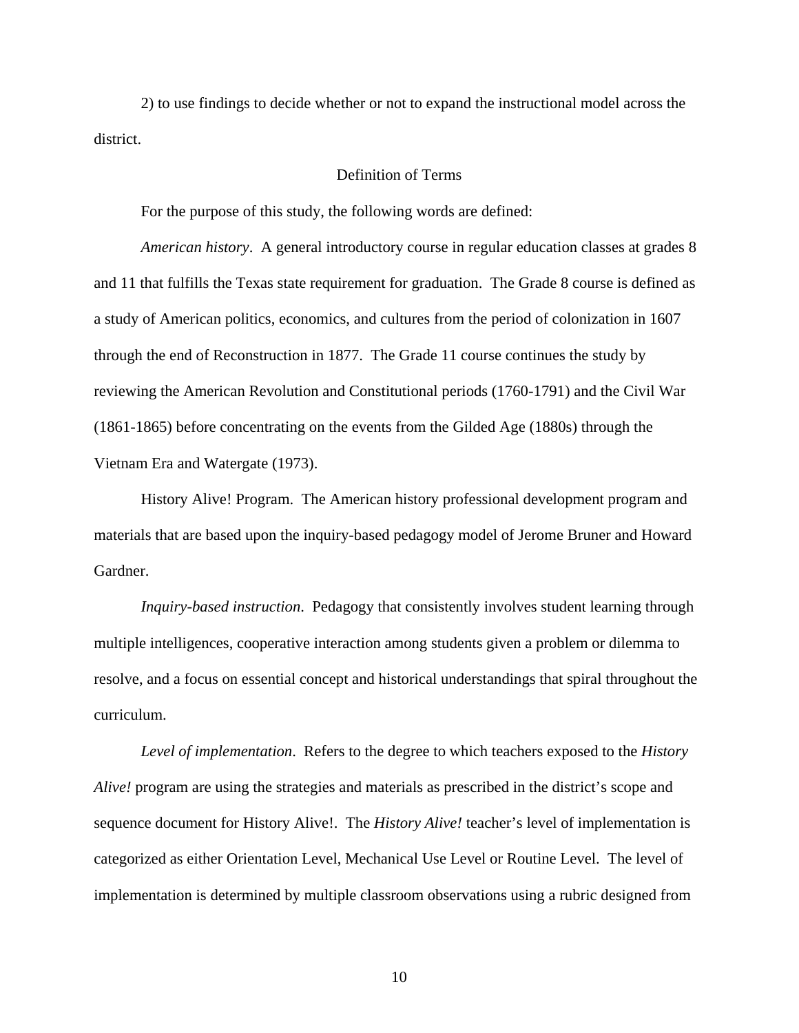2) to use findings to decide whether or not to expand the instructional model across the district.

## Definition of Terms

For the purpose of this study, the following words are defined:

*American history*. A general introductory course in regular education classes at grades 8 and 11 that fulfills the Texas state requirement for graduation. The Grade 8 course is defined as a study of American politics, economics, and cultures from the period of colonization in 1607 through the end of Reconstruction in 1877. The Grade 11 course continues the study by reviewing the American Revolution and Constitutional periods (1760-1791) and the Civil War (1861-1865) before concentrating on the events from the Gilded Age (1880s) through the Vietnam Era and Watergate (1973).

History Alive! Program. The American history professional development program and materials that are based upon the inquiry-based pedagogy model of Jerome Bruner and Howard Gardner.

*Inquiry-based instruction*. Pedagogy that consistently involves student learning through multiple intelligences, cooperative interaction among students given a problem or dilemma to resolve, and a focus on essential concept and historical understandings that spiral throughout the curriculum.

*Level of implementation*. Refers to the degree to which teachers exposed to the *History Alive!* program are using the strategies and materials as prescribed in the district's scope and sequence document for History Alive!. The *History Alive!* teacher's level of implementation is categorized as either Orientation Level, Mechanical Use Level or Routine Level. The level of implementation is determined by multiple classroom observations using a rubric designed from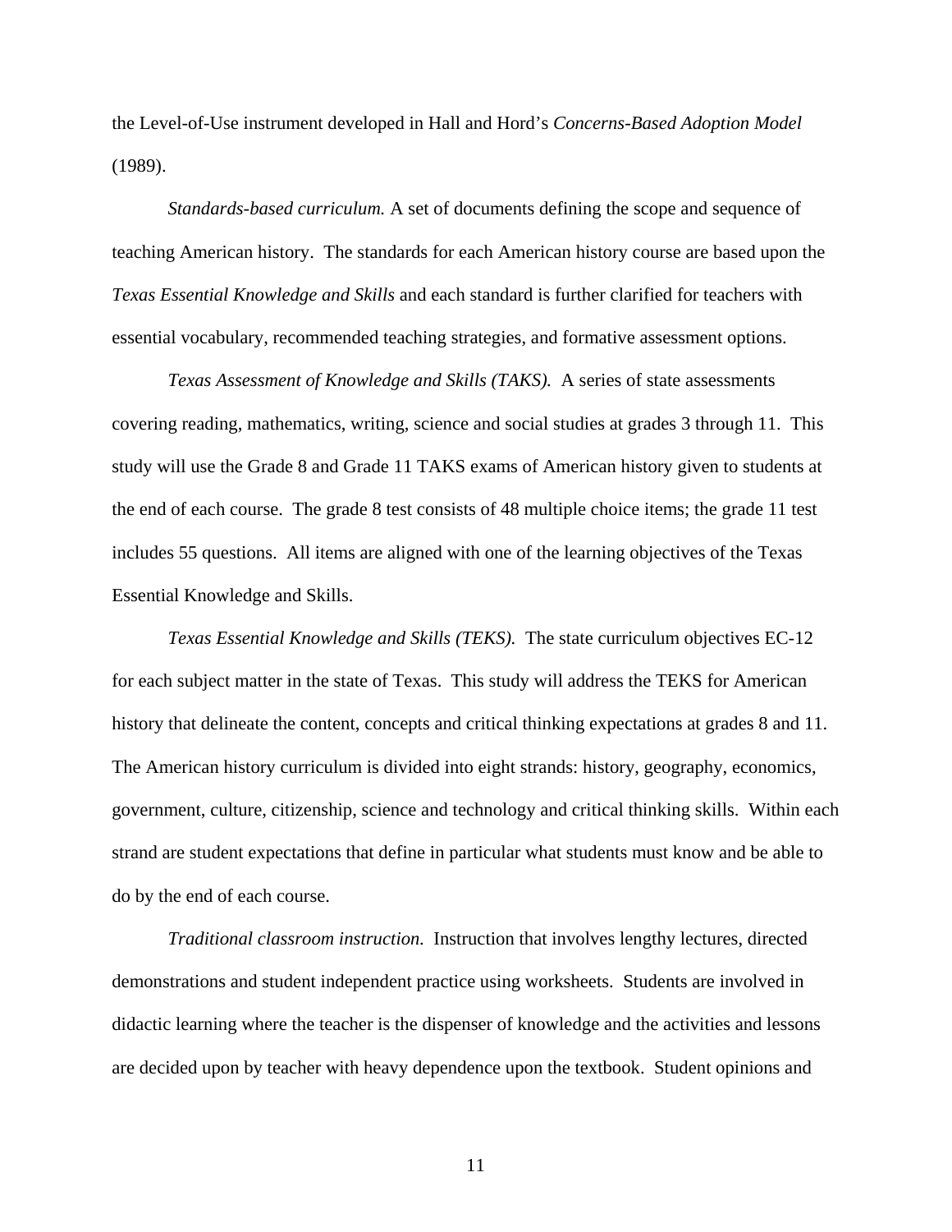the Level-of-Use instrument developed in Hall and Hord's *Concerns-Based Adoption Model* (1989).

*Standards-based curriculum.* A set of documents defining the scope and sequence of teaching American history. The standards for each American history course are based upon the *Texas Essential Knowledge and Skills* and each standard is further clarified for teachers with essential vocabulary, recommended teaching strategies, and formative assessment options.

*Texas Assessment of Knowledge and Skills (TAKS).* A series of state assessments covering reading, mathematics, writing, science and social studies at grades 3 through 11. This study will use the Grade 8 and Grade 11 TAKS exams of American history given to students at the end of each course. The grade 8 test consists of 48 multiple choice items; the grade 11 test includes 55 questions. All items are aligned with one of the learning objectives of the Texas Essential Knowledge and Skills.

*Texas Essential Knowledge and Skills (TEKS).* The state curriculum objectives EC-12 for each subject matter in the state of Texas. This study will address the TEKS for American history that delineate the content, concepts and critical thinking expectations at grades 8 and 11. The American history curriculum is divided into eight strands: history, geography, economics, government, culture, citizenship, science and technology and critical thinking skills. Within each strand are student expectations that define in particular what students must know and be able to do by the end of each course.

*Traditional classroom instruction.* Instruction that involves lengthy lectures, directed demonstrations and student independent practice using worksheets. Students are involved in didactic learning where the teacher is the dispenser of knowledge and the activities and lessons are decided upon by teacher with heavy dependence upon the textbook. Student opinions and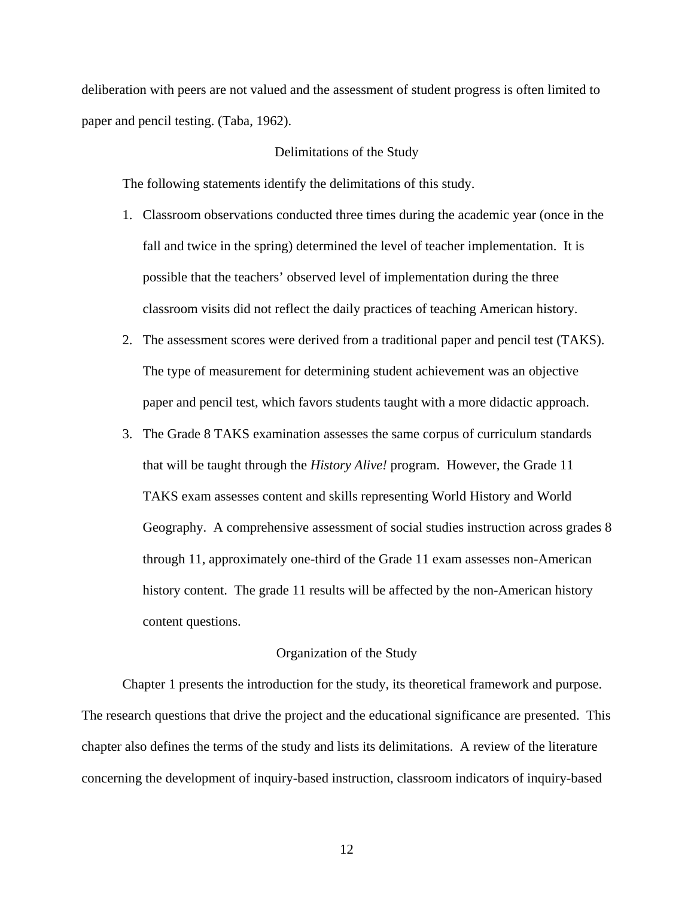deliberation with peers are not valued and the assessment of student progress is often limited to paper and pencil testing. (Taba, 1962).

## Delimitations of the Study

The following statements identify the delimitations of this study.

1. Classroom observations conducted three times during the academic year (once in the fall and twice in the spring) determined the level of teacher implementation. It is possible that the teachers' observed level of implementation during the three classroom visits did not reflect the daily practices of teaching American history.
2. The assessment scores were derived from a traditional paper and pencil test (TAKS). The type of measurement for determining student achievement was an objective paper and pencil test, which favors students taught with a more didactic approach.
3. The Grade 8 TAKS examination assesses the same corpus of curriculum standards that will be taught through the *History Alive!* program. However, the Grade 11 TAKS exam assesses content and skills representing World History and World Geography. A comprehensive assessment of social studies instruction across grades 8 through 11, approximately one-third of the Grade 11 exam assesses non-American history content. The grade 11 results will be affected by the non-American history content questions.

## Organization of the Study

Chapter 1 presents the introduction for the study, its theoretical framework and purpose. The research questions that drive the project and the educational significance are presented. This chapter also defines the terms of the study and lists its delimitations. A review of the literature concerning the development of inquiry-based instruction, classroom indicators of inquiry-based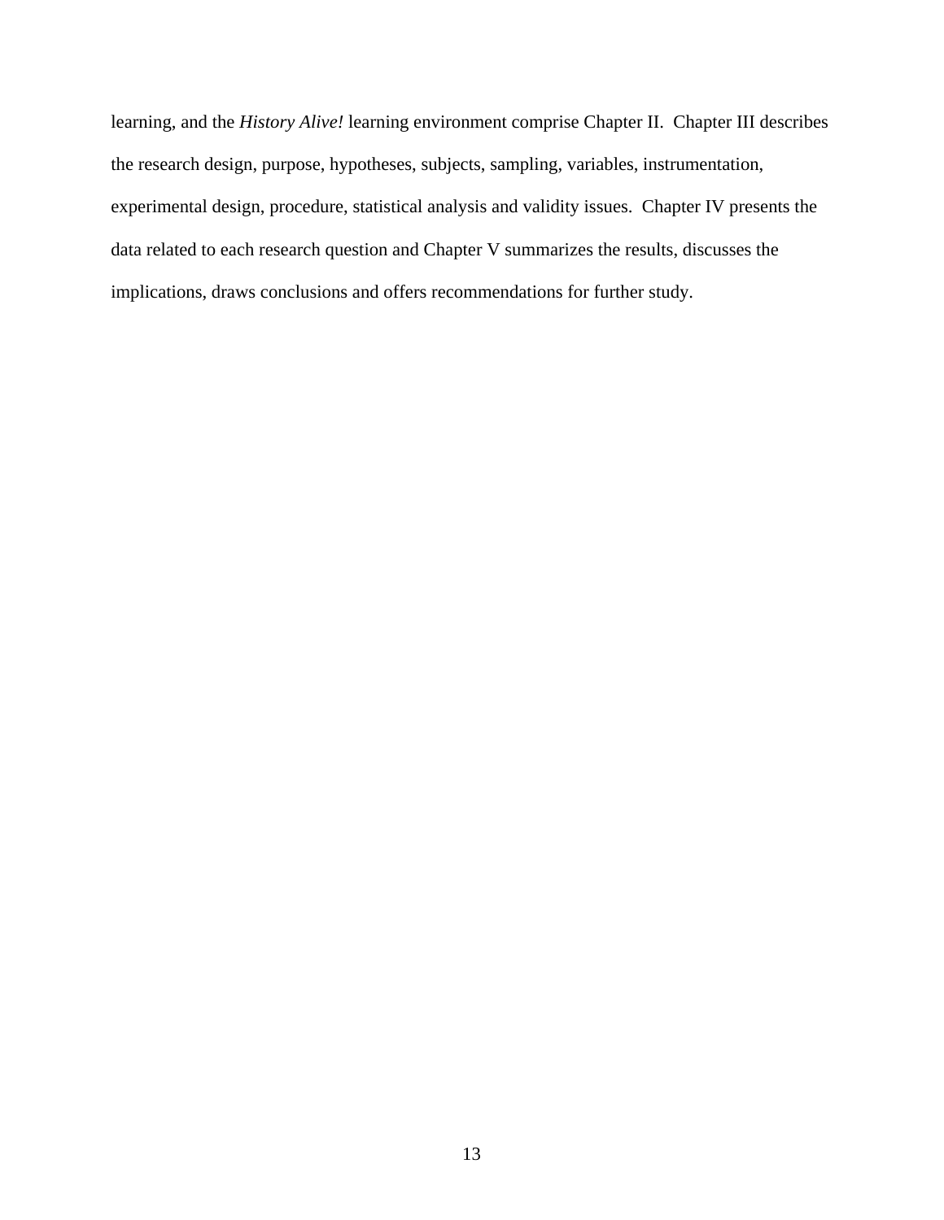learning, and the *History Alive!* learning environment comprise Chapter II. Chapter III describes the research design, purpose, hypotheses, subjects, sampling, variables, instrumentation, experimental design, procedure, statistical analysis and validity issues. Chapter IV presents the data related to each research question and Chapter V summarizes the results, discusses the implications, draws conclusions and offers recommendations for further study.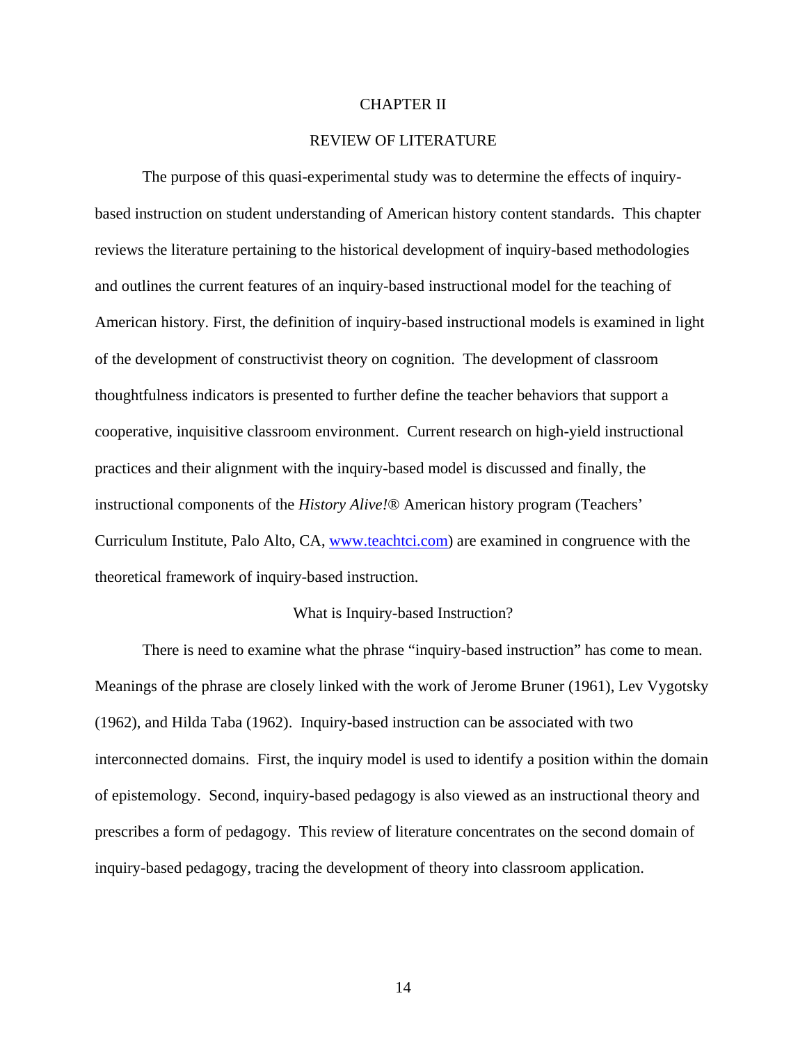# CHAPTER II

# REVIEW OF LITERATURE

The purpose of this quasi-experimental study was to determine the effects of inquiry-based instruction on student understanding of American history content standards. This chapter reviews the literature pertaining to the historical development of inquiry-based methodologies and outlines the current features of an inquiry-based instructional model for the teaching of American history. First, the definition of inquiry-based instructional models is examined in light of the development of constructivist theory on cognition. The development of classroom thoughtfulness indicators is presented to further define the teacher behaviors that support a cooperative, inquisitive classroom environment. Current research on high-yield instructional practices and their alignment with the inquiry-based model is discussed and finally, the instructional components of the *History Alive!*® American history program (Teachers' Curriculum Institute, Palo Alto, CA, www.teachtci.com) are examined in congruence with the theoretical framework of inquiry-based instruction.

## What is Inquiry-based Instruction?

There is need to examine what the phrase "inquiry-based instruction" has come to mean. Meanings of the phrase are closely linked with the work of Jerome Bruner (1961), Lev Vygotsky (1962), and Hilda Taba (1962). Inquiry-based instruction can be associated with two interconnected domains. First, the inquiry model is used to identify a position within the domain of epistemology. Second, inquiry-based pedagogy is also viewed as an instructional theory and prescribes a form of pedagogy. This review of literature concentrates on the second domain of inquiry-based pedagogy, tracing the development of theory into classroom application.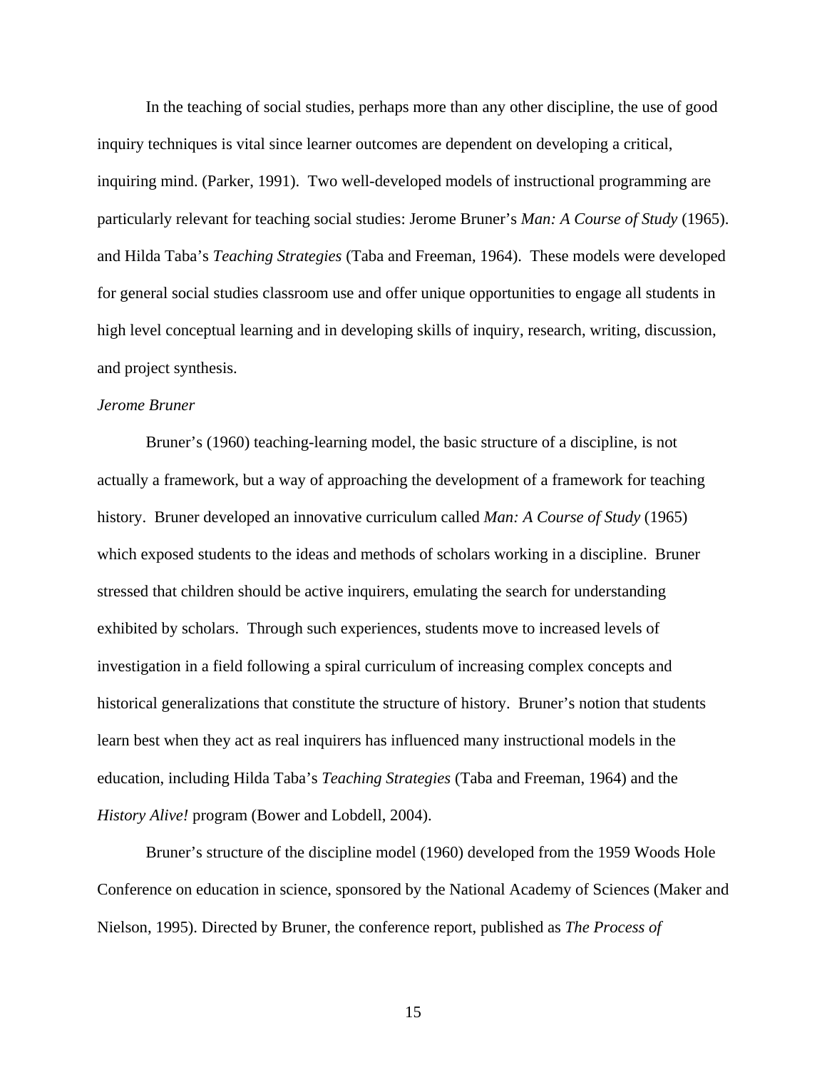In the teaching of social studies, perhaps more than any other discipline, the use of good inquiry techniques is vital since learner outcomes are dependent on developing a critical, inquiring mind. (Parker, 1991). Two well-developed models of instructional programming are particularly relevant for teaching social studies: Jerome Bruner's *Man: A Course of Study* (1965). and Hilda Taba's *Teaching Strategies* (Taba and Freeman, 1964). These models were developed for general social studies classroom use and offer unique opportunities to engage all students in high level conceptual learning and in developing skills of inquiry, research, writing, discussion, and project synthesis.

*Jerome Bruner*

Bruner's (1960) teaching-learning model, the basic structure of a discipline, is not actually a framework, but a way of approaching the development of a framework for teaching history. Bruner developed an innovative curriculum called *Man: A Course of Study* (1965) which exposed students to the ideas and methods of scholars working in a discipline. Bruner stressed that children should be active inquirers, emulating the search for understanding exhibited by scholars. Through such experiences, students move to increased levels of investigation in a field following a spiral curriculum of increasing complex concepts and historical generalizations that constitute the structure of history. Bruner's notion that students learn best when they act as real inquirers has influenced many instructional models in the education, including Hilda Taba's *Teaching Strategies* (Taba and Freeman, 1964) and the *History Alive!* program (Bower and Lobdell, 2004).

Bruner's structure of the discipline model (1960) developed from the 1959 Woods Hole Conference on education in science, sponsored by the National Academy of Sciences (Maker and Nielson, 1995). Directed by Bruner, the conference report, published as *The Process of*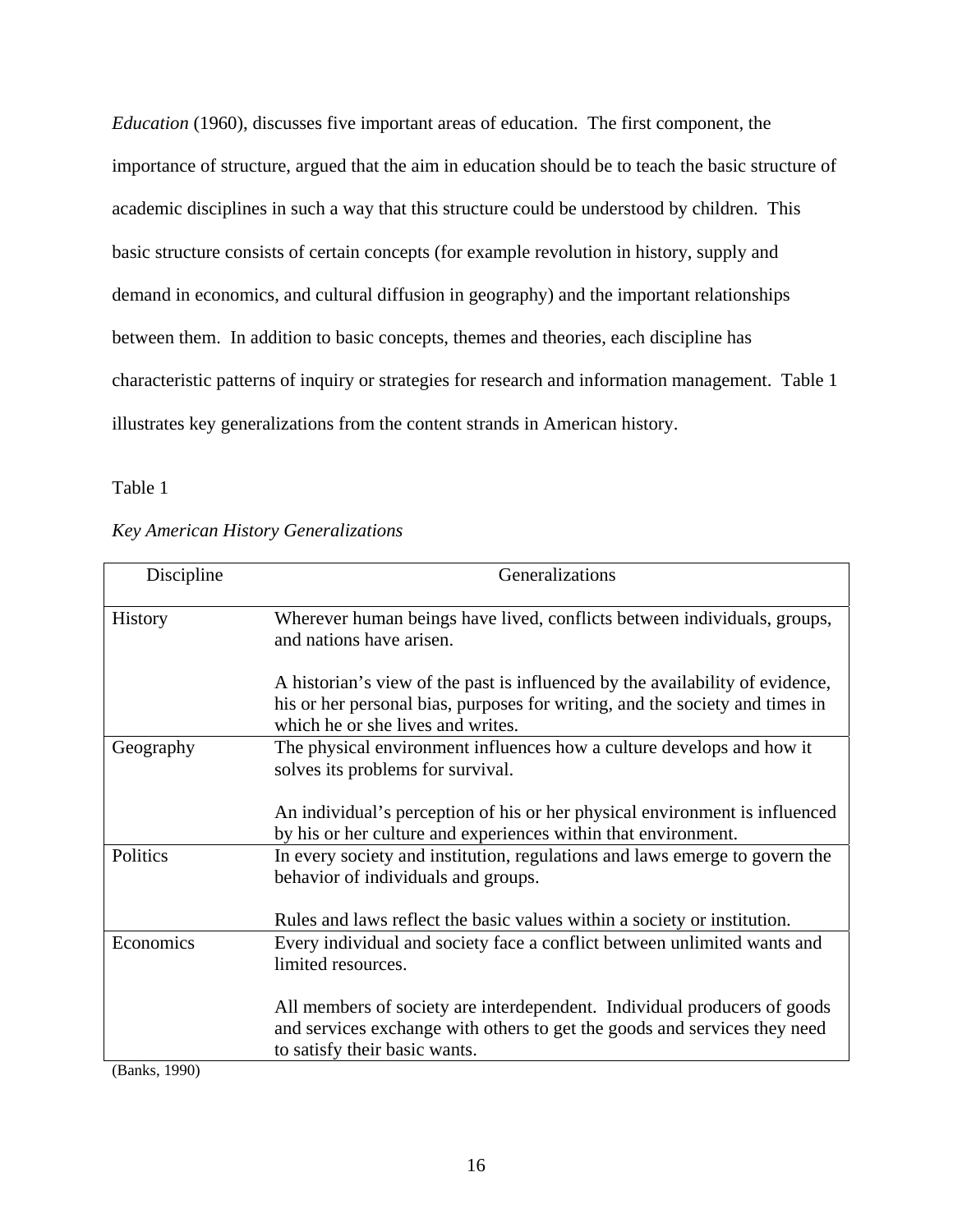*Education* (1960), discusses five important areas of education. The first component, the importance of structure, argued that the aim in education should be to teach the basic structure of academic disciplines in such a way that this structure could be understood by children. This basic structure consists of certain concepts (for example revolution in history, supply and demand in economics, and cultural diffusion in geography) and the important relationships between them. In addition to basic concepts, themes and theories, each discipline has characteristic patterns of inquiry or strategies for research and information management. Table 1 illustrates key generalizations from the content strands in American history.

Table 1

*Key American History Generalizations*

| Discipline | Generalizations |
| --- | --- |
| History | Wherever human beings have lived, conflicts between individuals, groups, and nations have arisen.<br><br>A historian's view of the past is influenced by the availability of evidence, his or her personal bias, purposes for writing, and the society and times in which he or she lives and writes. |
| Geography | The physical environment influences how a culture develops and how it solves its problems for survival.<br><br>An individual's perception of his or her physical environment is influenced by his or her culture and experiences within that environment. |
| Politics | In every society and institution, regulations and laws emerge to govern the behavior of individuals and groups.<br><br>Rules and laws reflect the basic values within a society or institution. |
| Economics | Every individual and society face a conflict between unlimited wants and limited resources.<br><br>All members of society are interdependent. Individual producers of goods and services exchange with others to get the goods and services they need to satisfy their basic wants. |

(Banks, 1990)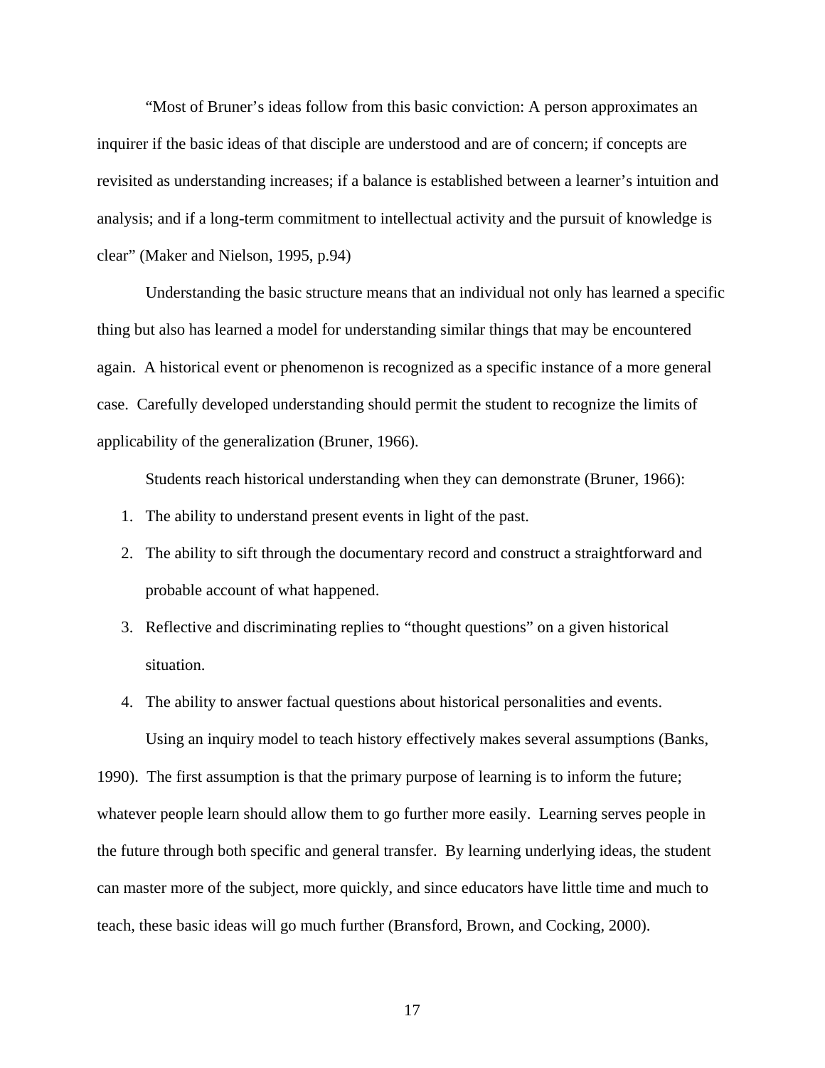"Most of Bruner's ideas follow from this basic conviction: A person approximates an inquirer if the basic ideas of that disciple are understood and are of concern; if concepts are revisited as understanding increases; if a balance is established between a learner's intuition and analysis; and if a long-term commitment to intellectual activity and the pursuit of knowledge is clear" (Maker and Nielson, 1995, p.94)

Understanding the basic structure means that an individual not only has learned a specific thing but also has learned a model for understanding similar things that may be encountered again. A historical event or phenomenon is recognized as a specific instance of a more general case. Carefully developed understanding should permit the student to recognize the limits of applicability of the generalization (Bruner, 1966).

Students reach historical understanding when they can demonstrate (Bruner, 1966):

1. The ability to understand present events in light of the past.
2. The ability to sift through the documentary record and construct a straightforward and probable account of what happened.
3. Reflective and discriminating replies to "thought questions" on a given historical situation.
4. The ability to answer factual questions about historical personalities and events.

Using an inquiry model to teach history effectively makes several assumptions (Banks, 1990). The first assumption is that the primary purpose of learning is to inform the future; whatever people learn should allow them to go further more easily. Learning serves people in the future through both specific and general transfer. By learning underlying ideas, the student can master more of the subject, more quickly, and since educators have little time and much to teach, these basic ideas will go much further (Bransford, Brown, and Cocking, 2000).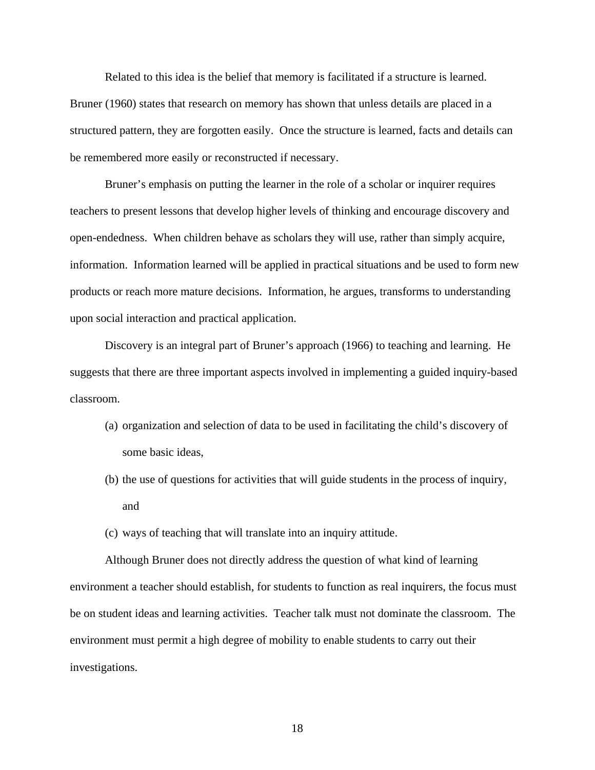Related to this idea is the belief that memory is facilitated if a structure is learned. Bruner (1960) states that research on memory has shown that unless details are placed in a structured pattern, they are forgotten easily. Once the structure is learned, facts and details can be remembered more easily or reconstructed if necessary.

Bruner's emphasis on putting the learner in the role of a scholar or inquirer requires teachers to present lessons that develop higher levels of thinking and encourage discovery and open-endedness. When children behave as scholars they will use, rather than simply acquire, information. Information learned will be applied in practical situations and be used to form new products or reach more mature decisions. Information, he argues, transforms to understanding upon social interaction and practical application.

Discovery is an integral part of Bruner's approach (1966) to teaching and learning. He suggests that there are three important aspects involved in implementing a guided inquiry-based classroom.

(a) organization and selection of data to be used in facilitating the child's discovery of some basic ideas,

(b) the use of questions for activities that will guide students in the process of inquiry, and

(c) ways of teaching that will translate into an inquiry attitude.

Although Bruner does not directly address the question of what kind of learning environment a teacher should establish, for students to function as real inquirers, the focus must be on student ideas and learning activities. Teacher talk must not dominate the classroom. The environment must permit a high degree of mobility to enable students to carry out their investigations.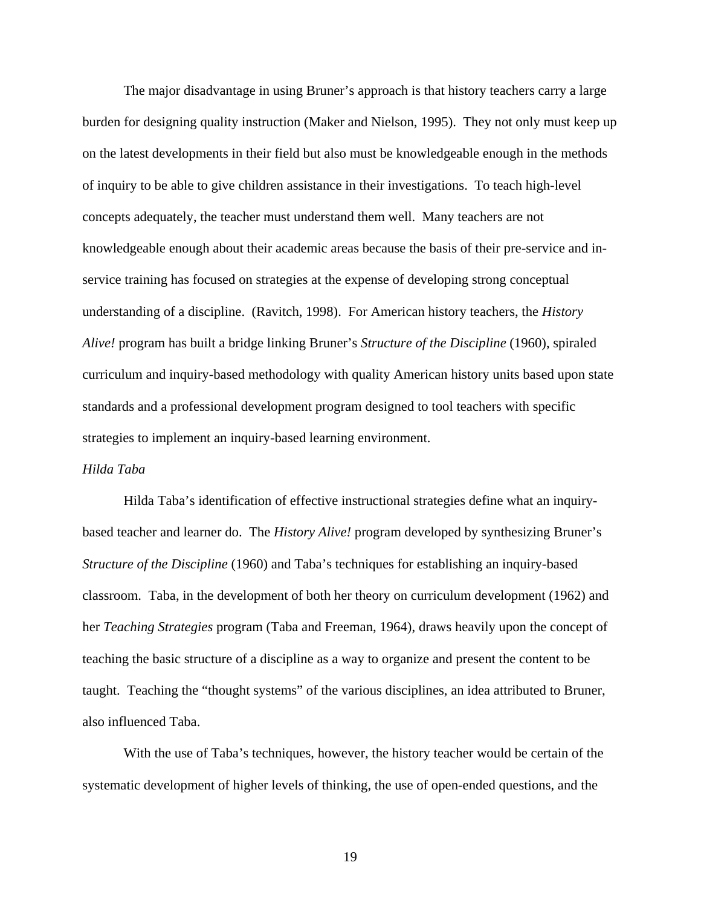The major disadvantage in using Bruner's approach is that history teachers carry a large burden for designing quality instruction (Maker and Nielson, 1995). They not only must keep up on the latest developments in their field but also must be knowledgeable enough in the methods of inquiry to be able to give children assistance in their investigations. To teach high-level concepts adequately, the teacher must understand them well. Many teachers are not knowledgeable enough about their academic areas because the basis of their pre-service and in-service training has focused on strategies at the expense of developing strong conceptual understanding of a discipline. (Ravitch, 1998). For American history teachers, the *History Alive!* program has built a bridge linking Bruner's *Structure of the Discipline* (1960), spiraled curriculum and inquiry-based methodology with quality American history units based upon state standards and a professional development program designed to tool teachers with specific strategies to implement an inquiry-based learning environment.

*Hilda Taba*

Hilda Taba's identification of effective instructional strategies define what an inquiry-based teacher and learner do. The *History Alive!* program developed by synthesizing Bruner's *Structure of the Discipline* (1960) and Taba's techniques for establishing an inquiry-based classroom. Taba, in the development of both her theory on curriculum development (1962) and her *Teaching Strategies* program (Taba and Freeman, 1964), draws heavily upon the concept of teaching the basic structure of a discipline as a way to organize and present the content to be taught. Teaching the "thought systems" of the various disciplines, an idea attributed to Bruner, also influenced Taba.

With the use of Taba's techniques, however, the history teacher would be certain of the systematic development of higher levels of thinking, the use of open-ended questions, and the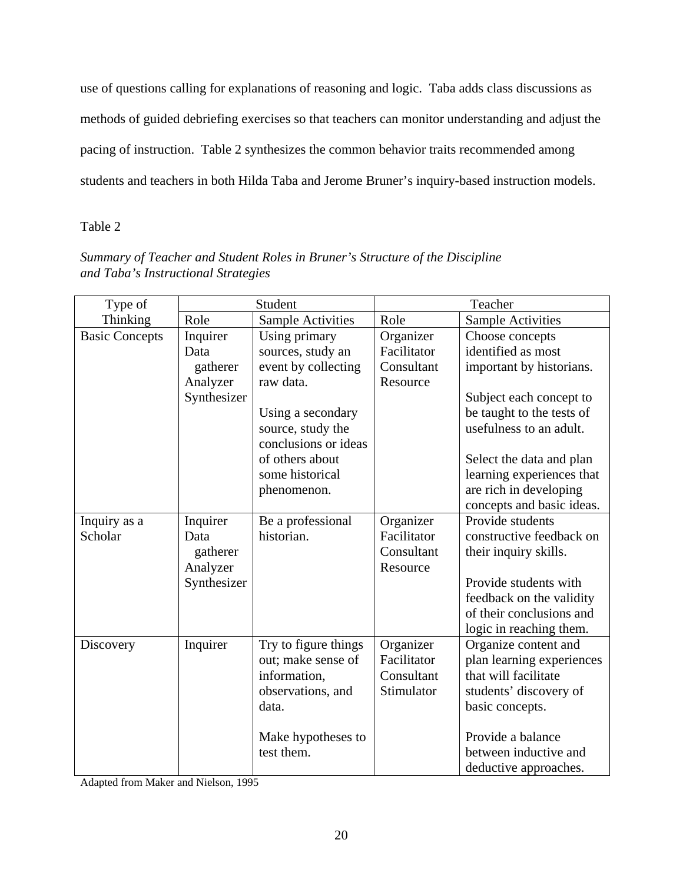use of questions calling for explanations of reasoning and logic. Taba adds class discussions as methods of guided debriefing exercises so that teachers can monitor understanding and adjust the pacing of instruction. Table 2 synthesizes the common behavior traits recommended among students and teachers in both Hilda Taba and Jerome Bruner's inquiry-based instruction models.

Table 2

*Summary of Teacher and Student Roles in Bruner's Structure of the Discipline and Taba's Instructional Strategies*

| Type of Thinking | Student | | Teacher | |
|---|---|---|---|---|
| | Role | Sample Activities | Role | Sample Activities |
| Basic Concepts | Inquirer<br>Data gatherer<br>Analyzer<br>Synthesizer | Using primary sources, study an event by collecting raw data.<br><br>Using a secondary source, study the conclusions or ideas of others about some historical phenomenon. | Organizer<br>Facilitator<br>Consultant<br>Resource | Choose concepts identified as most important by historians.<br><br>Subject each concept to be taught to the tests of usefulness to an adult.<br><br>Select the data and plan learning experiences that are rich in developing concepts and basic ideas. |
| Inquiry as a Scholar | Inquirer<br>Data gatherer<br>Analyzer<br>Synthesizer | Be a professional historian. | Organizer<br>Facilitator<br>Consultant<br>Resource | Provide students constructive feedback on their inquiry skills.<br><br>Provide students with feedback on the validity of their conclusions and logic in reaching them. |
| Discovery | Inquirer | Try to figure things out; make sense of information, observations, and data.<br><br>Make hypotheses to test them. | Organizer<br>Facilitator<br>Consultant<br>Stimulator | Organize content and plan learning experiences that will facilitate students' discovery of basic concepts.<br><br>Provide a balance between inductive and deductive approaches. |

Adapted from Maker and Nielson, 1995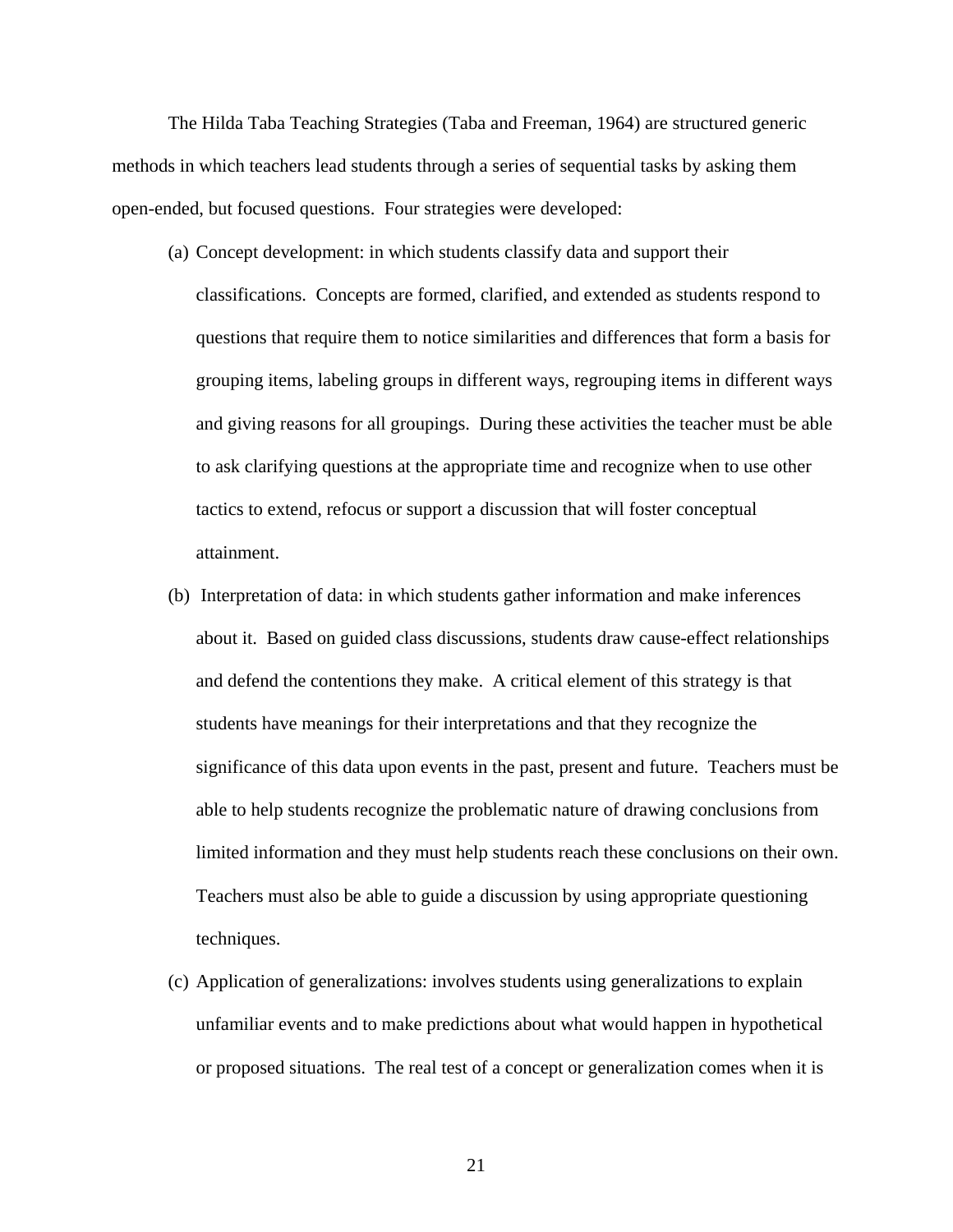The Hilda Taba Teaching Strategies (Taba and Freeman, 1964) are structured generic methods in which teachers lead students through a series of sequential tasks by asking them open-ended, but focused questions. Four strategies were developed:

(a) Concept development: in which students classify data and support their classifications. Concepts are formed, clarified, and extended as students respond to questions that require them to notice similarities and differences that form a basis for grouping items, labeling groups in different ways, regrouping items in different ways and giving reasons for all groupings. During these activities the teacher must be able to ask clarifying questions at the appropriate time and recognize when to use other tactics to extend, refocus or support a discussion that will foster conceptual attainment.

(b) Interpretation of data: in which students gather information and make inferences about it. Based on guided class discussions, students draw cause-effect relationships and defend the contentions they make. A critical element of this strategy is that students have meanings for their interpretations and that they recognize the significance of this data upon events in the past, present and future. Teachers must be able to help students recognize the problematic nature of drawing conclusions from limited information and they must help students reach these conclusions on their own. Teachers must also be able to guide a discussion by using appropriate questioning techniques.

(c) Application of generalizations: involves students using generalizations to explain unfamiliar events and to make predictions about what would happen in hypothetical or proposed situations. The real test of a concept or generalization comes when it is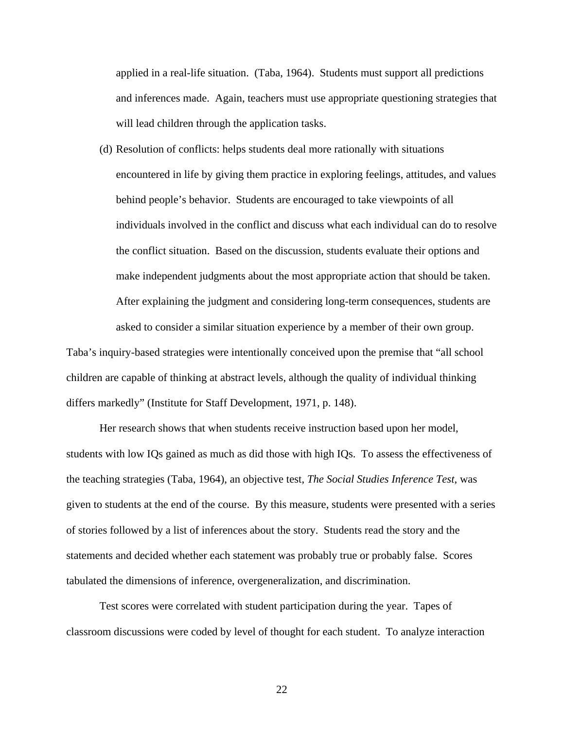applied in a real-life situation. (Taba, 1964). Students must support all predictions and inferences made. Again, teachers must use appropriate questioning strategies that will lead children through the application tasks.

(d) Resolution of conflicts: helps students deal more rationally with situations encountered in life by giving them practice in exploring feelings, attitudes, and values behind people's behavior. Students are encouraged to take viewpoints of all individuals involved in the conflict and discuss what each individual can do to resolve the conflict situation. Based on the discussion, students evaluate their options and make independent judgments about the most appropriate action that should be taken. After explaining the judgment and considering long-term consequences, students are asked to consider a similar situation experience by a member of their own group.

Taba's inquiry-based strategies were intentionally conceived upon the premise that "all school children are capable of thinking at abstract levels, although the quality of individual thinking differs markedly" (Institute for Staff Development, 1971, p. 148).

Her research shows that when students receive instruction based upon her model, students with low IQs gained as much as did those with high IQs. To assess the effectiveness of the teaching strategies (Taba, 1964), an objective test, *The Social Studies Inference Test*, was given to students at the end of the course. By this measure, students were presented with a series of stories followed by a list of inferences about the story. Students read the story and the statements and decided whether each statement was probably true or probably false. Scores tabulated the dimensions of inference, overgeneralization, and discrimination.

Test scores were correlated with student participation during the year. Tapes of classroom discussions were coded by level of thought for each student. To analyze interaction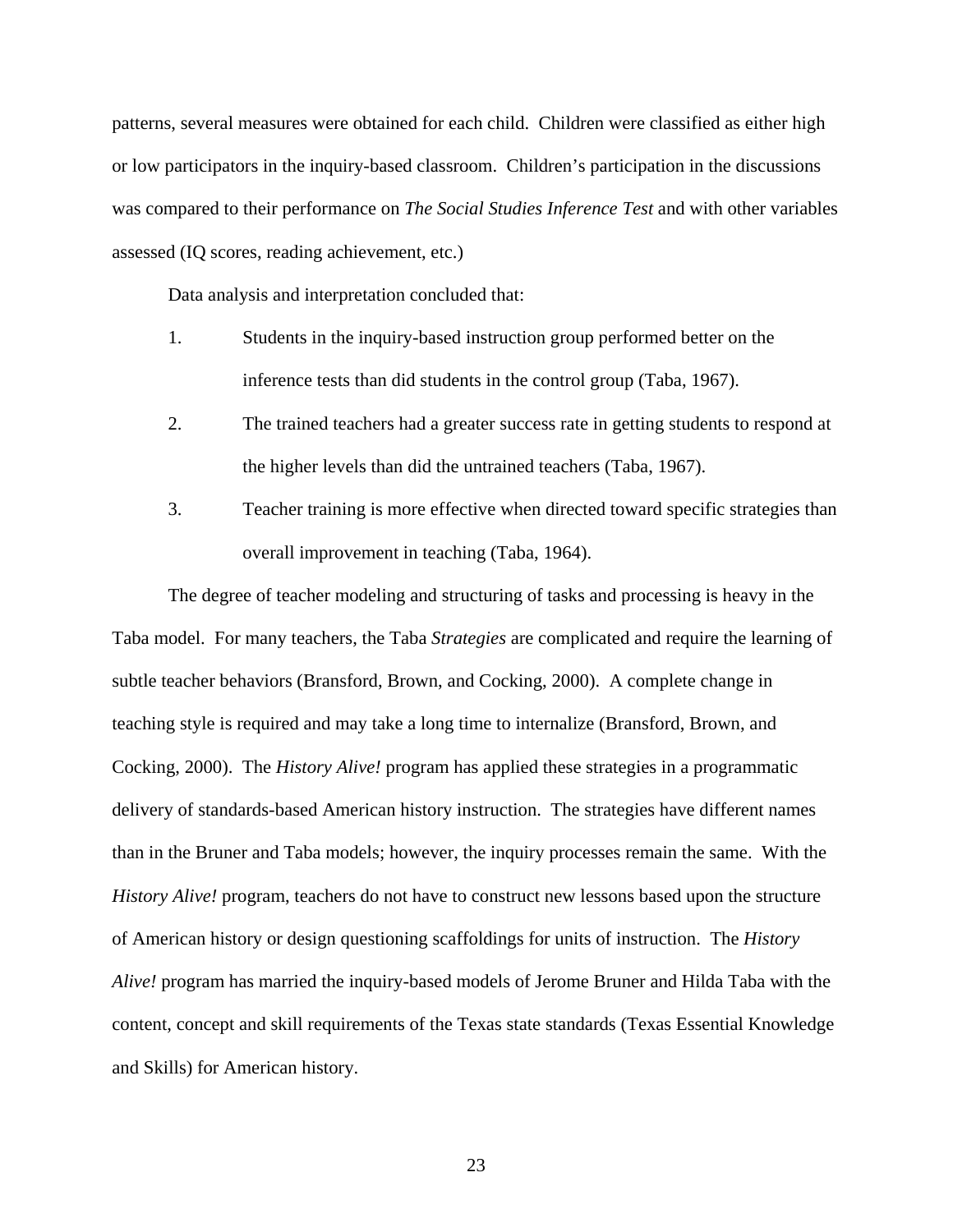patterns, several measures were obtained for each child. Children were classified as either high or low participators in the inquiry-based classroom. Children's participation in the discussions was compared to their performance on *The Social Studies Inference Test* and with other variables assessed (IQ scores, reading achievement, etc.)

Data analysis and interpretation concluded that:

1. Students in the inquiry-based instruction group performed better on the inference tests than did students in the control group (Taba, 1967).
2. The trained teachers had a greater success rate in getting students to respond at the higher levels than did the untrained teachers (Taba, 1967).
3. Teacher training is more effective when directed toward specific strategies than overall improvement in teaching (Taba, 1964).

The degree of teacher modeling and structuring of tasks and processing is heavy in the Taba model. For many teachers, the Taba *Strategies* are complicated and require the learning of subtle teacher behaviors (Bransford, Brown, and Cocking, 2000). A complete change in teaching style is required and may take a long time to internalize (Bransford, Brown, and Cocking, 2000). The *History Alive!* program has applied these strategies in a programmatic delivery of standards-based American history instruction. The strategies have different names than in the Bruner and Taba models; however, the inquiry processes remain the same. With the *History Alive!* program, teachers do not have to construct new lessons based upon the structure of American history or design questioning scaffoldings for units of instruction. The *History Alive!* program has married the inquiry-based models of Jerome Bruner and Hilda Taba with the content, concept and skill requirements of the Texas state standards (Texas Essential Knowledge and Skills) for American history.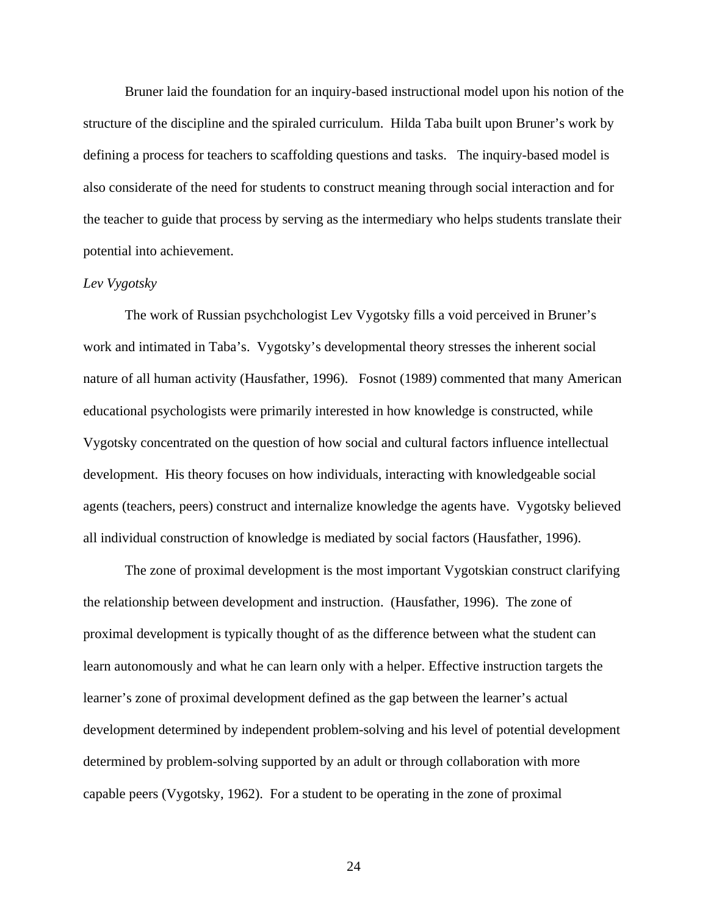Bruner laid the foundation for an inquiry-based instructional model upon his notion of the structure of the discipline and the spiraled curriculum. Hilda Taba built upon Bruner's work by defining a process for teachers to scaffolding questions and tasks. The inquiry-based model is also considerate of the need for students to construct meaning through social interaction and for the teacher to guide that process by serving as the intermediary who helps students translate their potential into achievement.

*Lev Vygotsky*

The work of Russian psychchologist Lev Vygotsky fills a void perceived in Bruner's work and intimated in Taba's. Vygotsky's developmental theory stresses the inherent social nature of all human activity (Hausfather, 1996). Fosnot (1989) commented that many American educational psychologists were primarily interested in how knowledge is constructed, while Vygotsky concentrated on the question of how social and cultural factors influence intellectual development. His theory focuses on how individuals, interacting with knowledgeable social agents (teachers, peers) construct and internalize knowledge the agents have. Vygotsky believed all individual construction of knowledge is mediated by social factors (Hausfather, 1996).

The zone of proximal development is the most important Vygotskian construct clarifying the relationship between development and instruction. (Hausfather, 1996). The zone of proximal development is typically thought of as the difference between what the student can learn autonomously and what he can learn only with a helper. Effective instruction targets the learner's zone of proximal development defined as the gap between the learner's actual development determined by independent problem-solving and his level of potential development determined by problem-solving supported by an adult or through collaboration with more capable peers (Vygotsky, 1962). For a student to be operating in the zone of proximal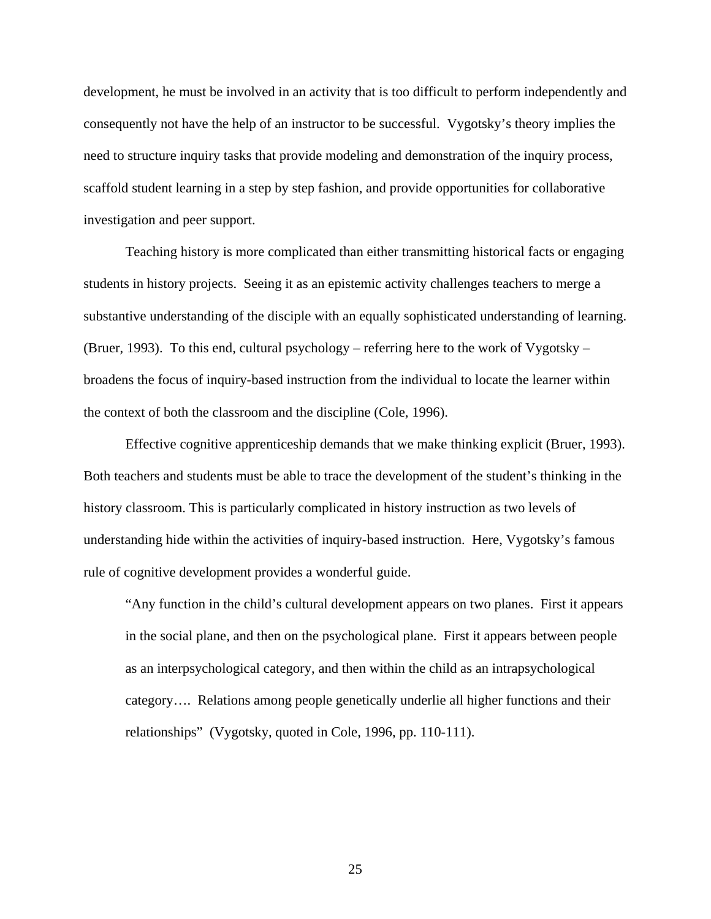development, he must be involved in an activity that is too difficult to perform independently and consequently not have the help of an instructor to be successful. Vygotsky's theory implies the need to structure inquiry tasks that provide modeling and demonstration of the inquiry process, scaffold student learning in a step by step fashion, and provide opportunities for collaborative investigation and peer support.

Teaching history is more complicated than either transmitting historical facts or engaging students in history projects. Seeing it as an epistemic activity challenges teachers to merge a substantive understanding of the disciple with an equally sophisticated understanding of learning. (Bruer, 1993). To this end, cultural psychology – referring here to the work of Vygotsky – broadens the focus of inquiry-based instruction from the individual to locate the learner within the context of both the classroom and the discipline (Cole, 1996).

Effective cognitive apprenticeship demands that we make thinking explicit (Bruer, 1993). Both teachers and students must be able to trace the development of the student's thinking in the history classroom. This is particularly complicated in history instruction as two levels of understanding hide within the activities of inquiry-based instruction. Here, Vygotsky's famous rule of cognitive development provides a wonderful guide.

> "Any function in the child's cultural development appears on two planes. First it appears in the social plane, and then on the psychological plane. First it appears between people as an interpsychological category, and then within the child as an intrapsychological category…. Relations among people genetically underlie all higher functions and their relationships" (Vygotsky, quoted in Cole, 1996, pp. 110-111).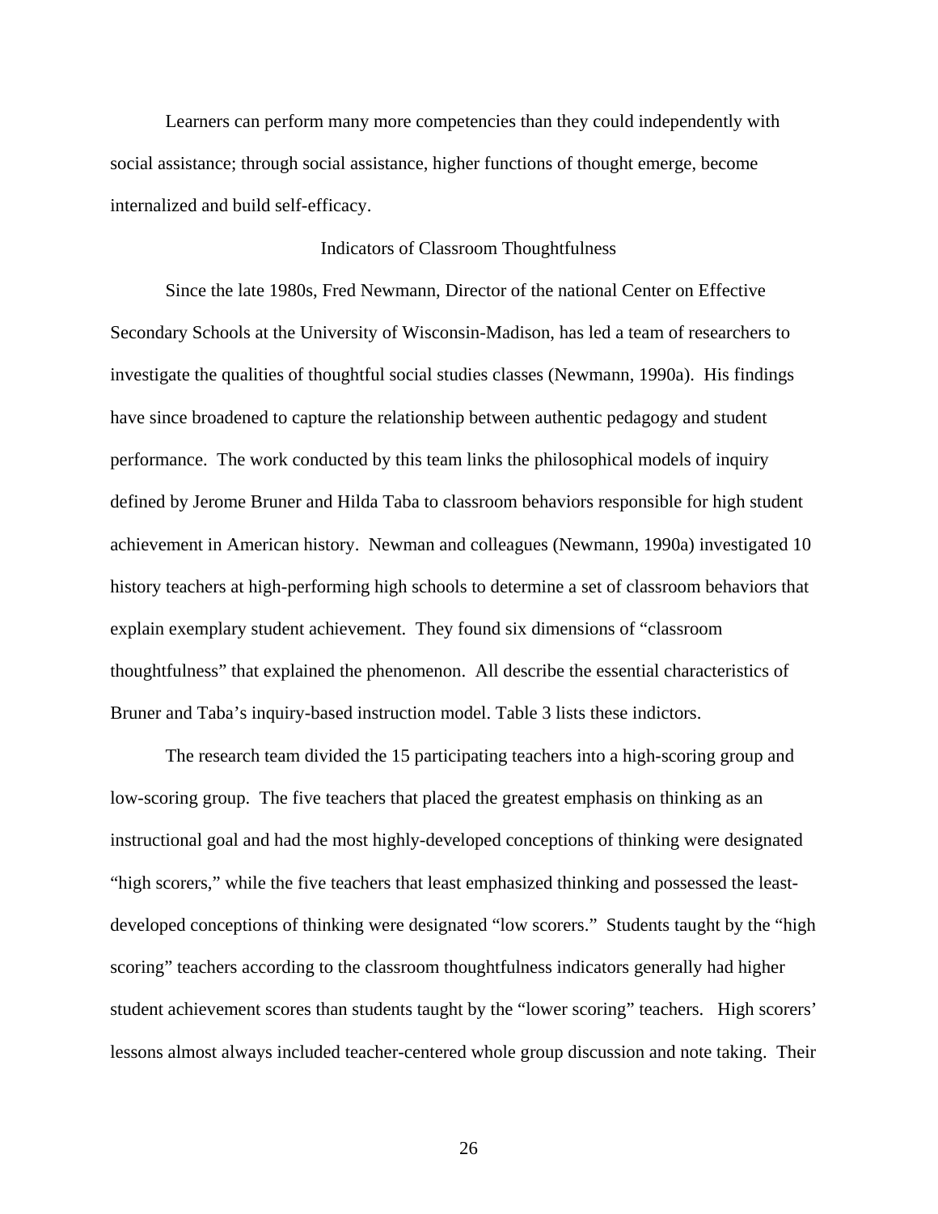Learners can perform many more competencies than they could independently with social assistance; through social assistance, higher functions of thought emerge, become internalized and build self-efficacy.

## Indicators of Classroom Thoughtfulness

Since the late 1980s, Fred Newmann, Director of the national Center on Effective Secondary Schools at the University of Wisconsin-Madison, has led a team of researchers to investigate the qualities of thoughtful social studies classes (Newmann, 1990a). His findings have since broadened to capture the relationship between authentic pedagogy and student performance. The work conducted by this team links the philosophical models of inquiry defined by Jerome Bruner and Hilda Taba to classroom behaviors responsible for high student achievement in American history. Newman and colleagues (Newmann, 1990a) investigated 10 history teachers at high-performing high schools to determine a set of classroom behaviors that explain exemplary student achievement. They found six dimensions of "classroom thoughtfulness" that explained the phenomenon. All describe the essential characteristics of Bruner and Taba's inquiry-based instruction model. Table 3 lists these indictors.

The research team divided the 15 participating teachers into a high-scoring group and low-scoring group. The five teachers that placed the greatest emphasis on thinking as an instructional goal and had the most highly-developed conceptions of thinking were designated "high scorers," while the five teachers that least emphasized thinking and possessed the least-developed conceptions of thinking were designated "low scorers." Students taught by the "high scoring" teachers according to the classroom thoughtfulness indicators generally had higher student achievement scores than students taught by the "lower scoring" teachers. High scorers' lessons almost always included teacher-centered whole group discussion and note taking. Their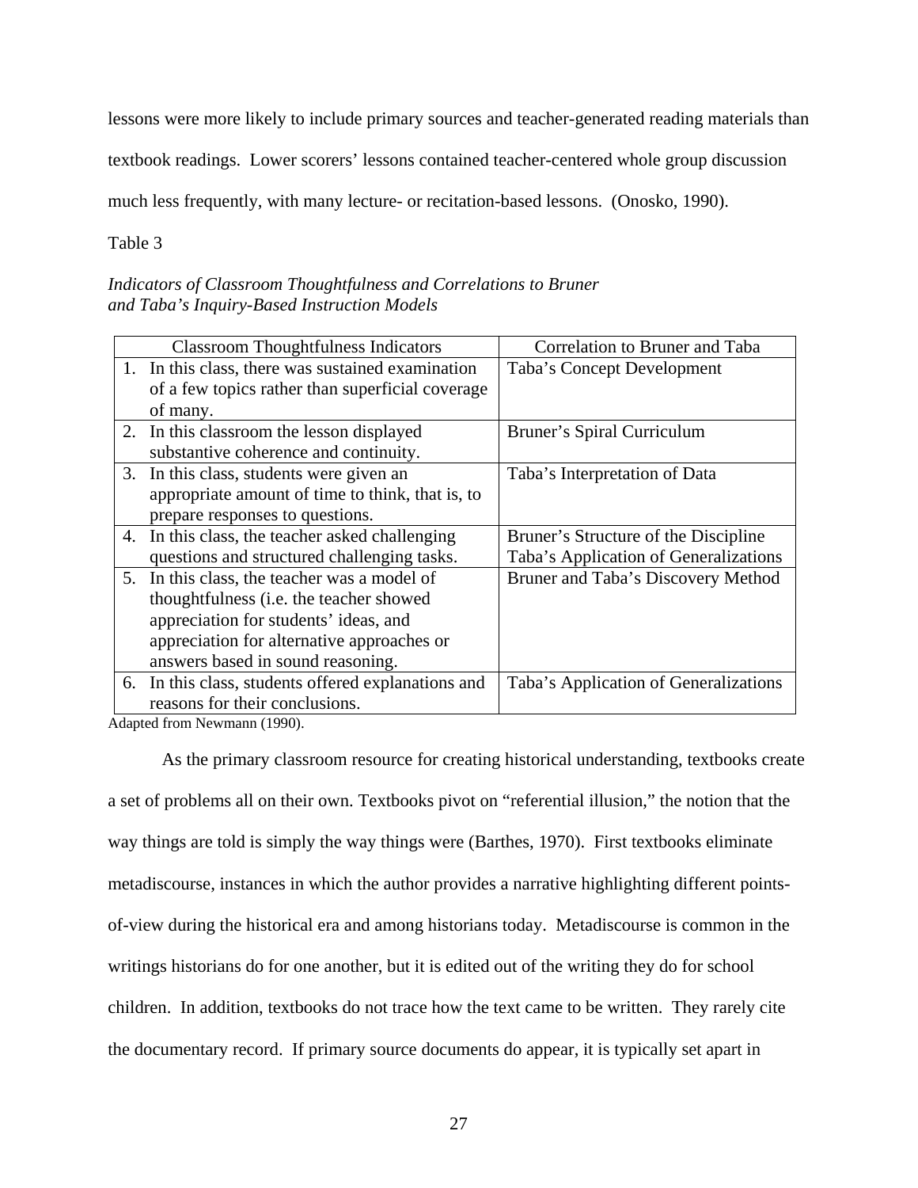lessons were more likely to include primary sources and teacher-generated reading materials than textbook readings. Lower scorers' lessons contained teacher-centered whole group discussion much less frequently, with many lecture- or recitation-based lessons. (Onosko, 1990).

Table 3

*Indicators of Classroom Thoughtfulness and Correlations to Bruner and Taba's Inquiry-Based Instruction Models*

| Classroom Thoughtfulness Indicators | Correlation to Bruner and Taba |
|---|---|
| 1. In this class, there was sustained examination of a few topics rather than superficial coverage of many. | Taba's Concept Development |
| 2. In this classroom the lesson displayed substantive coherence and continuity. | Bruner's Spiral Curriculum |
| 3. In this class, students were given an appropriate amount of time to think, that is, to prepare responses to questions. | Taba's Interpretation of Data |
| 4. In this class, the teacher asked challenging questions and structured challenging tasks. | Bruner's Structure of the Discipline<br>Taba's Application of Generalizations |
| 5. In this class, the teacher was a model of thoughtfulness (i.e. the teacher showed appreciation for students' ideas, and appreciation for alternative approaches or answers based in sound reasoning. | Bruner and Taba's Discovery Method |
| 6. In this class, students offered explanations and reasons for their conclusions. | Taba's Application of Generalizations |

Adapted from Newmann (1990).

As the primary classroom resource for creating historical understanding, textbooks create a set of problems all on their own. Textbooks pivot on "referential illusion," the notion that the way things are told is simply the way things were (Barthes, 1970). First textbooks eliminate metadiscourse, instances in which the author provides a narrative highlighting different points-of-view during the historical era and among historians today. Metadiscourse is common in the writings historians do for one another, but it is edited out of the writing they do for school children. In addition, textbooks do not trace how the text came to be written. They rarely cite the documentary record. If primary source documents do appear, it is typically set apart in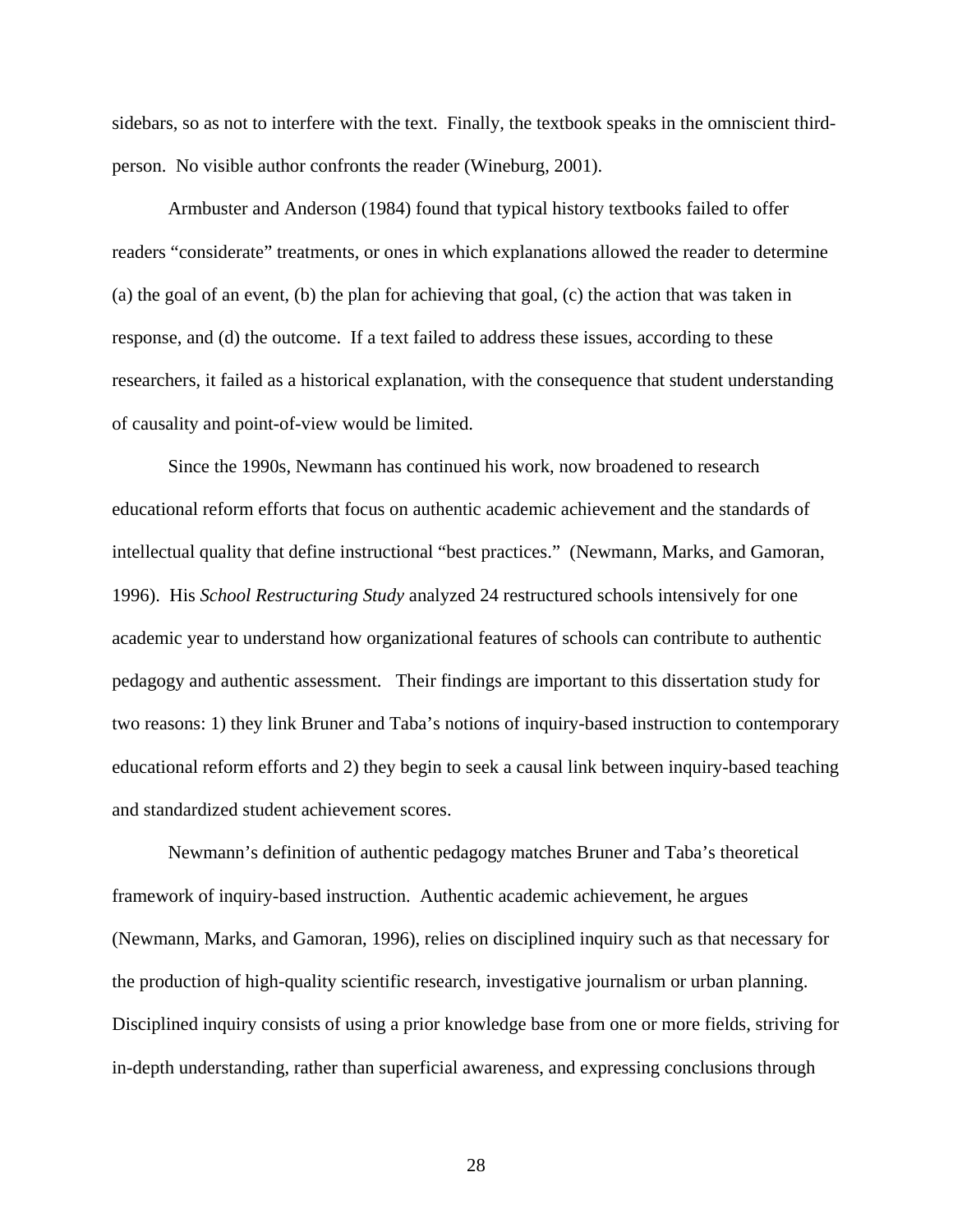sidebars, so as not to interfere with the text. Finally, the textbook speaks in the omniscient third-person. No visible author confronts the reader (Wineburg, 2001).

Armbuster and Anderson (1984) found that typical history textbooks failed to offer readers "considerate" treatments, or ones in which explanations allowed the reader to determine (a) the goal of an event, (b) the plan for achieving that goal, (c) the action that was taken in response, and (d) the outcome. If a text failed to address these issues, according to these researchers, it failed as a historical explanation, with the consequence that student understanding of causality and point-of-view would be limited.

Since the 1990s, Newmann has continued his work, now broadened to research educational reform efforts that focus on authentic academic achievement and the standards of intellectual quality that define instructional "best practices." (Newmann, Marks, and Gamoran, 1996). His *School Restructuring Study* analyzed 24 restructured schools intensively for one academic year to understand how organizational features of schools can contribute to authentic pedagogy and authentic assessment. Their findings are important to this dissertation study for two reasons: 1) they link Bruner and Taba's notions of inquiry-based instruction to contemporary educational reform efforts and 2) they begin to seek a causal link between inquiry-based teaching and standardized student achievement scores.

Newmann's definition of authentic pedagogy matches Bruner and Taba's theoretical framework of inquiry-based instruction. Authentic academic achievement, he argues (Newmann, Marks, and Gamoran, 1996), relies on disciplined inquiry such as that necessary for the production of high-quality scientific research, investigative journalism or urban planning. Disciplined inquiry consists of using a prior knowledge base from one or more fields, striving for in-depth understanding, rather than superficial awareness, and expressing conclusions through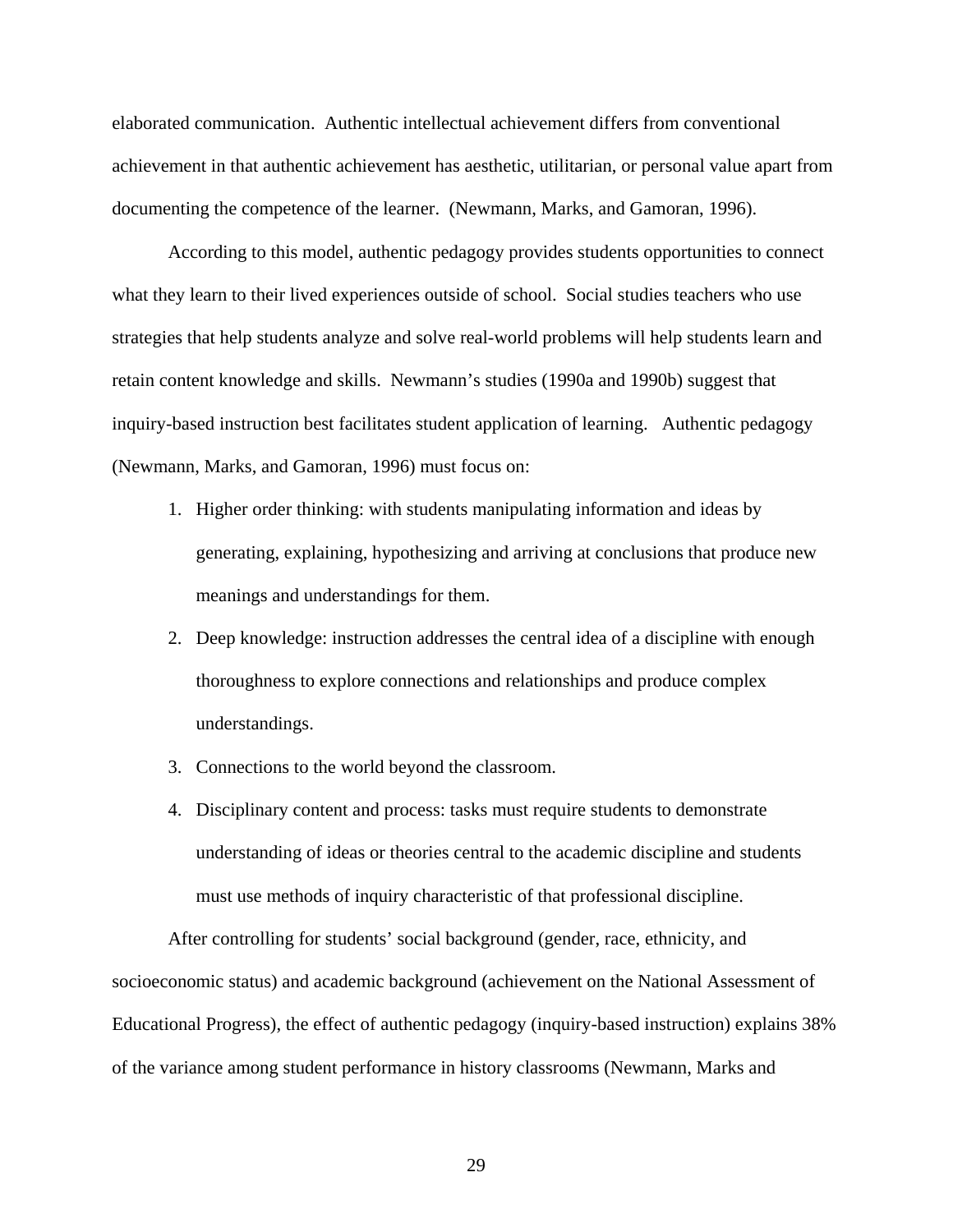elaborated communication. Authentic intellectual achievement differs from conventional achievement in that authentic achievement has aesthetic, utilitarian, or personal value apart from documenting the competence of the learner. (Newmann, Marks, and Gamoran, 1996).

According to this model, authentic pedagogy provides students opportunities to connect what they learn to their lived experiences outside of school. Social studies teachers who use strategies that help students analyze and solve real-world problems will help students learn and retain content knowledge and skills. Newmann's studies (1990a and 1990b) suggest that inquiry-based instruction best facilitates student application of learning. Authentic pedagogy (Newmann, Marks, and Gamoran, 1996) must focus on:

1. Higher order thinking: with students manipulating information and ideas by generating, explaining, hypothesizing and arriving at conclusions that produce new meanings and understandings for them.
2. Deep knowledge: instruction addresses the central idea of a discipline with enough thoroughness to explore connections and relationships and produce complex understandings.
3. Connections to the world beyond the classroom.
4. Disciplinary content and process: tasks must require students to demonstrate understanding of ideas or theories central to the academic discipline and students must use methods of inquiry characteristic of that professional discipline.

After controlling for students' social background (gender, race, ethnicity, and socioeconomic status) and academic background (achievement on the National Assessment of Educational Progress), the effect of authentic pedagogy (inquiry-based instruction) explains 38% of the variance among student performance in history classrooms (Newmann, Marks and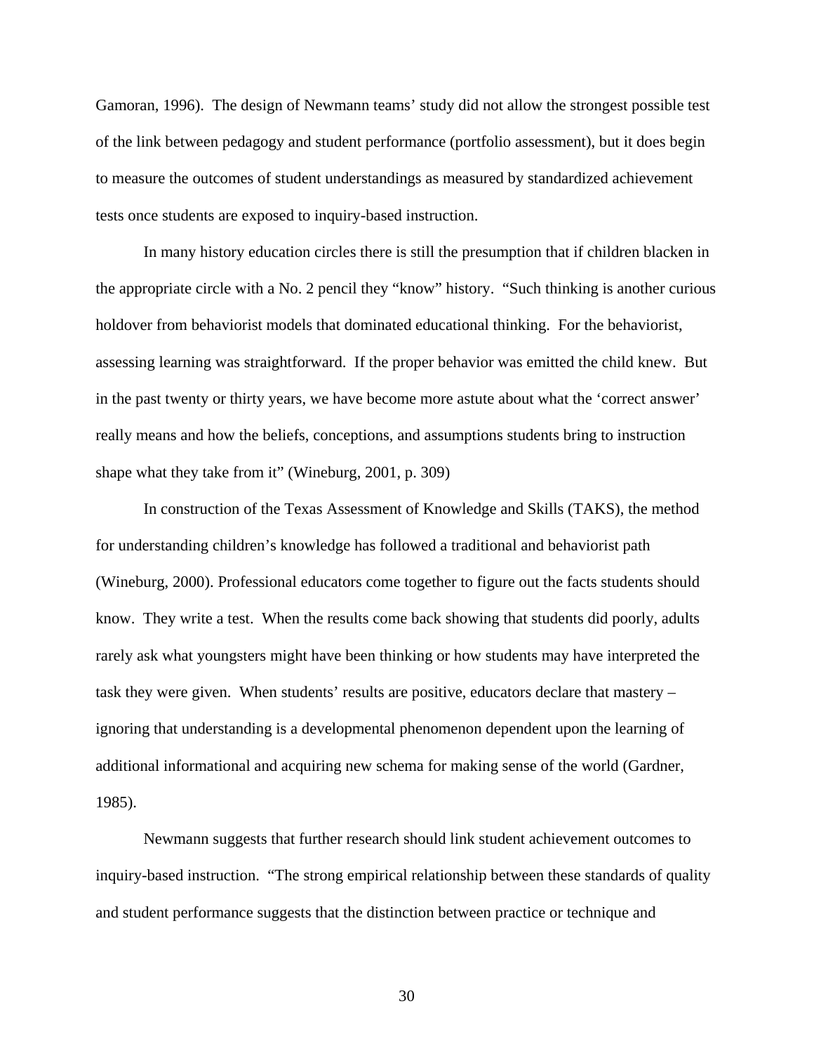Gamoran, 1996). The design of Newmann teams' study did not allow the strongest possible test of the link between pedagogy and student performance (portfolio assessment), but it does begin to measure the outcomes of student understandings as measured by standardized achievement tests once students are exposed to inquiry-based instruction.

In many history education circles there is still the presumption that if children blacken in the appropriate circle with a No. 2 pencil they "know" history. "Such thinking is another curious holdover from behaviorist models that dominated educational thinking. For the behaviorist, assessing learning was straightforward. If the proper behavior was emitted the child knew. But in the past twenty or thirty years, we have become more astute about what the 'correct answer' really means and how the beliefs, conceptions, and assumptions students bring to instruction shape what they take from it" (Wineburg, 2001, p. 309)

In construction of the Texas Assessment of Knowledge and Skills (TAKS), the method for understanding children's knowledge has followed a traditional and behaviorist path (Wineburg, 2000). Professional educators come together to figure out the facts students should know. They write a test. When the results come back showing that students did poorly, adults rarely ask what youngsters might have been thinking or how students may have interpreted the task they were given. When students' results are positive, educators declare that mastery – ignoring that understanding is a developmental phenomenon dependent upon the learning of additional informational and acquiring new schema for making sense of the world (Gardner, 1985).

Newmann suggests that further research should link student achievement outcomes to inquiry-based instruction. "The strong empirical relationship between these standards of quality and student performance suggests that the distinction between practice or technique and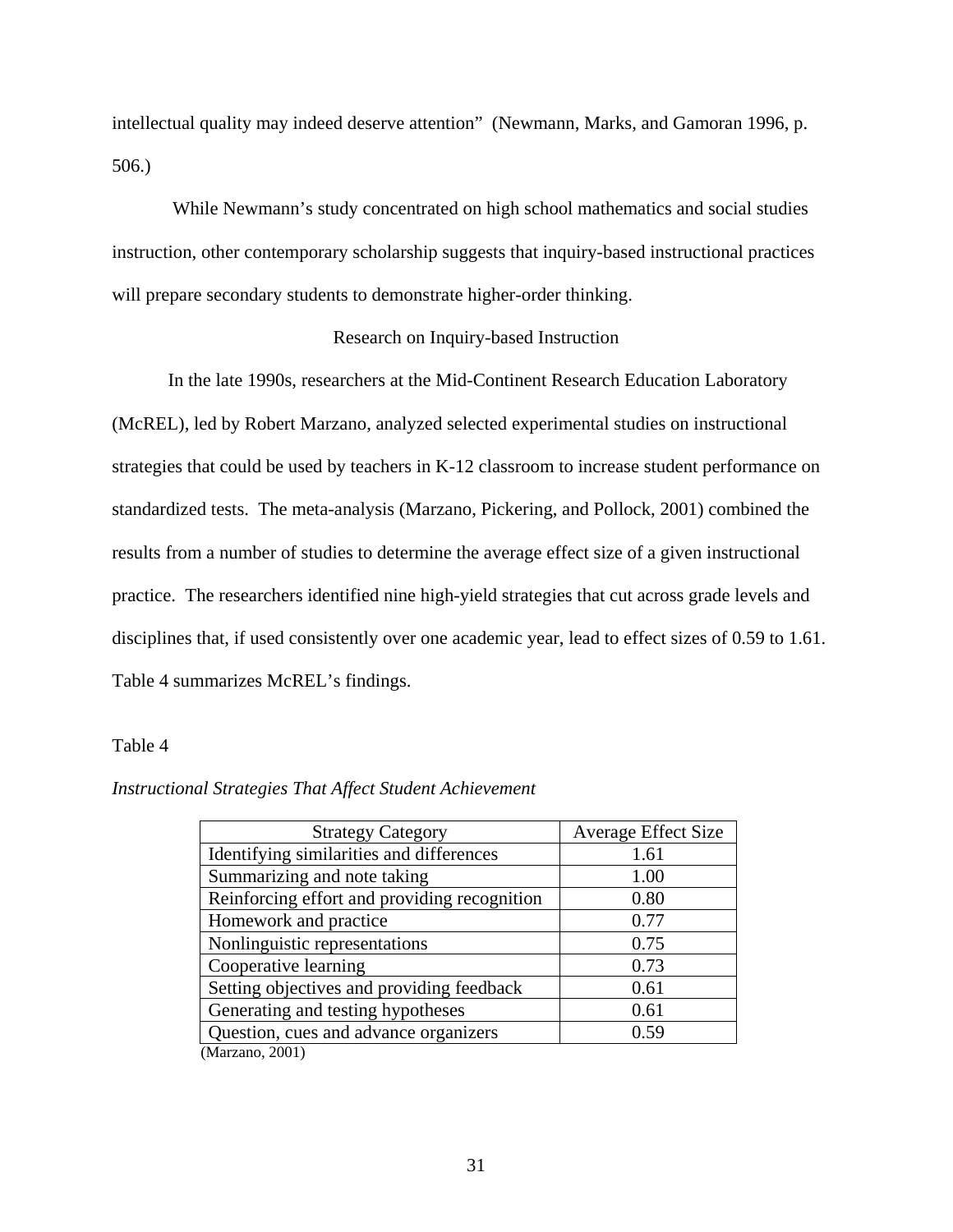intellectual quality may indeed deserve attention"  (Newmann, Marks, and Gamoran 1996, p. 506.)

While Newmann's study concentrated on high school mathematics and social studies instruction, other contemporary scholarship suggests that inquiry-based instructional practices will prepare secondary students to demonstrate higher-order thinking.

## Research on Inquiry-based Instruction

In the late 1990s, researchers at the Mid-Continent Research Education Laboratory (McREL), led by Robert Marzano, analyzed selected experimental studies on instructional strategies that could be used by teachers in K-12 classroom to increase student performance on standardized tests.  The meta-analysis (Marzano, Pickering, and Pollock, 2001) combined the results from a number of studies to determine the average effect size of a given instructional practice.  The researchers identified nine high-yield strategies that cut across grade levels and disciplines that, if used consistently over one academic year, lead to effect sizes of 0.59 to 1.61. Table 4 summarizes McREL's findings.

Table 4

*Instructional Strategies That Affect Student Achievement*

| Strategy Category | Average Effect Size |
|---|---|
| Identifying similarities and differences | 1.61 |
| Summarizing and note taking | 1.00 |
| Reinforcing effort and providing recognition | 0.80 |
| Homework and practice | 0.77 |
| Nonlinguistic representations | 0.75 |
| Cooperative learning | 0.73 |
| Setting objectives and providing feedback | 0.61 |
| Generating and testing hypotheses | 0.61 |
| Question, cues and advance organizers | 0.59 |

(Marzano, 2001)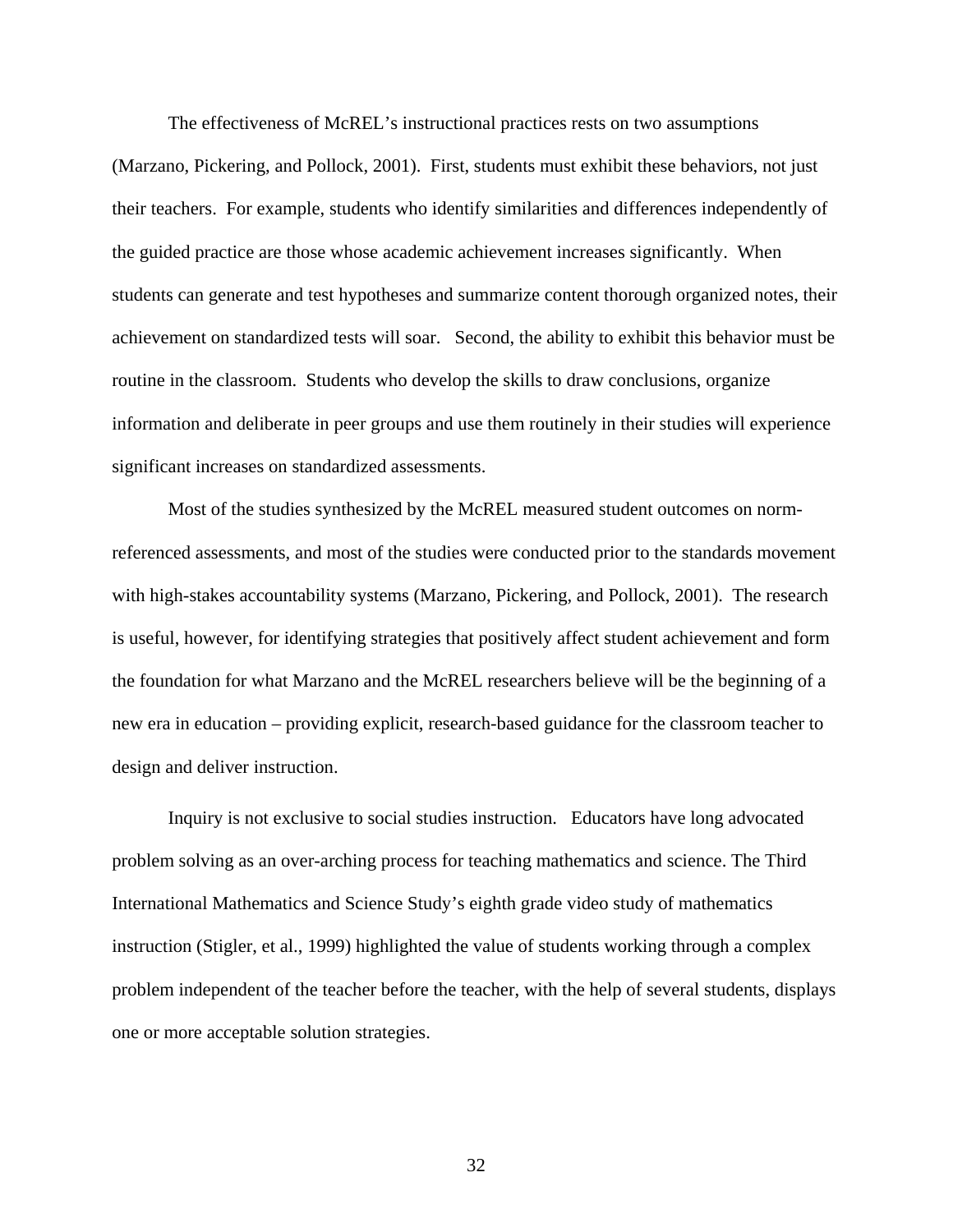The effectiveness of McREL's instructional practices rests on two assumptions (Marzano, Pickering, and Pollock, 2001). First, students must exhibit these behaviors, not just their teachers. For example, students who identify similarities and differences independently of the guided practice are those whose academic achievement increases significantly. When students can generate and test hypotheses and summarize content thorough organized notes, their achievement on standardized tests will soar. Second, the ability to exhibit this behavior must be routine in the classroom. Students who develop the skills to draw conclusions, organize information and deliberate in peer groups and use them routinely in their studies will experience significant increases on standardized assessments.

Most of the studies synthesized by the McREL measured student outcomes on norm-referenced assessments, and most of the studies were conducted prior to the standards movement with high-stakes accountability systems (Marzano, Pickering, and Pollock, 2001). The research is useful, however, for identifying strategies that positively affect student achievement and form the foundation for what Marzano and the McREL researchers believe will be the beginning of a new era in education – providing explicit, research-based guidance for the classroom teacher to design and deliver instruction.

Inquiry is not exclusive to social studies instruction. Educators have long advocated problem solving as an over-arching process for teaching mathematics and science. The Third International Mathematics and Science Study's eighth grade video study of mathematics instruction (Stigler, et al., 1999) highlighted the value of students working through a complex problem independent of the teacher before the teacher, with the help of several students, displays one or more acceptable solution strategies.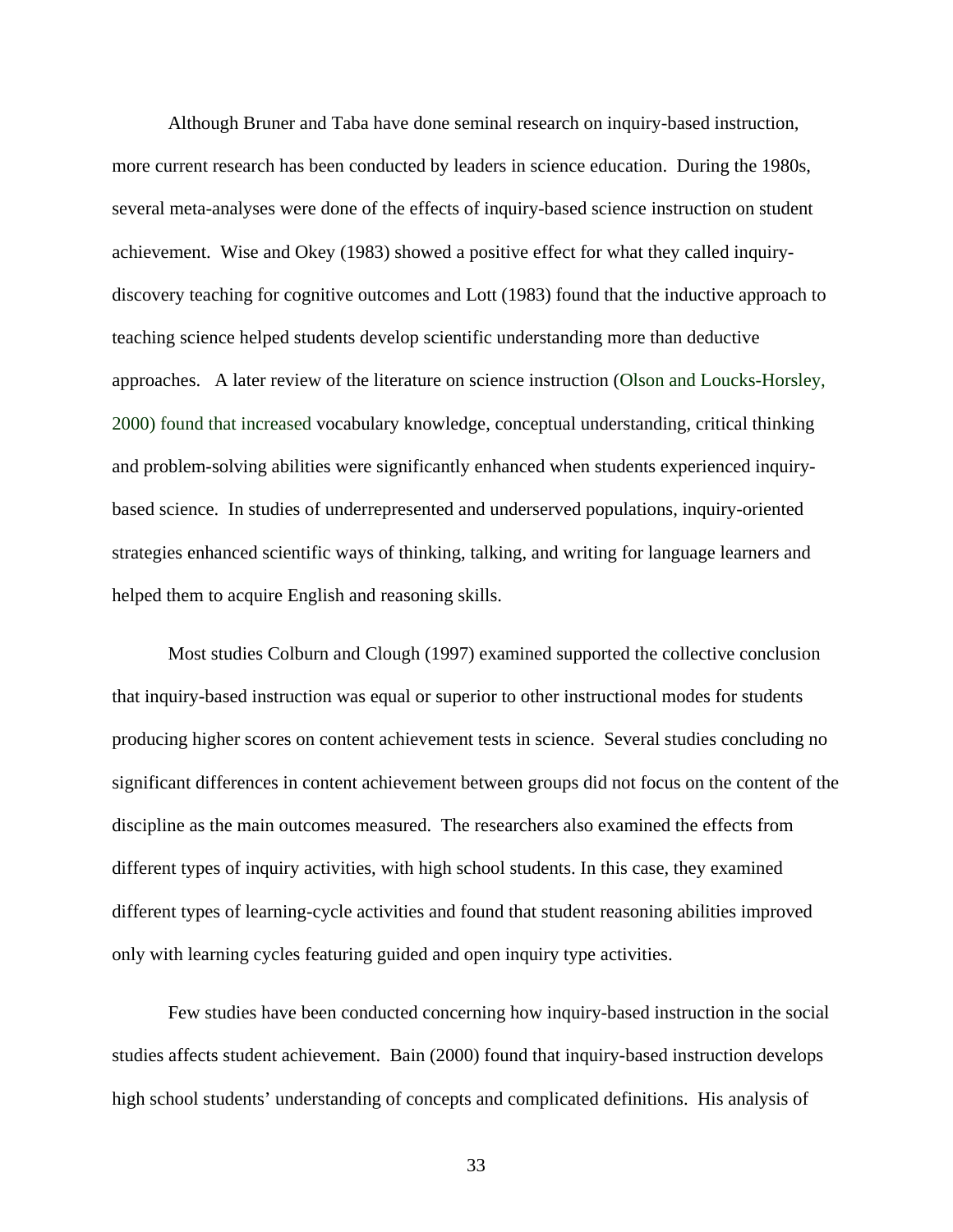Although Bruner and Taba have done seminal research on inquiry-based instruction, more current research has been conducted by leaders in science education. During the 1980s, several meta-analyses were done of the effects of inquiry-based science instruction on student achievement. Wise and Okey (1983) showed a positive effect for what they called inquiry-discovery teaching for cognitive outcomes and Lott (1983) found that the inductive approach to teaching science helped students develop scientific understanding more than deductive approaches. A later review of the literature on science instruction (Olson and Loucks-Horsley, 2000) found that increased vocabulary knowledge, conceptual understanding, critical thinking and problem-solving abilities were significantly enhanced when students experienced inquiry-based science. In studies of underrepresented and underserved populations, inquiry-oriented strategies enhanced scientific ways of thinking, talking, and writing for language learners and helped them to acquire English and reasoning skills.

Most studies Colburn and Clough (1997) examined supported the collective conclusion that inquiry-based instruction was equal or superior to other instructional modes for students producing higher scores on content achievement tests in science. Several studies concluding no significant differences in content achievement between groups did not focus on the content of the discipline as the main outcomes measured. The researchers also examined the effects from different types of inquiry activities, with high school students. In this case, they examined different types of learning-cycle activities and found that student reasoning abilities improved only with learning cycles featuring guided and open inquiry type activities.

Few studies have been conducted concerning how inquiry-based instruction in the social studies affects student achievement. Bain (2000) found that inquiry-based instruction develops high school students' understanding of concepts and complicated definitions. His analysis of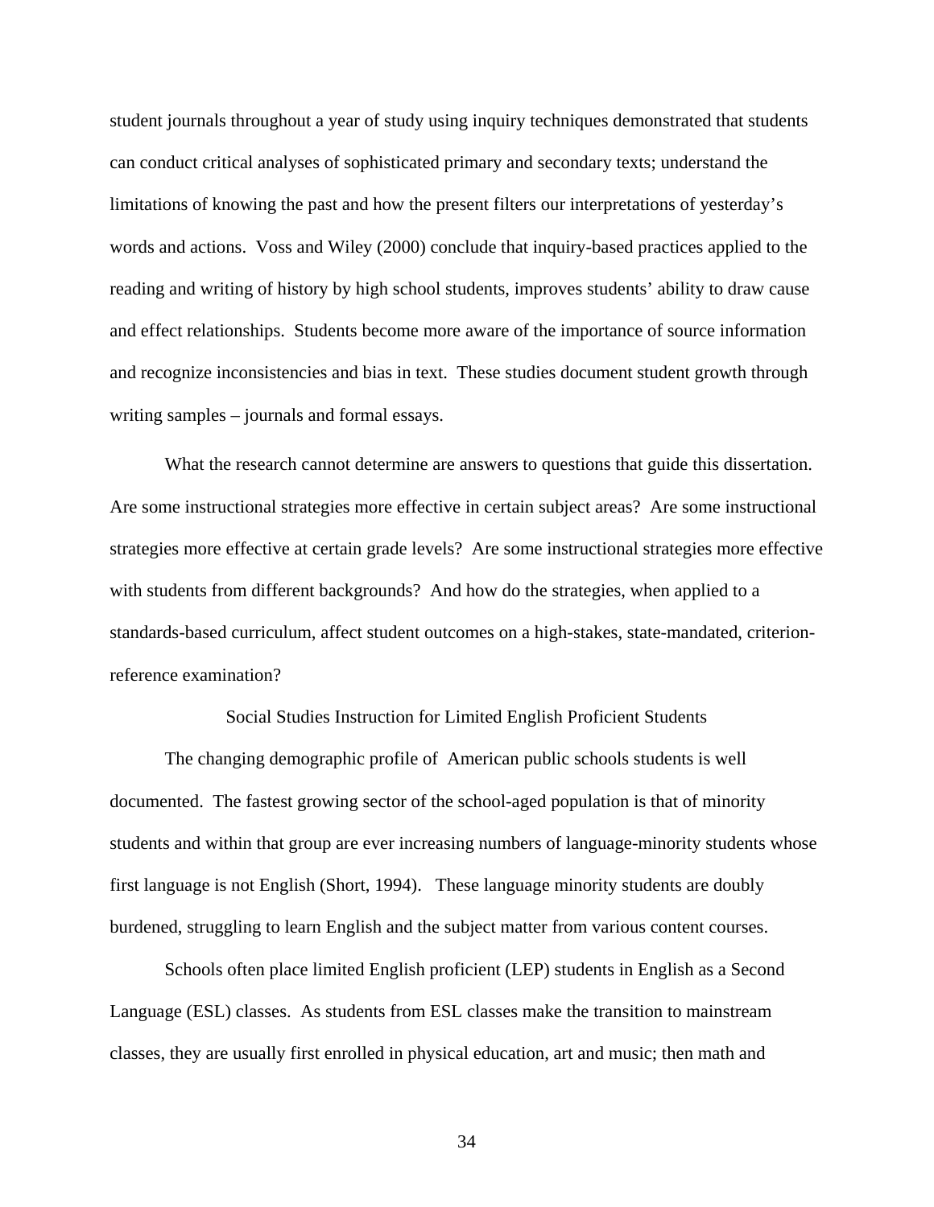student journals throughout a year of study using inquiry techniques demonstrated that students can conduct critical analyses of sophisticated primary and secondary texts; understand the limitations of knowing the past and how the present filters our interpretations of yesterday's words and actions. Voss and Wiley (2000) conclude that inquiry-based practices applied to the reading and writing of history by high school students, improves students' ability to draw cause and effect relationships. Students become more aware of the importance of source information and recognize inconsistencies and bias in text. These studies document student growth through writing samples – journals and formal essays.

What the research cannot determine are answers to questions that guide this dissertation. Are some instructional strategies more effective in certain subject areas? Are some instructional strategies more effective at certain grade levels? Are some instructional strategies more effective with students from different backgrounds? And how do the strategies, when applied to a standards-based curriculum, affect student outcomes on a high-stakes, state-mandated, criterion-reference examination?

## Social Studies Instruction for Limited English Proficient Students

The changing demographic profile of American public schools students is well documented. The fastest growing sector of the school-aged population is that of minority students and within that group are ever increasing numbers of language-minority students whose first language is not English (Short, 1994). These language minority students are doubly burdened, struggling to learn English and the subject matter from various content courses.

Schools often place limited English proficient (LEP) students in English as a Second Language (ESL) classes. As students from ESL classes make the transition to mainstream classes, they are usually first enrolled in physical education, art and music; then math and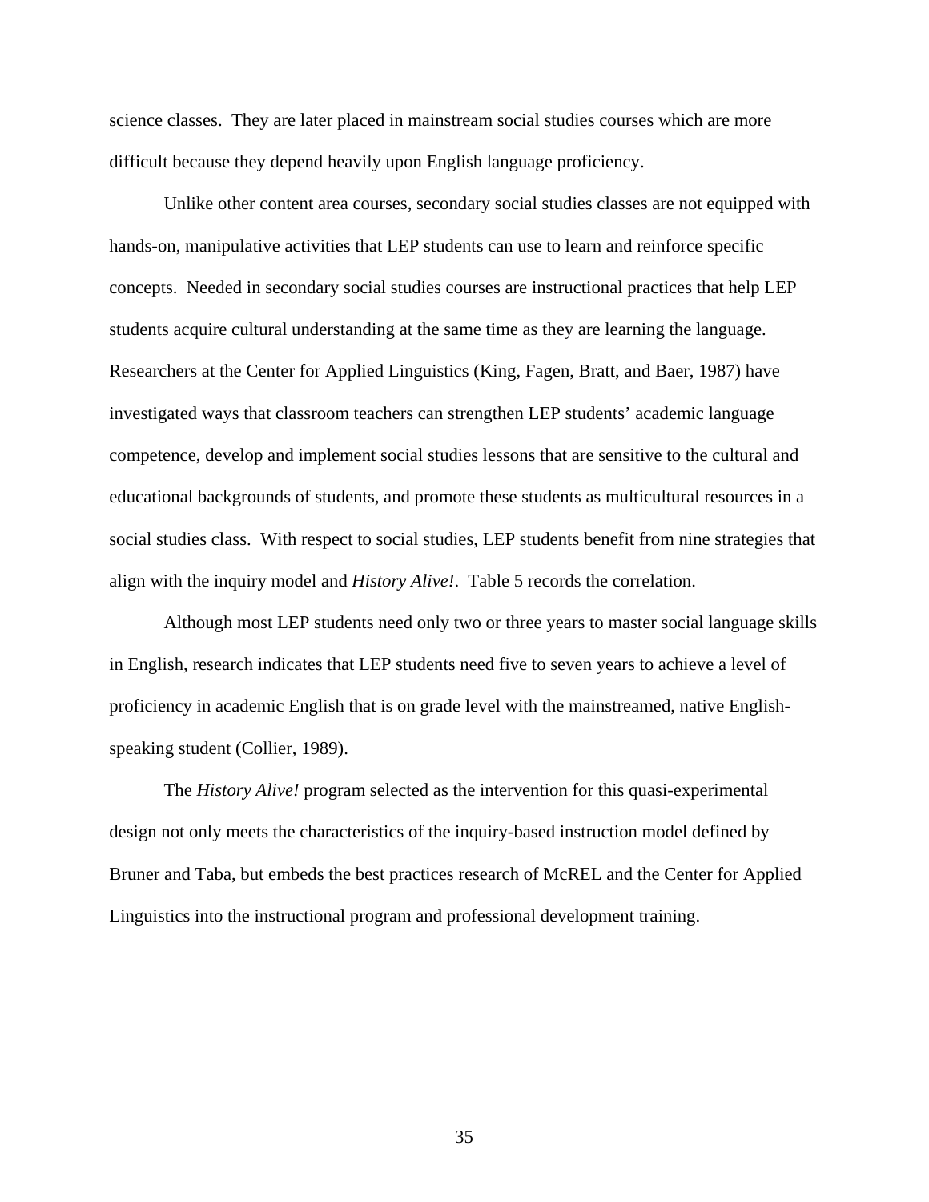science classes. They are later placed in mainstream social studies courses which are more difficult because they depend heavily upon English language proficiency.

Unlike other content area courses, secondary social studies classes are not equipped with hands-on, manipulative activities that LEP students can use to learn and reinforce specific concepts. Needed in secondary social studies courses are instructional practices that help LEP students acquire cultural understanding at the same time as they are learning the language. Researchers at the Center for Applied Linguistics (King, Fagen, Bratt, and Baer, 1987) have investigated ways that classroom teachers can strengthen LEP students' academic language competence, develop and implement social studies lessons that are sensitive to the cultural and educational backgrounds of students, and promote these students as multicultural resources in a social studies class. With respect to social studies, LEP students benefit from nine strategies that align with the inquiry model and *History Alive!*. Table 5 records the correlation.

Although most LEP students need only two or three years to master social language skills in English, research indicates that LEP students need five to seven years to achieve a level of proficiency in academic English that is on grade level with the mainstreamed, native English-speaking student (Collier, 1989).

The *History Alive!* program selected as the intervention for this quasi-experimental design not only meets the characteristics of the inquiry-based instruction model defined by Bruner and Taba, but embeds the best practices research of McREL and the Center for Applied Linguistics into the instructional program and professional development training.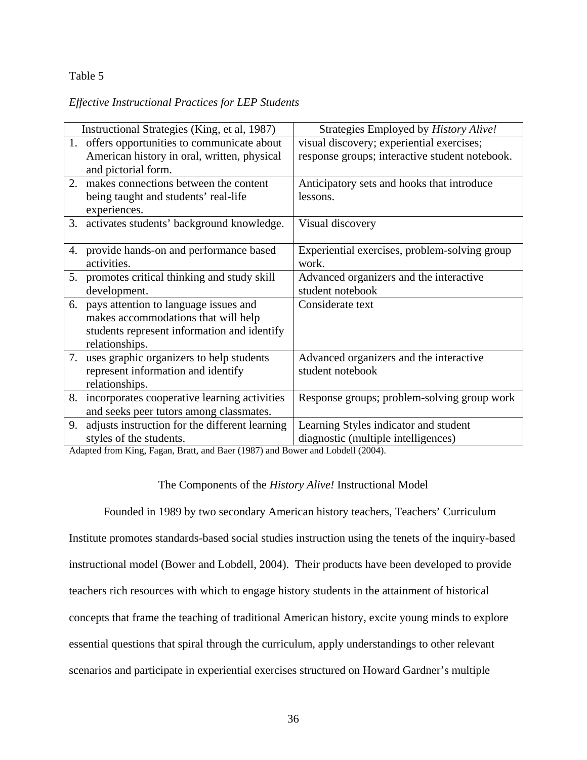Table 5

*Effective Instructional Practices for LEP Students*

| Instructional Strategies (King, et al, 1987) | Strategies Employed by *History Alive!* |
| --- | --- |
| 1. offers opportunities to communicate about American history in oral, written, physical and pictorial form. | visual discovery; experiential exercises; response groups; interactive student notebook. |
| 2. makes connections between the content being taught and students' real-life experiences. | Anticipatory sets and hooks that introduce lessons. |
| 3. activates students' background knowledge. | Visual discovery |
| 4. provide hands-on and performance based activities. | Experiential exercises, problem-solving group work. |
| 5. promotes critical thinking and study skill development. | Advanced organizers and the interactive student notebook |
| 6. pays attention to language issues and makes accommodations that will help students represent information and identify relationships. | Considerate text |
| 7. uses graphic organizers to help students represent information and identify relationships. | Advanced organizers and the interactive student notebook |
| 8. incorporates cooperative learning activities and seeks peer tutors among classmates. | Response groups; problem-solving group work |
| 9. adjusts instruction for the different learning styles of the students. | Learning Styles indicator and student diagnostic (multiple intelligences) |

Adapted from King, Fagan, Bratt, and Baer (1987) and Bower and Lobdell (2004).

## The Components of the *History Alive!* Instructional Model

Founded in 1989 by two secondary American history teachers, Teachers' Curriculum Institute promotes standards-based social studies instruction using the tenets of the inquiry-based instructional model (Bower and Lobdell, 2004). Their products have been developed to provide teachers rich resources with which to engage history students in the attainment of historical concepts that frame the teaching of traditional American history, excite young minds to explore essential questions that spiral through the curriculum, apply understandings to other relevant scenarios and participate in experiential exercises structured on Howard Gardner's multiple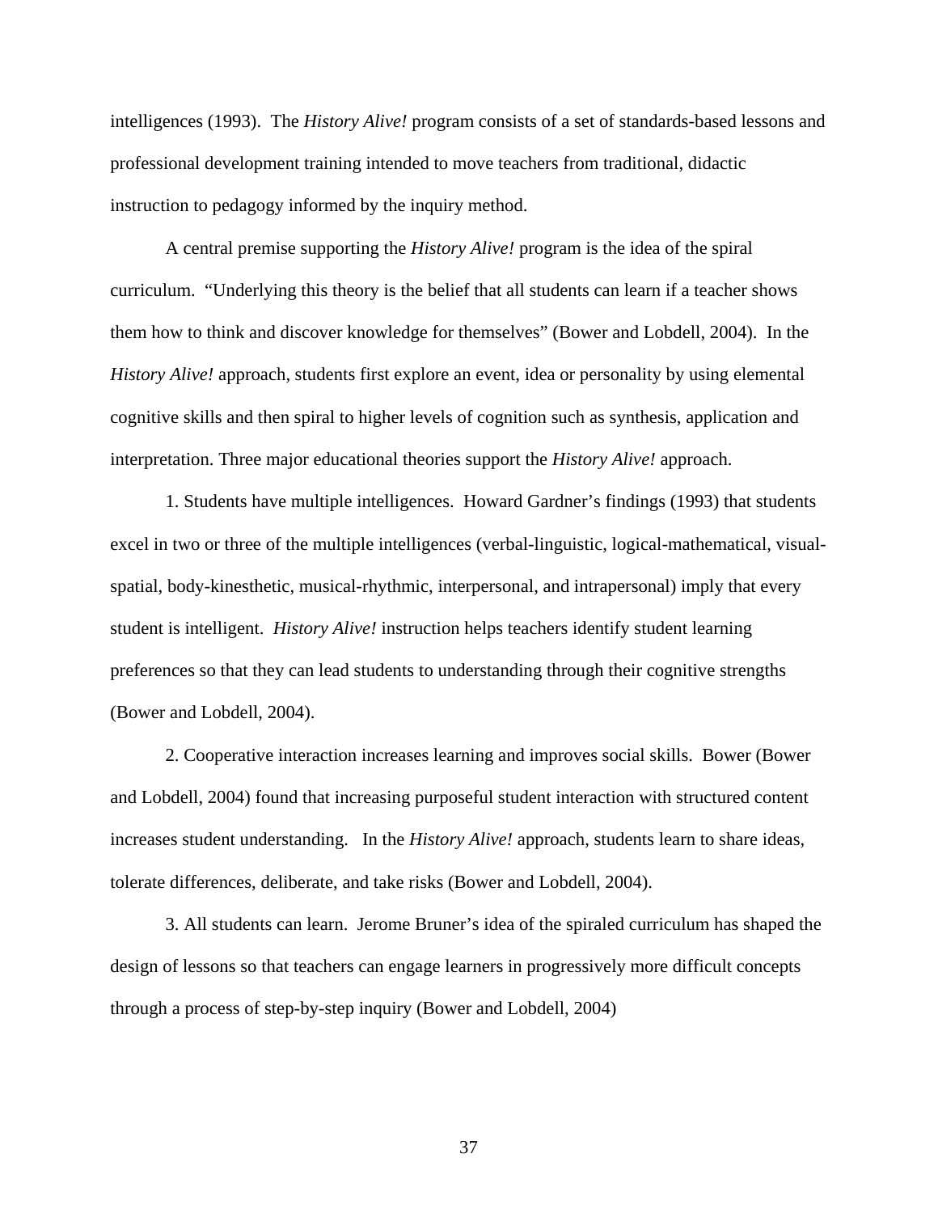intelligences (1993). The *History Alive!* program consists of a set of standards-based lessons and professional development training intended to move teachers from traditional, didactic instruction to pedagogy informed by the inquiry method.

A central premise supporting the *History Alive!* program is the idea of the spiral curriculum. "Underlying this theory is the belief that all students can learn if a teacher shows them how to think and discover knowledge for themselves" (Bower and Lobdell, 2004). In the *History Alive!* approach, students first explore an event, idea or personality by using elemental cognitive skills and then spiral to higher levels of cognition such as synthesis, application and interpretation. Three major educational theories support the *History Alive!* approach.

1. Students have multiple intelligences. Howard Gardner's findings (1993) that students excel in two or three of the multiple intelligences (verbal-linguistic, logical-mathematical, visual-spatial, body-kinesthetic, musical-rhythmic, interpersonal, and intrapersonal) imply that every student is intelligent. *History Alive!* instruction helps teachers identify student learning preferences so that they can lead students to understanding through their cognitive strengths (Bower and Lobdell, 2004).

2. Cooperative interaction increases learning and improves social skills. Bower (Bower and Lobdell, 2004) found that increasing purposeful student interaction with structured content increases student understanding. In the *History Alive!* approach, students learn to share ideas, tolerate differences, deliberate, and take risks (Bower and Lobdell, 2004).

3. All students can learn. Jerome Bruner's idea of the spiraled curriculum has shaped the design of lessons so that teachers can engage learners in progressively more difficult concepts through a process of step-by-step inquiry (Bower and Lobdell, 2004)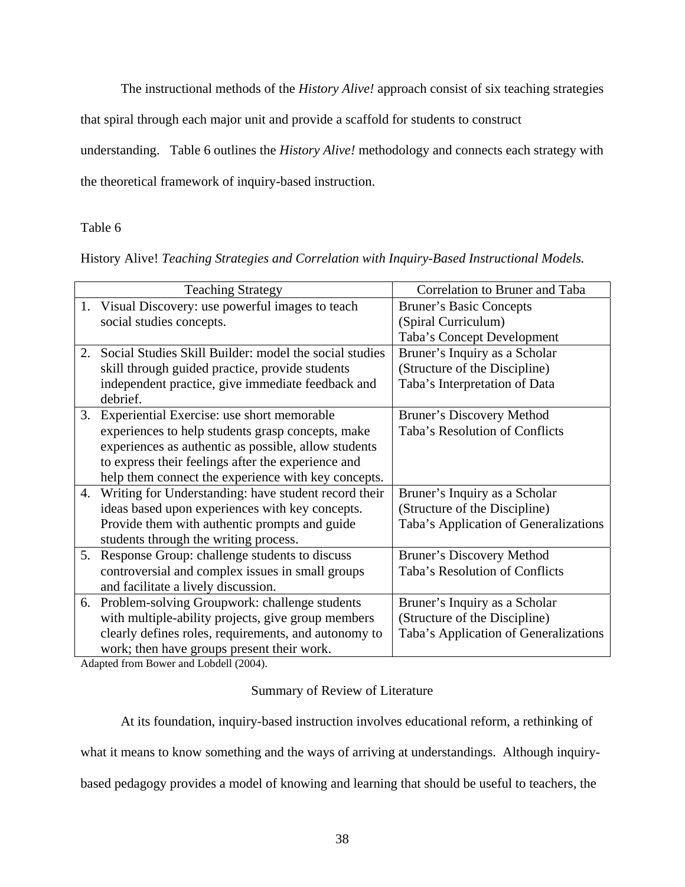The instructional methods of the *History Alive!* approach consist of six teaching strategies that spiral through each major unit and provide a scaffold for students to construct understanding. Table 6 outlines the *History Alive!* methodology and connects each strategy with the theoretical framework of inquiry-based instruction.

Table 6

History Alive! *Teaching Strategies and Correlation with Inquiry-Based Instructional Models.*

| Teaching Strategy | Correlation to Bruner and Taba |
|---|---|
| 1. Visual Discovery: use powerful images to teach social studies concepts. | Bruner's Basic Concepts (Spiral Curriculum) Taba's Concept Development |
| 2. Social Studies Skill Builder: model the social studies skill through guided practice, provide students independent practice, give immediate feedback and debrief. | Bruner's Inquiry as a Scholar (Structure of the Discipline) Taba's Interpretation of Data |
| 3. Experiential Exercise: use short memorable experiences to help students grasp concepts, make experiences as authentic as possible, allow students to express their feelings after the experience and help them connect the experience with key concepts. | Bruner's Discovery Method Taba's Resolution of Conflicts |
| 4. Writing for Understanding: have student record their ideas based upon experiences with key concepts. Provide them with authentic prompts and guide students through the writing process. | Bruner's Inquiry as a Scholar (Structure of the Discipline) Taba's Application of Generalizations |
| 5. Response Group: challenge students to discuss controversial and complex issues in small groups and facilitate a lively discussion. | Bruner's Discovery Method Taba's Resolution of Conflicts |
| 6. Problem-solving Groupwork: challenge students with multiple-ability projects, give group members clearly defines roles, requirements, and autonomy to work; then have groups present their work. | Bruner's Inquiry as a Scholar (Structure of the Discipline) Taba's Application of Generalizations |

Adapted from Bower and Lobdell (2004).

## Summary of Review of Literature

At its foundation, inquiry-based instruction involves educational reform, a rethinking of what it means to know something and the ways of arriving at understandings. Although inquiry-based pedagogy provides a model of knowing and learning that should be useful to teachers, the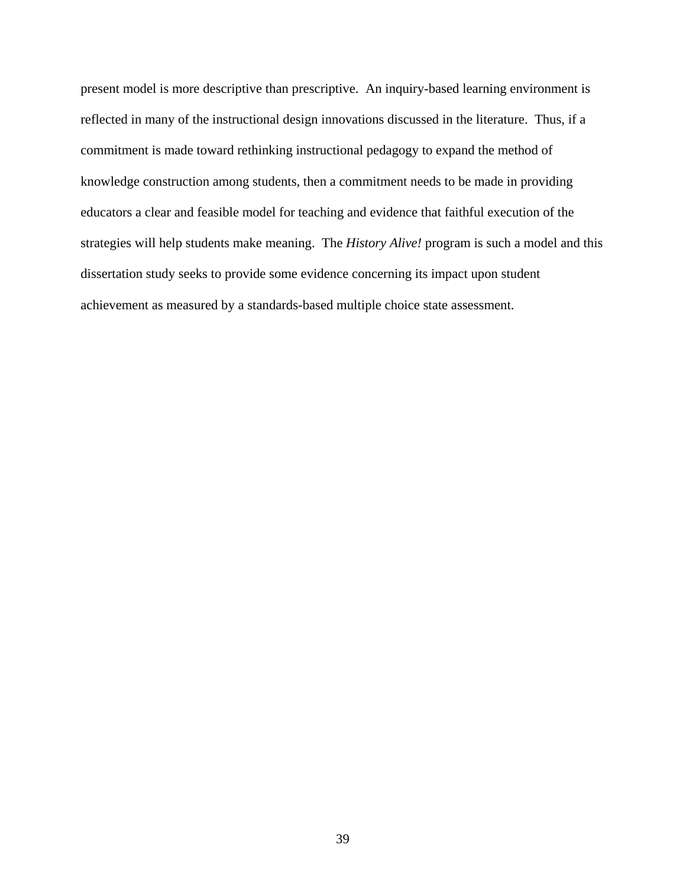present model is more descriptive than prescriptive.  An inquiry-based learning environment is reflected in many of the instructional design innovations discussed in the literature.  Thus, if a commitment is made toward rethinking instructional pedagogy to expand the method of knowledge construction among students, then a commitment needs to be made in providing educators a clear and feasible model for teaching and evidence that faithful execution of the strategies will help students make meaning.  The *History Alive!* program is such a model and this dissertation study seeks to provide some evidence concerning its impact upon student achievement as measured by a standards-based multiple choice state assessment.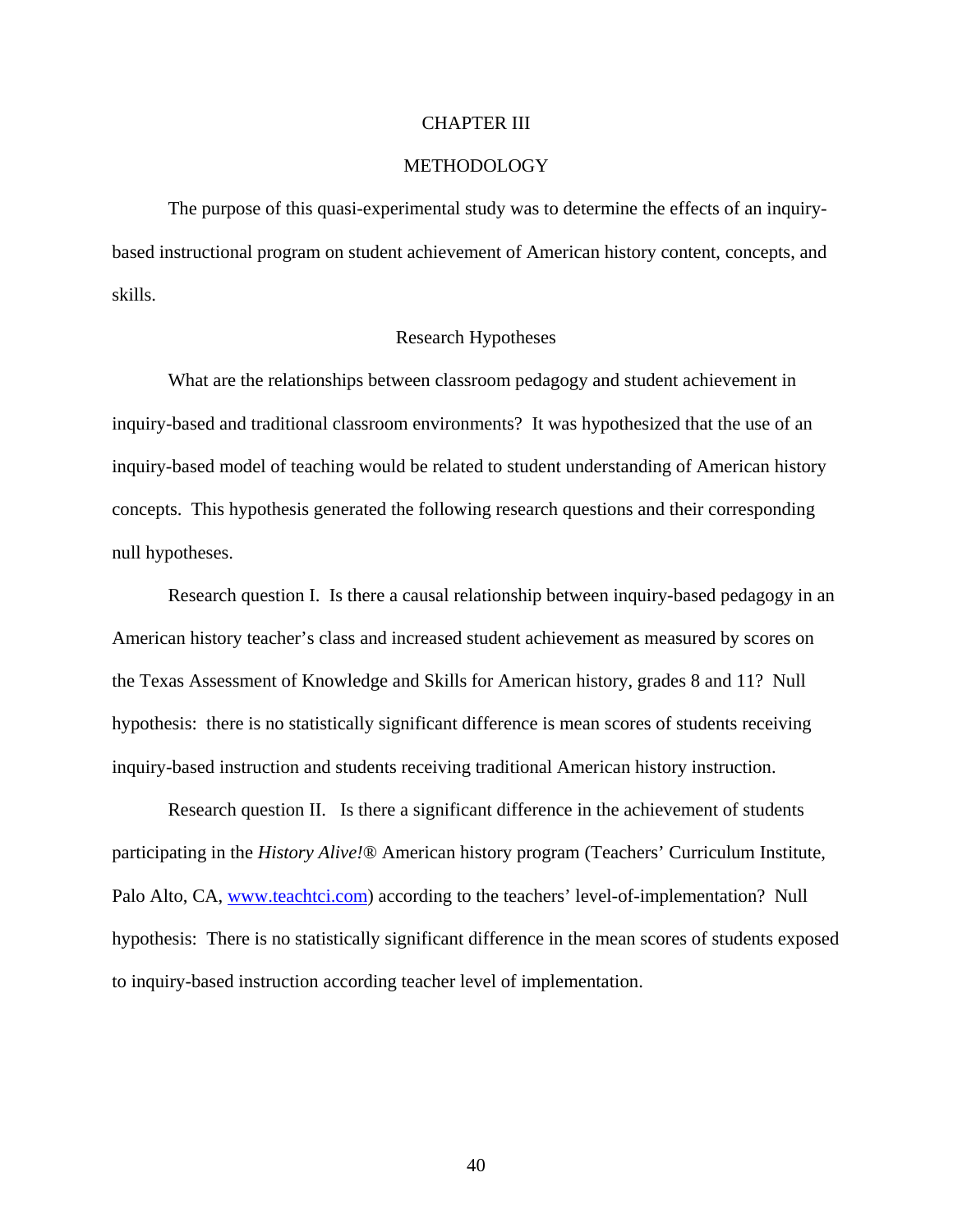# CHAPTER III

# METHODOLOGY

The purpose of this quasi-experimental study was to determine the effects of an inquiry-based instructional program on student achievement of American history content, concepts, and skills.

## Research Hypotheses

What are the relationships between classroom pedagogy and student achievement in inquiry-based and traditional classroom environments? It was hypothesized that the use of an inquiry-based model of teaching would be related to student understanding of American history concepts. This hypothesis generated the following research questions and their corresponding null hypotheses.

Research question I. Is there a causal relationship between inquiry-based pedagogy in an American history teacher's class and increased student achievement as measured by scores on the Texas Assessment of Knowledge and Skills for American history, grades 8 and 11? Null hypothesis: there is no statistically significant difference is mean scores of students receiving inquiry-based instruction and students receiving traditional American history instruction.

Research question II. Is there a significant difference in the achievement of students participating in the *History Alive!*® American history program (Teachers' Curriculum Institute, Palo Alto, CA, www.teachtci.com) according to the teachers' level-of-implementation? Null hypothesis: There is no statistically significant difference in the mean scores of students exposed to inquiry-based instruction according teacher level of implementation.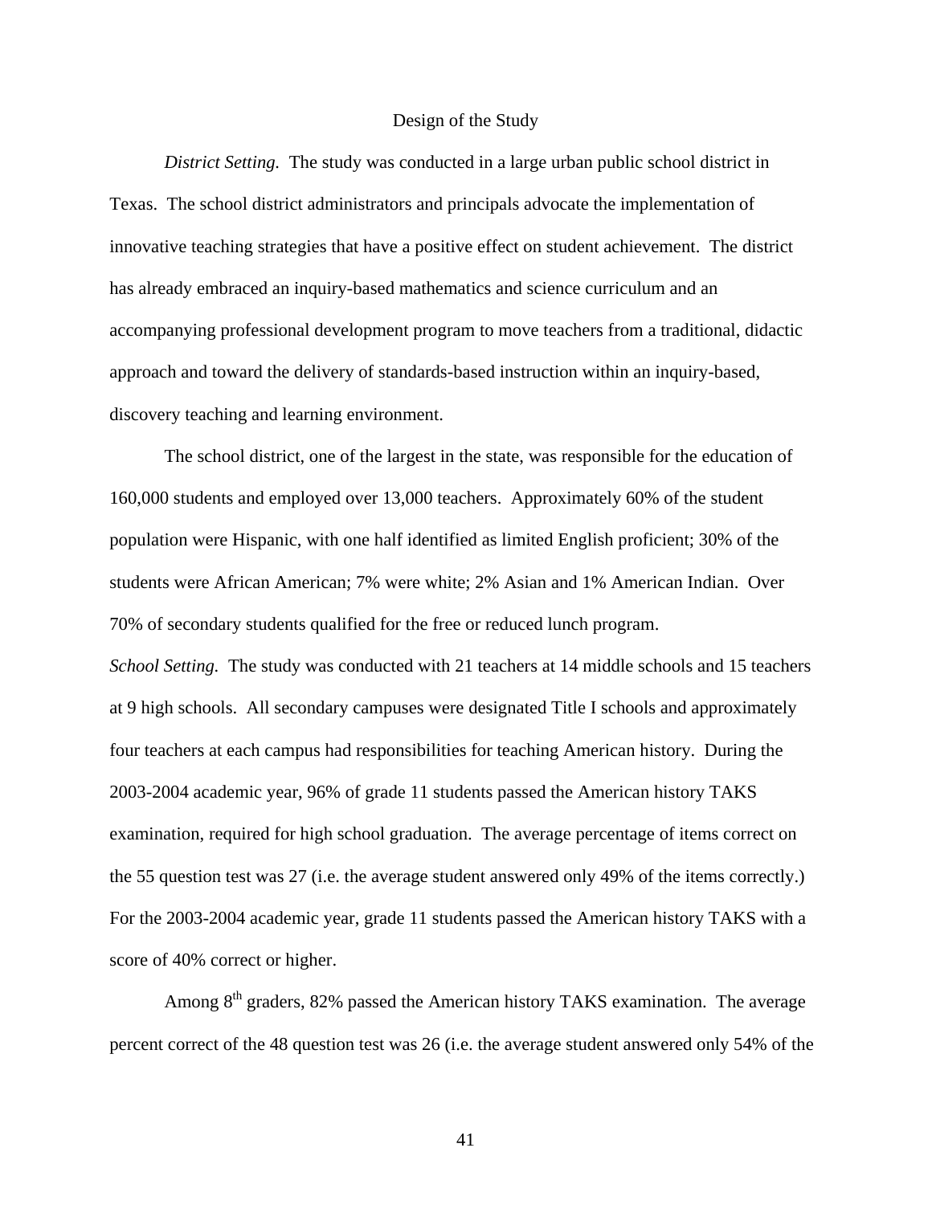## Design of the Study

*District Setting.* The study was conducted in a large urban public school district in Texas. The school district administrators and principals advocate the implementation of innovative teaching strategies that have a positive effect on student achievement. The district has already embraced an inquiry-based mathematics and science curriculum and an accompanying professional development program to move teachers from a traditional, didactic approach and toward the delivery of standards-based instruction within an inquiry-based, discovery teaching and learning environment.

The school district, one of the largest in the state, was responsible for the education of 160,000 students and employed over 13,000 teachers. Approximately 60% of the student population were Hispanic, with one half identified as limited English proficient; 30% of the students were African American; 7% were white; 2% Asian and 1% American Indian. Over 70% of secondary students qualified for the free or reduced lunch program.

*School Setting.* The study was conducted with 21 teachers at 14 middle schools and 15 teachers at 9 high schools. All secondary campuses were designated Title I schools and approximately four teachers at each campus had responsibilities for teaching American history. During the 2003-2004 academic year, 96% of grade 11 students passed the American history TAKS examination, required for high school graduation. The average percentage of items correct on the 55 question test was 27 (i.e. the average student answered only 49% of the items correctly.) For the 2003-2004 academic year, grade 11 students passed the American history TAKS with a score of 40% correct or higher.

Among 8th graders, 82% passed the American history TAKS examination. The average percent correct of the 48 question test was 26 (i.e. the average student answered only 54% of the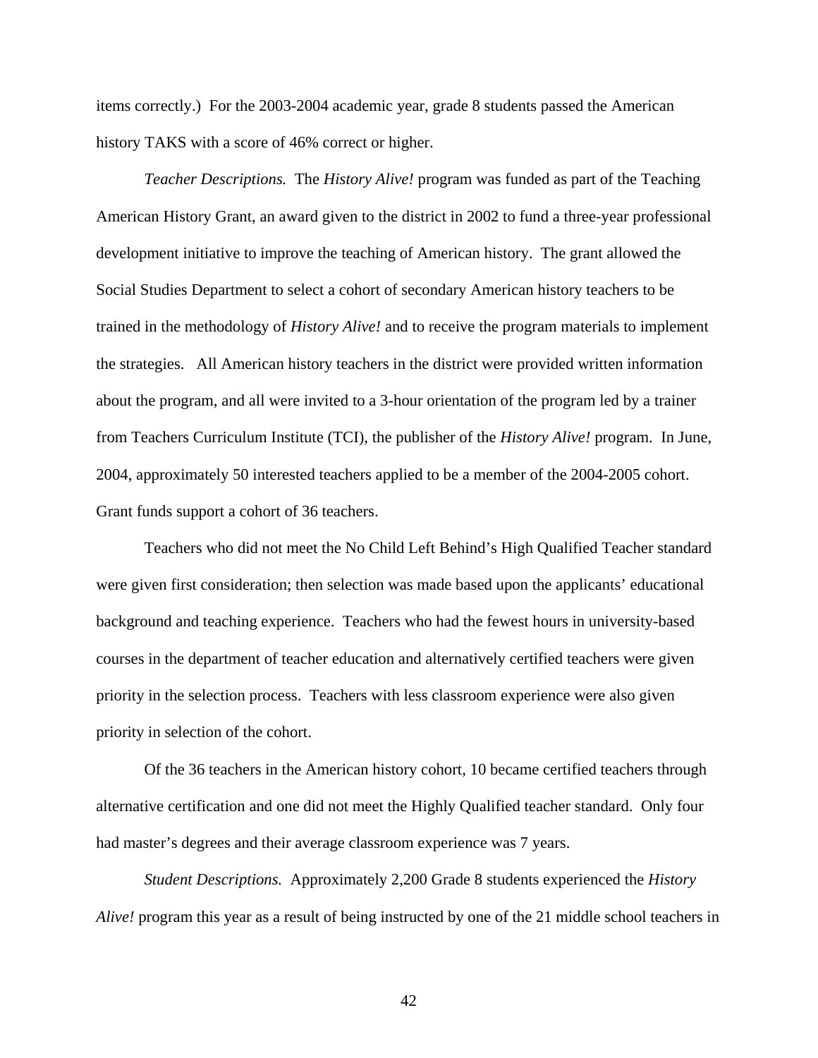items correctly.) For the 2003-2004 academic year, grade 8 students passed the American history TAKS with a score of 46% correct or higher.

*Teacher Descriptions.* The *History Alive!* program was funded as part of the Teaching American History Grant, an award given to the district in 2002 to fund a three-year professional development initiative to improve the teaching of American history. The grant allowed the Social Studies Department to select a cohort of secondary American history teachers to be trained in the methodology of *History Alive!* and to receive the program materials to implement the strategies. All American history teachers in the district were provided written information about the program, and all were invited to a 3-hour orientation of the program led by a trainer from Teachers Curriculum Institute (TCI), the publisher of the *History Alive!* program. In June, 2004, approximately 50 interested teachers applied to be a member of the 2004-2005 cohort. Grant funds support a cohort of 36 teachers.

Teachers who did not meet the No Child Left Behind's High Qualified Teacher standard were given first consideration; then selection was made based upon the applicants' educational background and teaching experience. Teachers who had the fewest hours in university-based courses in the department of teacher education and alternatively certified teachers were given priority in the selection process. Teachers with less classroom experience were also given priority in selection of the cohort.

Of the 36 teachers in the American history cohort, 10 became certified teachers through alternative certification and one did not meet the Highly Qualified teacher standard. Only four had master's degrees and their average classroom experience was 7 years.

*Student Descriptions.* Approximately 2,200 Grade 8 students experienced the *History Alive!* program this year as a result of being instructed by one of the 21 middle school teachers in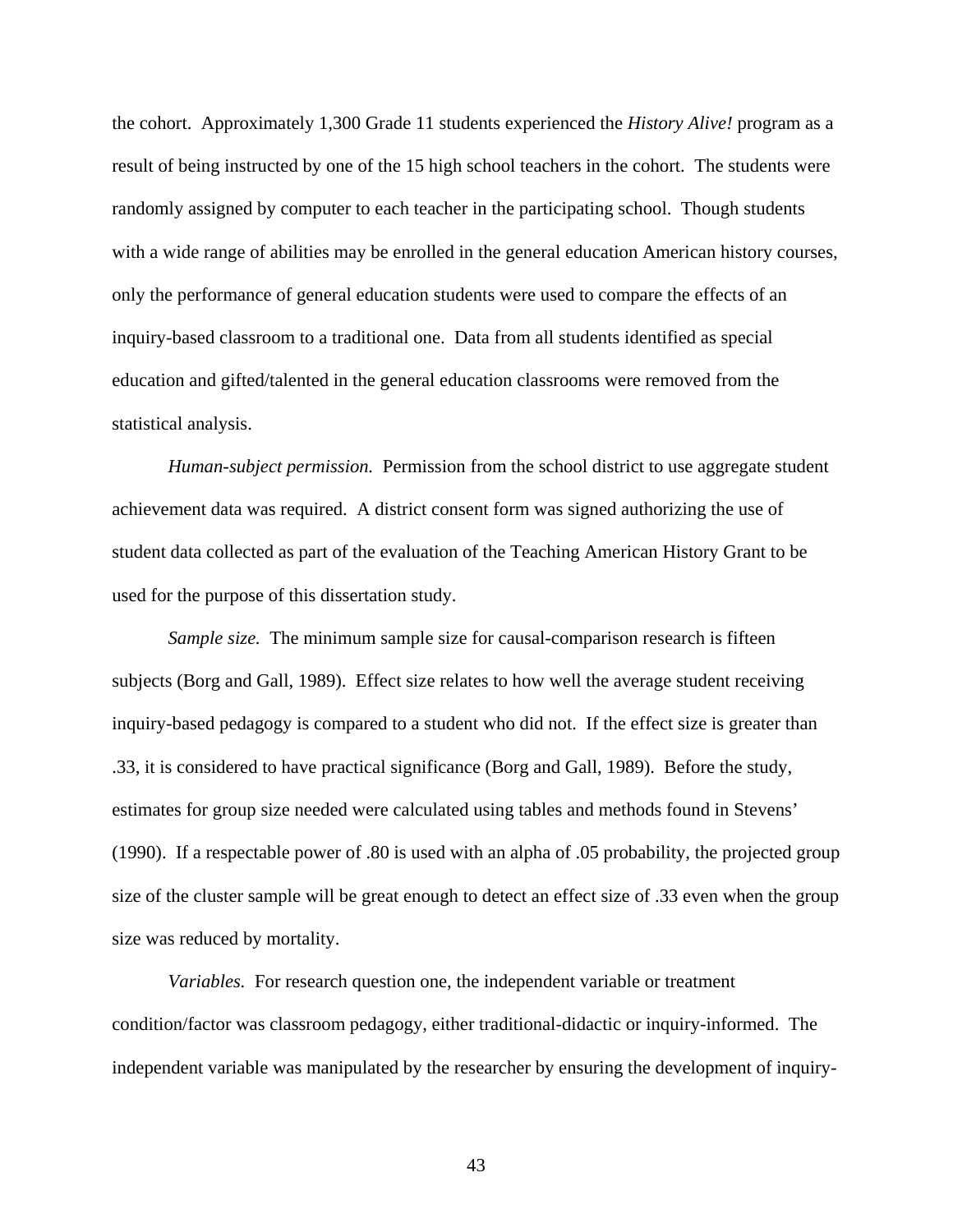the cohort. Approximately 1,300 Grade 11 students experienced the *History Alive!* program as a result of being instructed by one of the 15 high school teachers in the cohort. The students were randomly assigned by computer to each teacher in the participating school. Though students with a wide range of abilities may be enrolled in the general education American history courses, only the performance of general education students were used to compare the effects of an inquiry-based classroom to a traditional one. Data from all students identified as special education and gifted/talented in the general education classrooms were removed from the statistical analysis.

*Human-subject permission.* Permission from the school district to use aggregate student achievement data was required. A district consent form was signed authorizing the use of student data collected as part of the evaluation of the Teaching American History Grant to be used for the purpose of this dissertation study.

*Sample size.* The minimum sample size for causal-comparison research is fifteen subjects (Borg and Gall, 1989). Effect size relates to how well the average student receiving inquiry-based pedagogy is compared to a student who did not. If the effect size is greater than .33, it is considered to have practical significance (Borg and Gall, 1989). Before the study, estimates for group size needed were calculated using tables and methods found in Stevens' (1990). If a respectable power of .80 is used with an alpha of .05 probability, the projected group size of the cluster sample will be great enough to detect an effect size of .33 even when the group size was reduced by mortality.

*Variables.* For research question one, the independent variable or treatment condition/factor was classroom pedagogy, either traditional-didactic or inquiry-informed. The independent variable was manipulated by the researcher by ensuring the development of inquiry-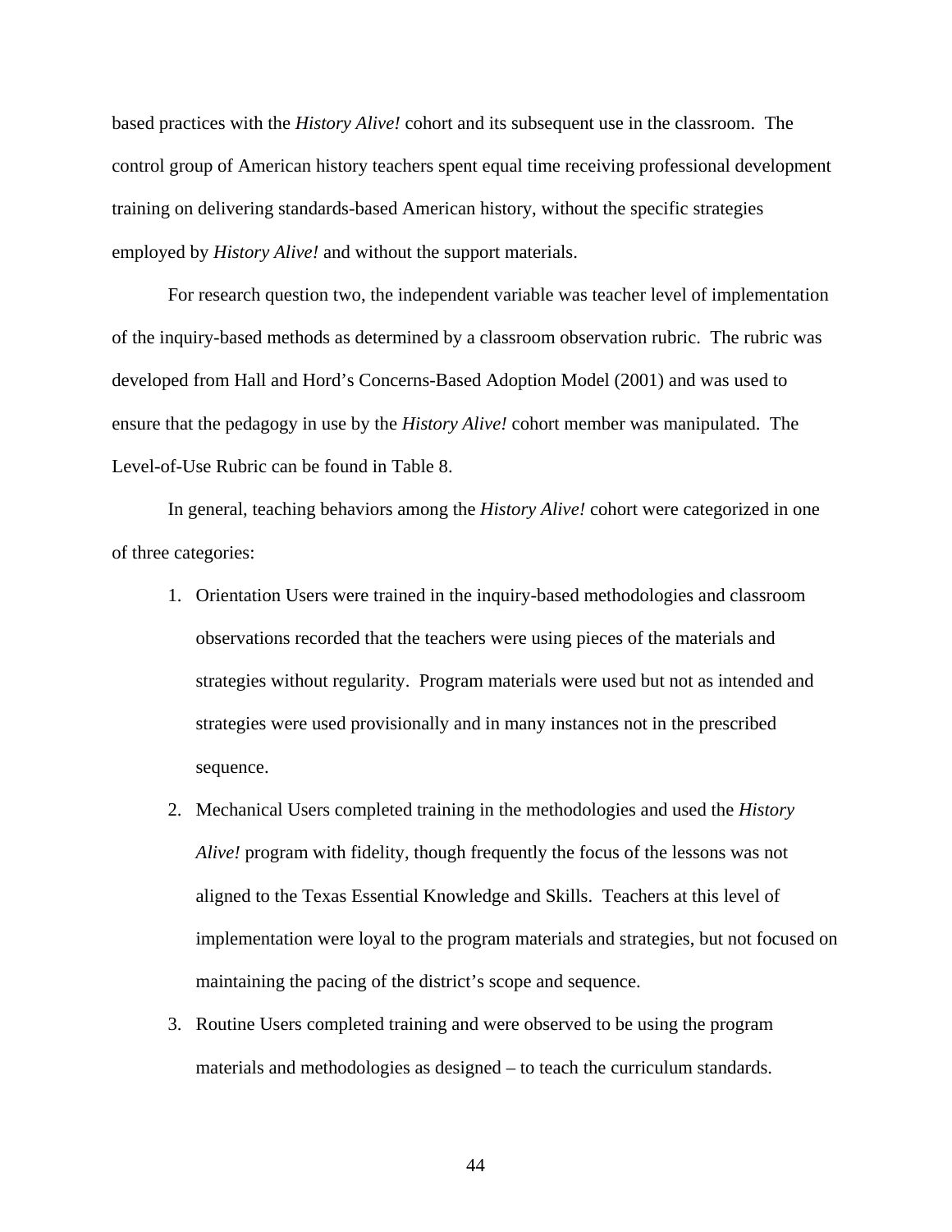based practices with the *History Alive!* cohort and its subsequent use in the classroom. The control group of American history teachers spent equal time receiving professional development training on delivering standards-based American history, without the specific strategies employed by *History Alive!* and without the support materials.

For research question two, the independent variable was teacher level of implementation of the inquiry-based methods as determined by a classroom observation rubric. The rubric was developed from Hall and Hord's Concerns-Based Adoption Model (2001) and was used to ensure that the pedagogy in use by the *History Alive!* cohort member was manipulated. The Level-of-Use Rubric can be found in Table 8.

In general, teaching behaviors among the *History Alive!* cohort were categorized in one of three categories:

1. Orientation Users were trained in the inquiry-based methodologies and classroom observations recorded that the teachers were using pieces of the materials and strategies without regularity. Program materials were used but not as intended and strategies were used provisionally and in many instances not in the prescribed sequence.
2. Mechanical Users completed training in the methodologies and used the *History Alive!* program with fidelity, though frequently the focus of the lessons was not aligned to the Texas Essential Knowledge and Skills. Teachers at this level of implementation were loyal to the program materials and strategies, but not focused on maintaining the pacing of the district's scope and sequence.
3. Routine Users completed training and were observed to be using the program materials and methodologies as designed – to teach the curriculum standards.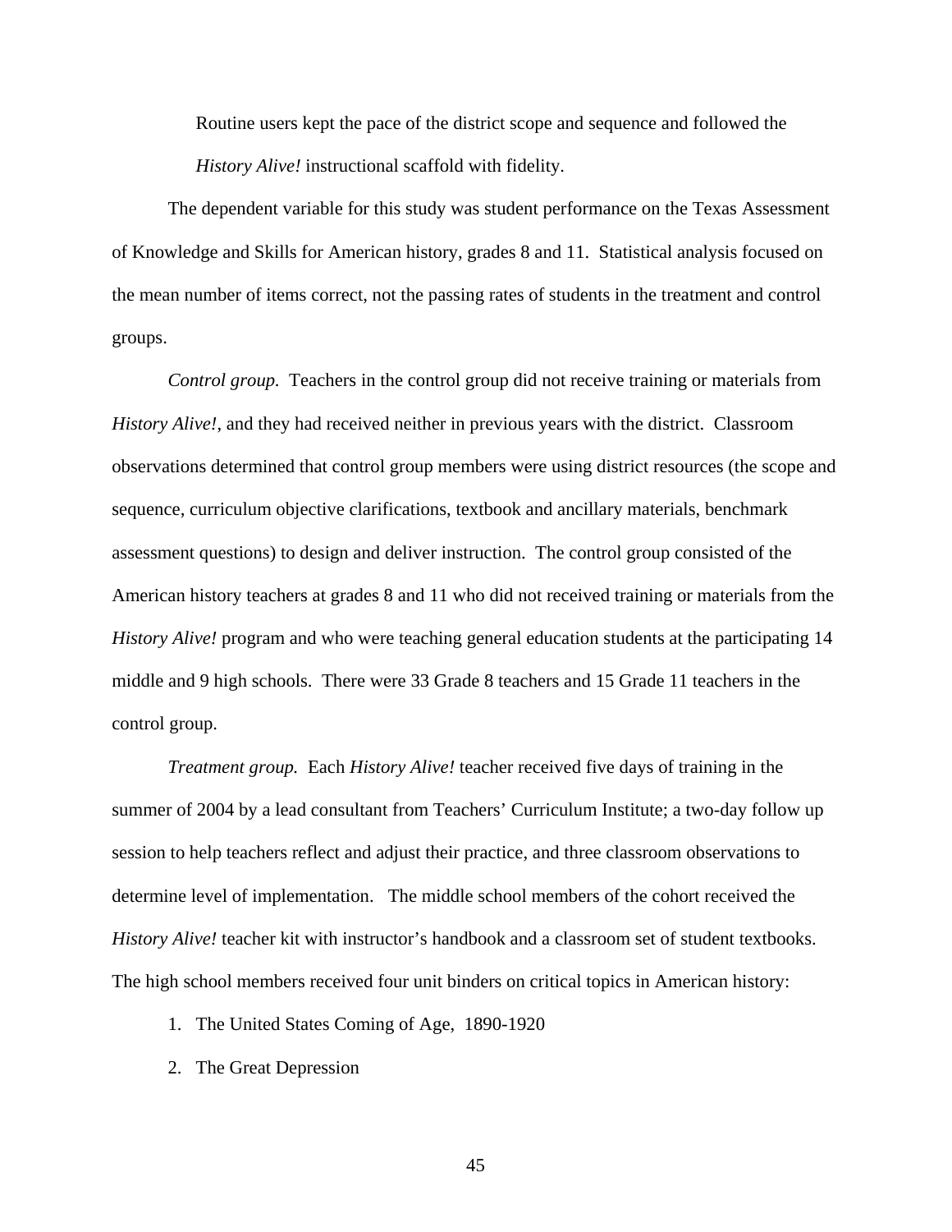Routine users kept the pace of the district scope and sequence and followed the *History Alive!* instructional scaffold with fidelity.

The dependent variable for this study was student performance on the Texas Assessment of Knowledge and Skills for American history, grades 8 and 11. Statistical analysis focused on the mean number of items correct, not the passing rates of students in the treatment and control groups.

*Control group.* Teachers in the control group did not receive training or materials from *History Alive!*, and they had received neither in previous years with the district. Classroom observations determined that control group members were using district resources (the scope and sequence, curriculum objective clarifications, textbook and ancillary materials, benchmark assessment questions) to design and deliver instruction. The control group consisted of the American history teachers at grades 8 and 11 who did not received training or materials from the *History Alive!* program and who were teaching general education students at the participating 14 middle and 9 high schools. There were 33 Grade 8 teachers and 15 Grade 11 teachers in the control group.

*Treatment group.* Each *History Alive!* teacher received five days of training in the summer of 2004 by a lead consultant from Teachers' Curriculum Institute; a two-day follow up session to help teachers reflect and adjust their practice, and three classroom observations to determine level of implementation. The middle school members of the cohort received the *History Alive!* teacher kit with instructor's handbook and a classroom set of student textbooks. The high school members received four unit binders on critical topics in American history:

1. The United States Coming of Age, 1890-1920
2. The Great Depression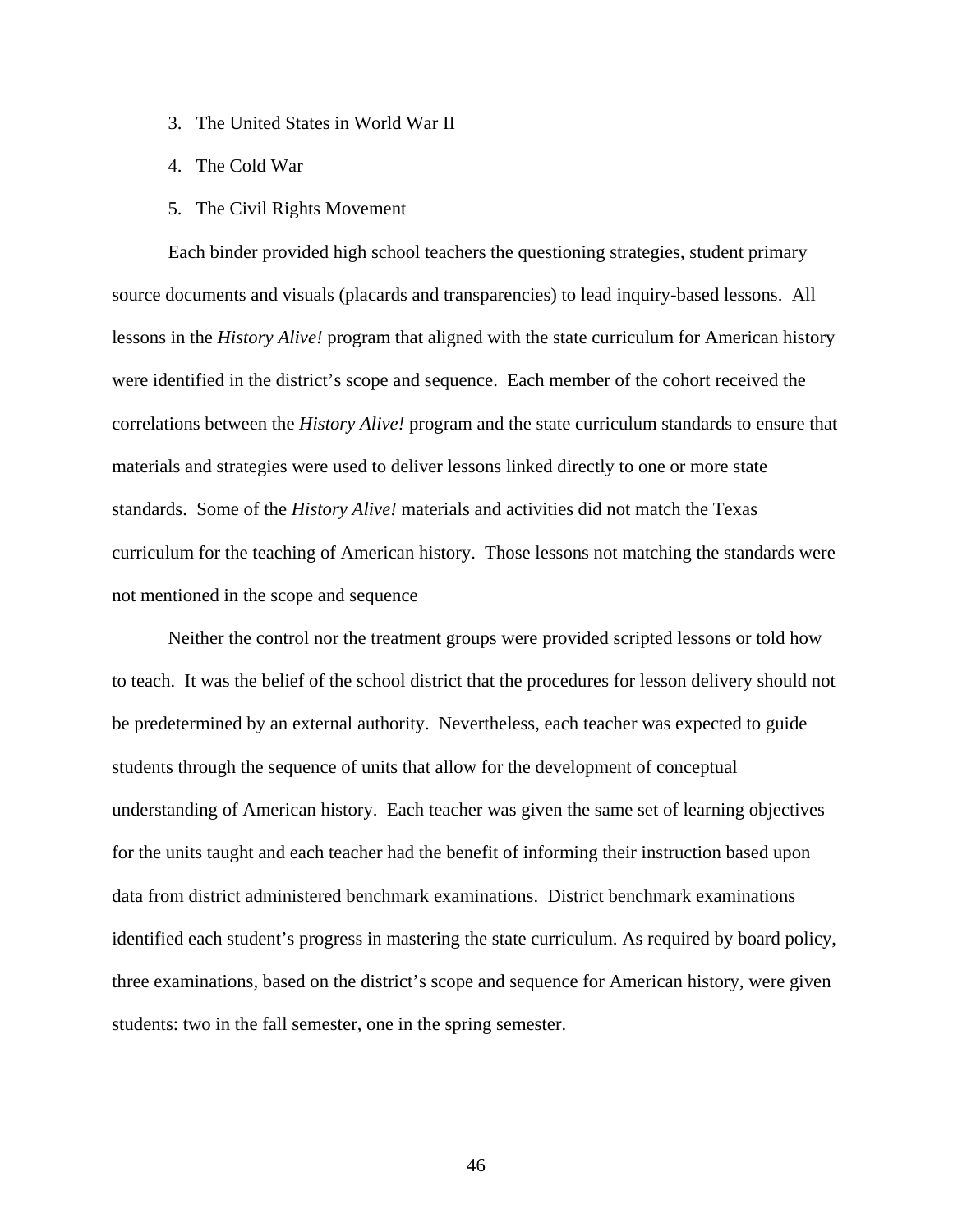3. The United States in World War II
4. The Cold War
5. The Civil Rights Movement

Each binder provided high school teachers the questioning strategies, student primary source documents and visuals (placards and transparencies) to lead inquiry-based lessons. All lessons in the *History Alive!* program that aligned with the state curriculum for American history were identified in the district's scope and sequence. Each member of the cohort received the correlations between the *History Alive!* program and the state curriculum standards to ensure that materials and strategies were used to deliver lessons linked directly to one or more state standards. Some of the *History Alive!* materials and activities did not match the Texas curriculum for the teaching of American history. Those lessons not matching the standards were not mentioned in the scope and sequence

Neither the control nor the treatment groups were provided scripted lessons or told how to teach. It was the belief of the school district that the procedures for lesson delivery should not be predetermined by an external authority. Nevertheless, each teacher was expected to guide students through the sequence of units that allow for the development of conceptual understanding of American history. Each teacher was given the same set of learning objectives for the units taught and each teacher had the benefit of informing their instruction based upon data from district administered benchmark examinations. District benchmark examinations identified each student's progress in mastering the state curriculum. As required by board policy, three examinations, based on the district's scope and sequence for American history, were given students: two in the fall semester, one in the spring semester.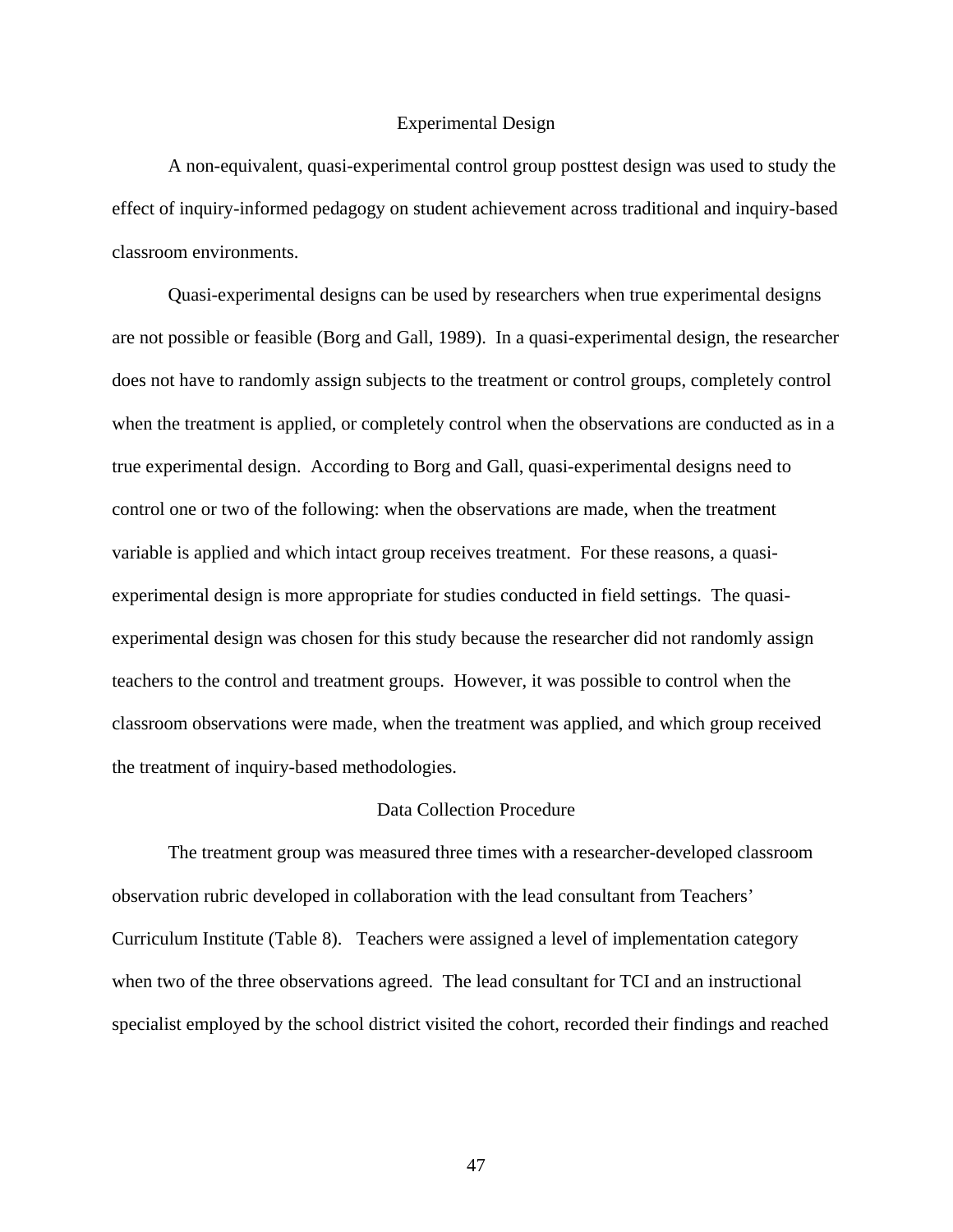## Experimental Design

A non-equivalent, quasi-experimental control group posttest design was used to study the effect of inquiry-informed pedagogy on student achievement across traditional and inquiry-based classroom environments.

Quasi-experimental designs can be used by researchers when true experimental designs are not possible or feasible (Borg and Gall, 1989). In a quasi-experimental design, the researcher does not have to randomly assign subjects to the treatment or control groups, completely control when the treatment is applied, or completely control when the observations are conducted as in a true experimental design. According to Borg and Gall, quasi-experimental designs need to control one or two of the following: when the observations are made, when the treatment variable is applied and which intact group receives treatment. For these reasons, a quasi-experimental design is more appropriate for studies conducted in field settings. The quasi-experimental design was chosen for this study because the researcher did not randomly assign teachers to the control and treatment groups. However, it was possible to control when the classroom observations were made, when the treatment was applied, and which group received the treatment of inquiry-based methodologies.

## Data Collection Procedure

The treatment group was measured three times with a researcher-developed classroom observation rubric developed in collaboration with the lead consultant from Teachers' Curriculum Institute (Table 8). Teachers were assigned a level of implementation category when two of the three observations agreed. The lead consultant for TCI and an instructional specialist employed by the school district visited the cohort, recorded their findings and reached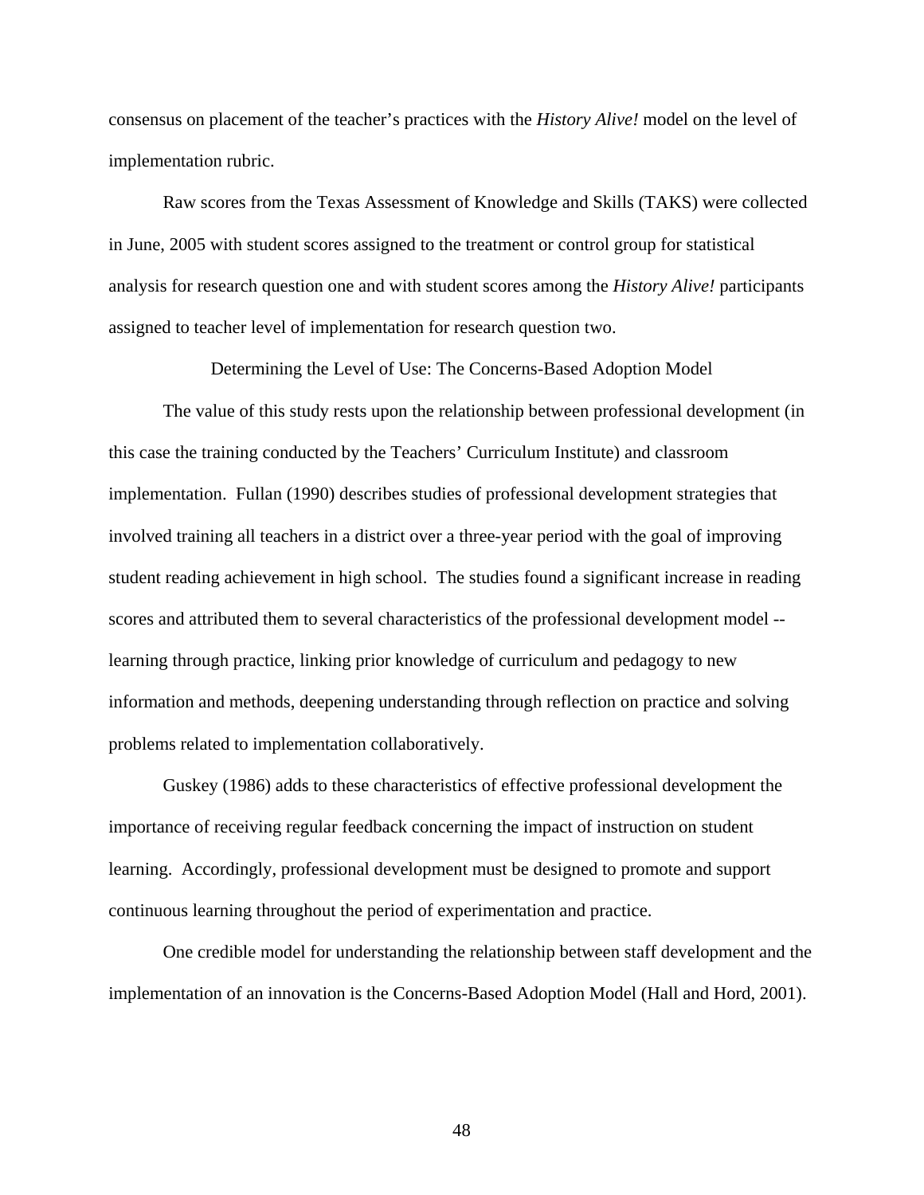consensus on placement of the teacher's practices with the *History Alive!* model on the level of implementation rubric.

Raw scores from the Texas Assessment of Knowledge and Skills (TAKS) were collected in June, 2005 with student scores assigned to the treatment or control group for statistical analysis for research question one and with student scores among the *History Alive!* participants assigned to teacher level of implementation for research question two.

## Determining the Level of Use: The Concerns-Based Adoption Model

The value of this study rests upon the relationship between professional development (in this case the training conducted by the Teachers' Curriculum Institute) and classroom implementation. Fullan (1990) describes studies of professional development strategies that involved training all teachers in a district over a three-year period with the goal of improving student reading achievement in high school. The studies found a significant increase in reading scores and attributed them to several characteristics of the professional development model -- learning through practice, linking prior knowledge of curriculum and pedagogy to new information and methods, deepening understanding through reflection on practice and solving problems related to implementation collaboratively.

Guskey (1986) adds to these characteristics of effective professional development the importance of receiving regular feedback concerning the impact of instruction on student learning. Accordingly, professional development must be designed to promote and support continuous learning throughout the period of experimentation and practice.

One credible model for understanding the relationship between staff development and the implementation of an innovation is the Concerns-Based Adoption Model (Hall and Hord, 2001).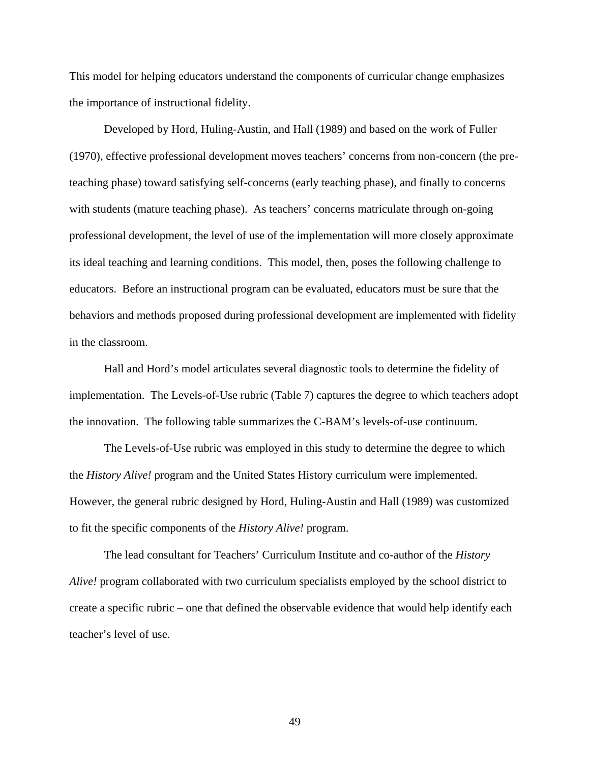This model for helping educators understand the components of curricular change emphasizes the importance of instructional fidelity.

Developed by Hord, Huling-Austin, and Hall (1989) and based on the work of Fuller (1970), effective professional development moves teachers' concerns from non-concern (the pre-teaching phase) toward satisfying self-concerns (early teaching phase), and finally to concerns with students (mature teaching phase). As teachers' concerns matriculate through on-going professional development, the level of use of the implementation will more closely approximate its ideal teaching and learning conditions. This model, then, poses the following challenge to educators. Before an instructional program can be evaluated, educators must be sure that the behaviors and methods proposed during professional development are implemented with fidelity in the classroom.

Hall and Hord's model articulates several diagnostic tools to determine the fidelity of implementation. The Levels-of-Use rubric (Table 7) captures the degree to which teachers adopt the innovation. The following table summarizes the C-BAM's levels-of-use continuum.

The Levels-of-Use rubric was employed in this study to determine the degree to which the *History Alive!* program and the United States History curriculum were implemented. However, the general rubric designed by Hord, Huling-Austin and Hall (1989) was customized to fit the specific components of the *History Alive!* program.

The lead consultant for Teachers' Curriculum Institute and co-author of the *History Alive!* program collaborated with two curriculum specialists employed by the school district to create a specific rubric – one that defined the observable evidence that would help identify each teacher's level of use.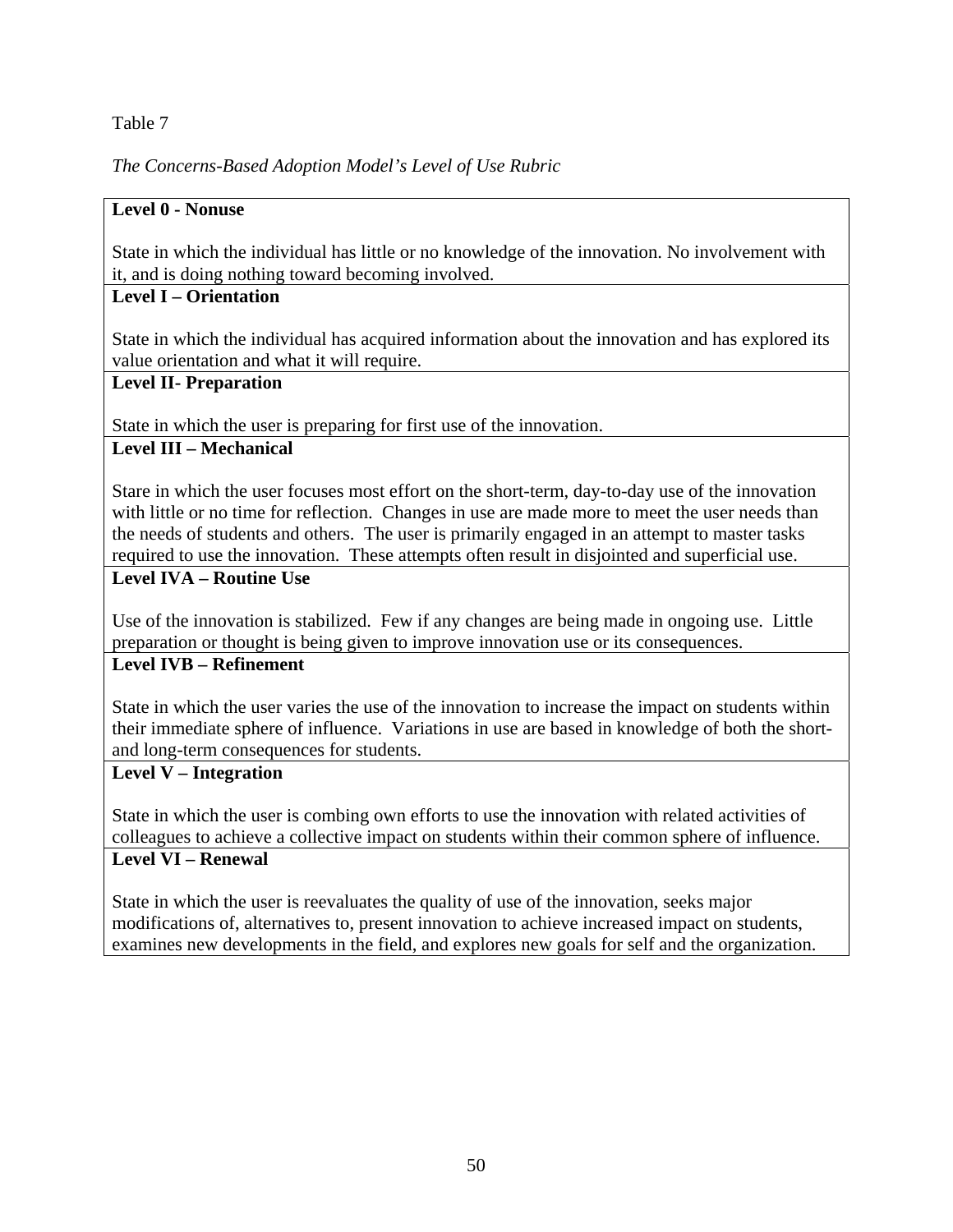Table 7

*The Concerns-Based Adoption Model's Level of Use Rubric*

| **Level 0 - Nonuse**<br><br>State in which the individual has little or no knowledge of the innovation. No involvement with it, and is doing nothing toward becoming involved. |
|---|
| **Level I – Orientation**<br><br>State in which the individual has acquired information about the innovation and has explored its value orientation and what it will require. |
| **Level II- Preparation**<br><br>State in which the user is preparing for first use of the innovation. |
| **Level III – Mechanical**<br><br>Stare in which the user focuses most effort on the short-term, day-to-day use of the innovation with little or no time for reflection. Changes in use are made more to meet the user needs than the needs of students and others. The user is primarily engaged in an attempt to master tasks required to use the innovation. These attempts often result in disjointed and superficial use. |
| **Level IVA – Routine Use**<br><br>Use of the innovation is stabilized. Few if any changes are being made in ongoing use. Little preparation or thought is being given to improve innovation use or its consequences. |
| **Level IVB – Refinement**<br><br>State in which the user varies the use of the innovation to increase the impact on students within their immediate sphere of influence. Variations in use are based in knowledge of both the short- and long-term consequences for students. |
| **Level V – Integration**<br><br>State in which the user is combing own efforts to use the innovation with related activities of colleagues to achieve a collective impact on students within their common sphere of influence. |
| **Level VI – Renewal**<br><br>State in which the user is reevaluates the quality of use of the innovation, seeks major modifications of, alternatives to, present innovation to achieve increased impact on students, examines new developments in the field, and explores new goals for self and the organization. |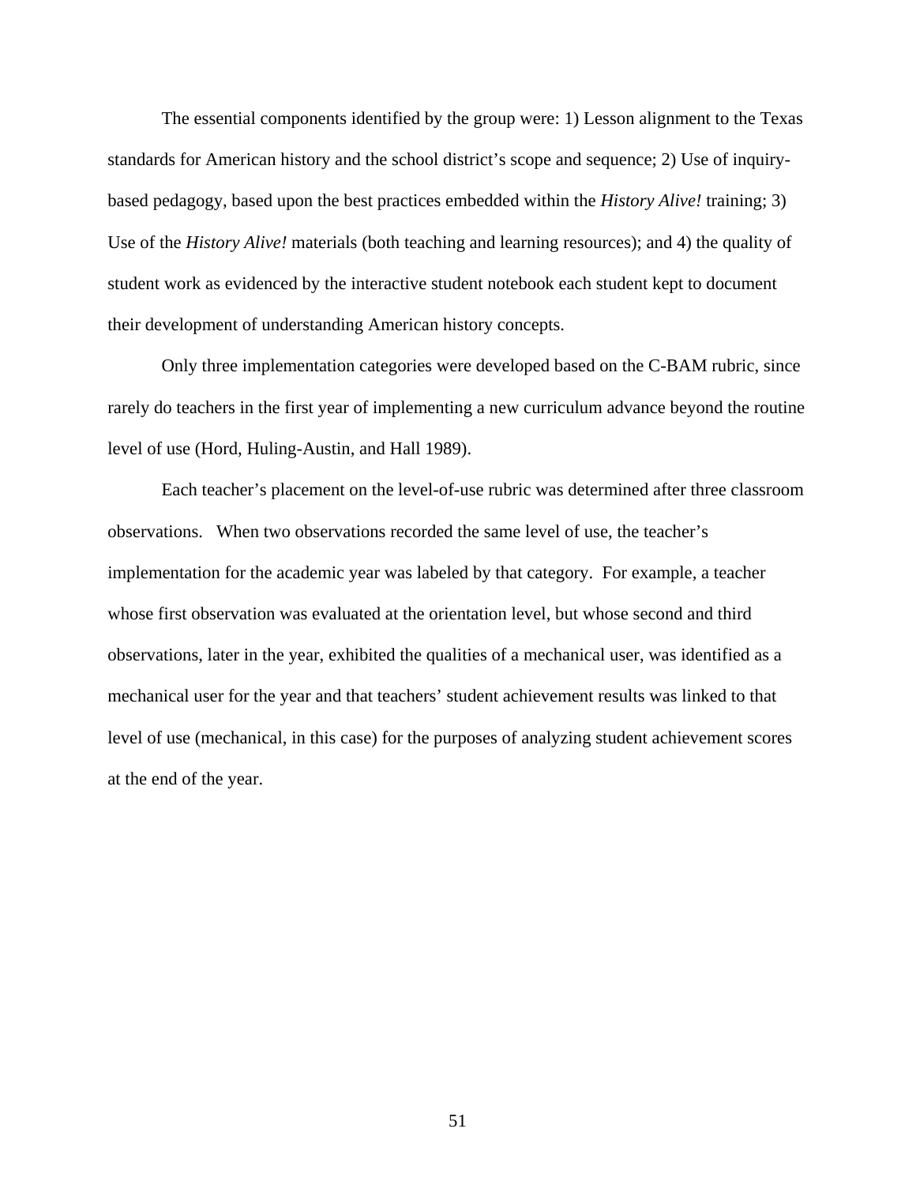The essential components identified by the group were: 1) Lesson alignment to the Texas standards for American history and the school district's scope and sequence; 2) Use of inquiry-based pedagogy, based upon the best practices embedded within the *History Alive!* training; 3) Use of the *History Alive!* materials (both teaching and learning resources); and 4) the quality of student work as evidenced by the interactive student notebook each student kept to document their development of understanding American history concepts.

Only three implementation categories were developed based on the C-BAM rubric, since rarely do teachers in the first year of implementing a new curriculum advance beyond the routine level of use (Hord, Huling-Austin, and Hall 1989).

Each teacher's placement on the level-of-use rubric was determined after three classroom observations. When two observations recorded the same level of use, the teacher's implementation for the academic year was labeled by that category. For example, a teacher whose first observation was evaluated at the orientation level, but whose second and third observations, later in the year, exhibited the qualities of a mechanical user, was identified as a mechanical user for the year and that teachers' student achievement results was linked to that level of use (mechanical, in this case) for the purposes of analyzing student achievement scores at the end of the year.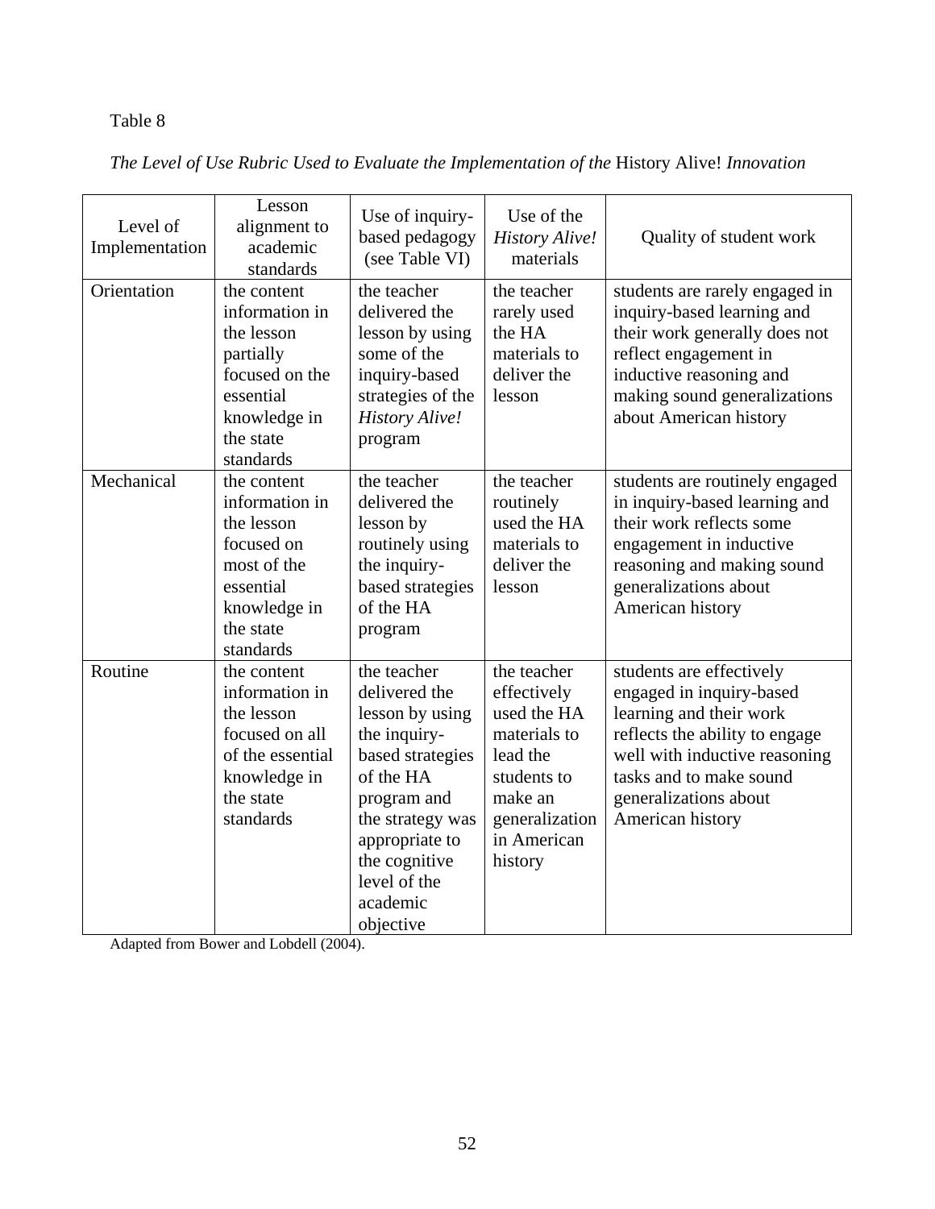Table 8

*The Level of Use Rubric Used to Evaluate the Implementation of the* History Alive! *Innovation*

| Level of Implementation | Lesson alignment to academic standards | Use of inquiry-based pedagogy (see Table VI) | Use of the *History Alive!* materials | Quality of student work |
|---|---|---|---|---|
| Orientation | the content information in the lesson partially focused on the essential knowledge in the state standards | the teacher delivered the lesson by using some of the inquiry-based strategies of the *History Alive!* program | the teacher rarely used the HA materials to deliver the lesson | students are rarely engaged in inquiry-based learning and their work generally does not reflect engagement in inductive reasoning and making sound generalizations about American history |
| Mechanical | the content information in the lesson focused on most of the essential knowledge in the state standards | the teacher delivered the lesson by routinely using the inquiry-based strategies of the HA program | the teacher routinely used the HA materials to deliver the lesson | students are routinely engaged in inquiry-based learning and their work reflects some engagement in inductive reasoning and making sound generalizations about American history |
| Routine | the content information in the lesson focused on all of the essential knowledge in the state standards | the teacher delivered the lesson by using the inquiry-based strategies of the HA program and the strategy was appropriate to the cognitive level of the academic objective | the teacher effectively used the HA materials to lead the students to make an generalization in American history | students are effectively engaged in inquiry-based learning and their work reflects the ability to engage well with inductive reasoning tasks and to make sound generalizations about American history |

Adapted from Bower and Lobdell (2004).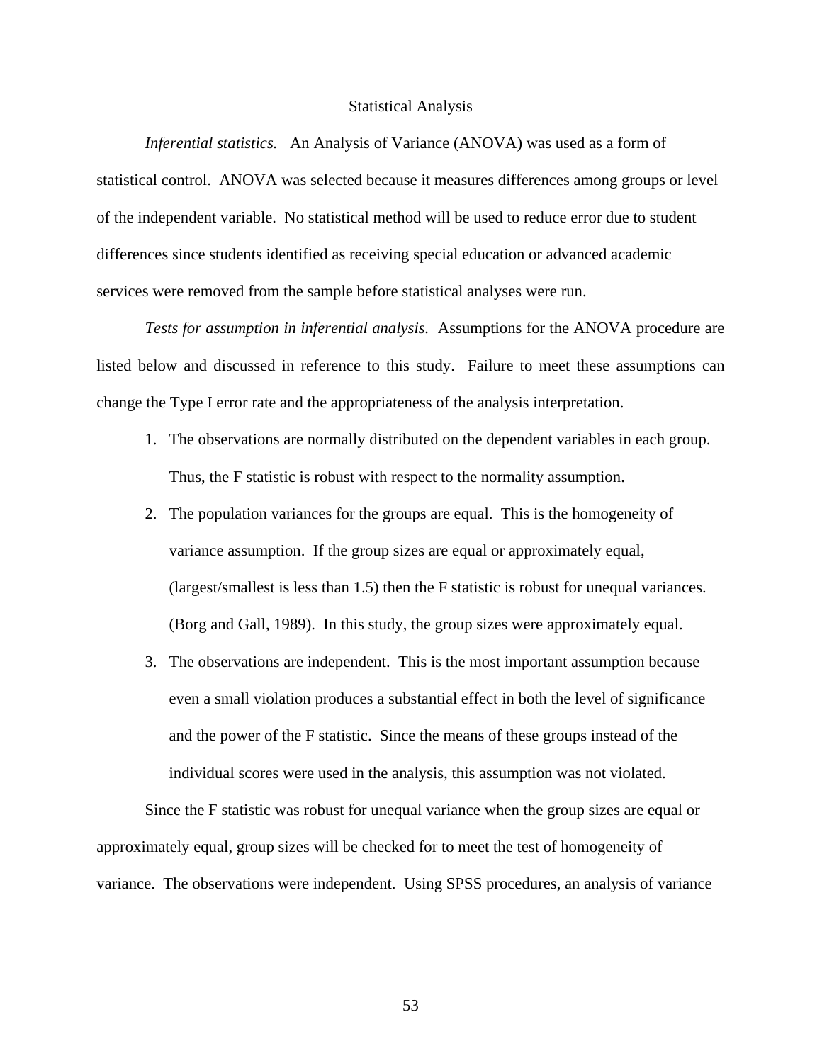## Statistical Analysis

*Inferential statistics.* An Analysis of Variance (ANOVA) was used as a form of statistical control. ANOVA was selected because it measures differences among groups or level of the independent variable. No statistical method will be used to reduce error due to student differences since students identified as receiving special education or advanced academic services were removed from the sample before statistical analyses were run.

*Tests for assumption in inferential analysis.* Assumptions for the ANOVA procedure are listed below and discussed in reference to this study. Failure to meet these assumptions can change the Type I error rate and the appropriateness of the analysis interpretation.

1. The observations are normally distributed on the dependent variables in each group. Thus, the F statistic is robust with respect to the normality assumption.
2. The population variances for the groups are equal. This is the homogeneity of variance assumption. If the group sizes are equal or approximately equal, (largest/smallest is less than 1.5) then the F statistic is robust for unequal variances. (Borg and Gall, 1989). In this study, the group sizes were approximately equal.
3. The observations are independent. This is the most important assumption because even a small violation produces a substantial effect in both the level of significance and the power of the F statistic. Since the means of these groups instead of the individual scores were used in the analysis, this assumption was not violated.

Since the F statistic was robust for unequal variance when the group sizes are equal or approximately equal, group sizes will be checked for to meet the test of homogeneity of variance. The observations were independent. Using SPSS procedures, an analysis of variance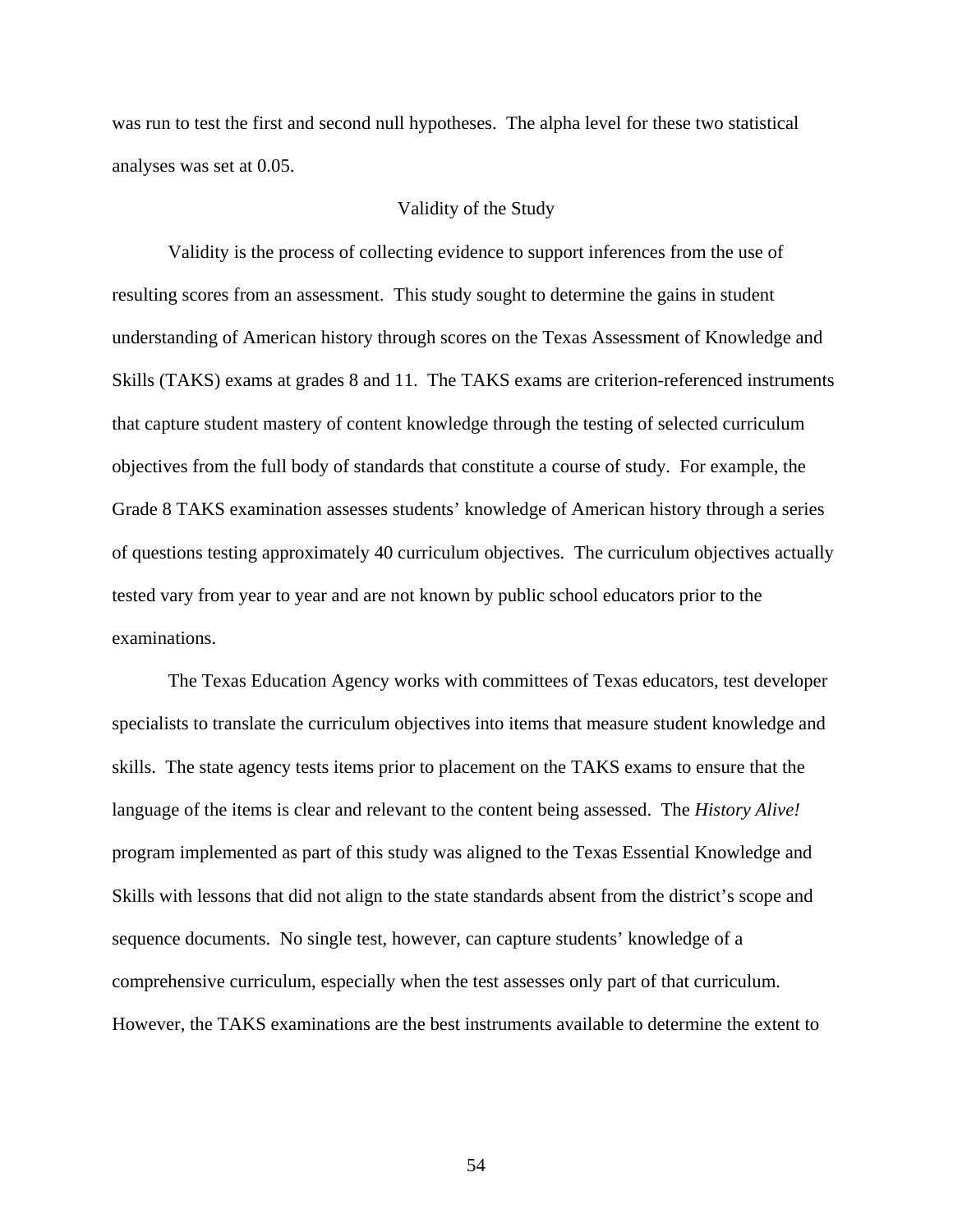was run to test the first and second null hypotheses. The alpha level for these two statistical analyses was set at 0.05.

## Validity of the Study

Validity is the process of collecting evidence to support inferences from the use of resulting scores from an assessment. This study sought to determine the gains in student understanding of American history through scores on the Texas Assessment of Knowledge and Skills (TAKS) exams at grades 8 and 11. The TAKS exams are criterion-referenced instruments that capture student mastery of content knowledge through the testing of selected curriculum objectives from the full body of standards that constitute a course of study. For example, the Grade 8 TAKS examination assesses students' knowledge of American history through a series of questions testing approximately 40 curriculum objectives. The curriculum objectives actually tested vary from year to year and are not known by public school educators prior to the examinations.

The Texas Education Agency works with committees of Texas educators, test developer specialists to translate the curriculum objectives into items that measure student knowledge and skills. The state agency tests items prior to placement on the TAKS exams to ensure that the language of the items is clear and relevant to the content being assessed. The *History Alive!* program implemented as part of this study was aligned to the Texas Essential Knowledge and Skills with lessons that did not align to the state standards absent from the district's scope and sequence documents. No single test, however, can capture students' knowledge of a comprehensive curriculum, especially when the test assesses only part of that curriculum. However, the TAKS examinations are the best instruments available to determine the extent to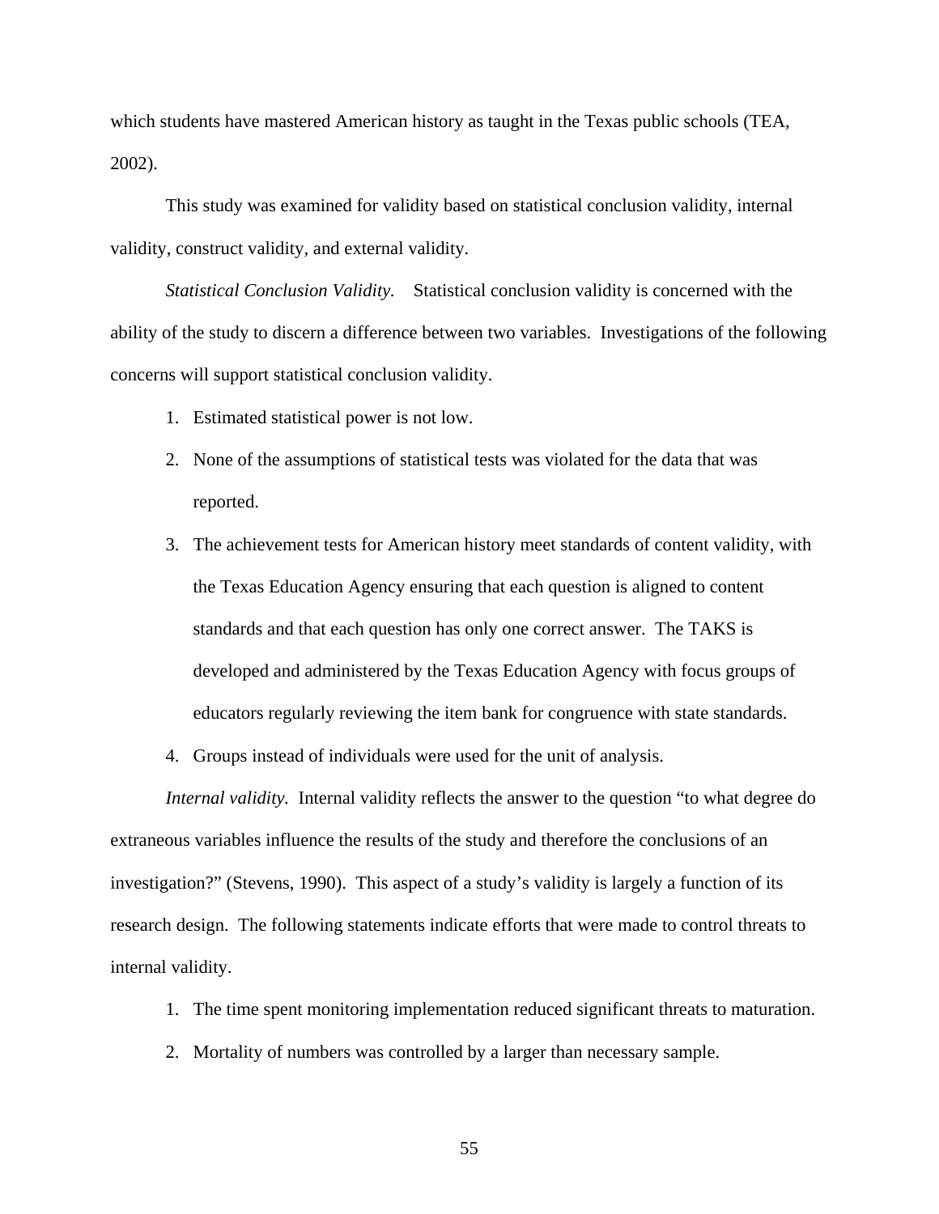which students have mastered American history as taught in the Texas public schools (TEA, 2002).

This study was examined for validity based on statistical conclusion validity, internal validity, construct validity, and external validity.

*Statistical Conclusion Validity.* Statistical conclusion validity is concerned with the ability of the study to discern a difference between two variables. Investigations of the following concerns will support statistical conclusion validity.

1. Estimated statistical power is not low.
2. None of the assumptions of statistical tests was violated for the data that was reported.
3. The achievement tests for American history meet standards of content validity, with the Texas Education Agency ensuring that each question is aligned to content standards and that each question has only one correct answer. The TAKS is developed and administered by the Texas Education Agency with focus groups of educators regularly reviewing the item bank for congruence with state standards.
4. Groups instead of individuals were used for the unit of analysis.

*Internal validity.* Internal validity reflects the answer to the question "to what degree do extraneous variables influence the results of the study and therefore the conclusions of an investigation?" (Stevens, 1990). This aspect of a study's validity is largely a function of its research design. The following statements indicate efforts that were made to control threats to internal validity.

1. The time spent monitoring implementation reduced significant threats to maturation.
2. Mortality of numbers was controlled by a larger than necessary sample.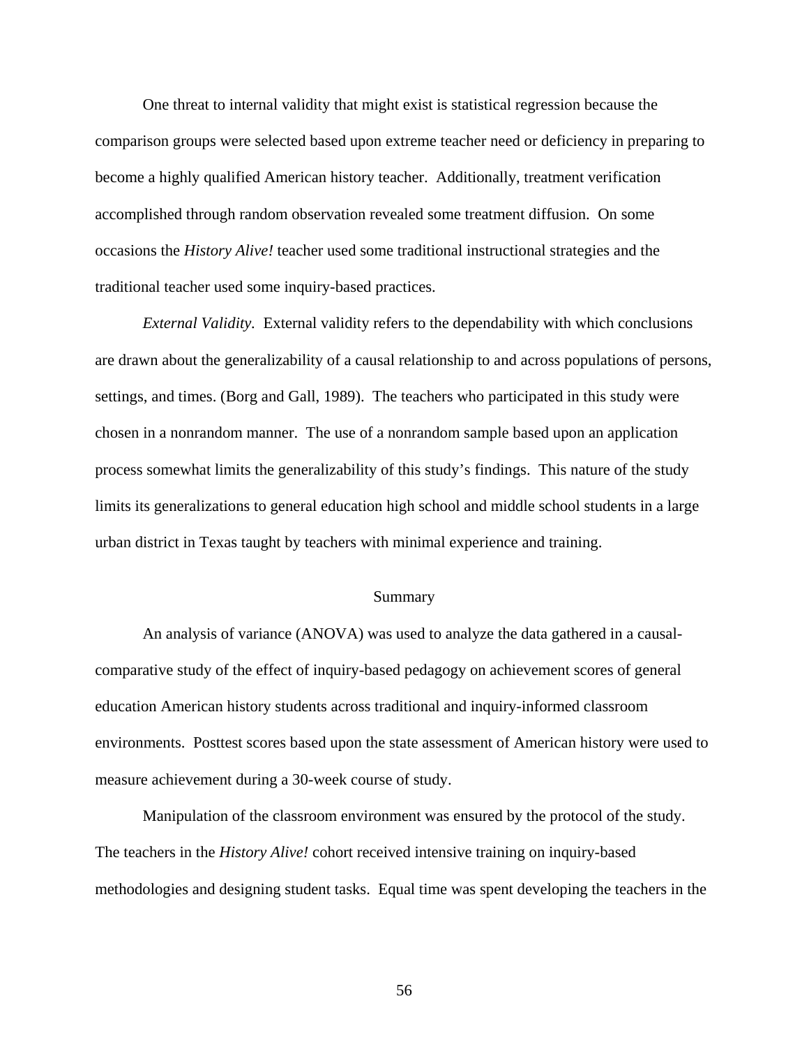One threat to internal validity that might exist is statistical regression because the comparison groups were selected based upon extreme teacher need or deficiency in preparing to become a highly qualified American history teacher. Additionally, treatment verification accomplished through random observation revealed some treatment diffusion. On some occasions the *History Alive!* teacher used some traditional instructional strategies and the traditional teacher used some inquiry-based practices.

*External Validity*. External validity refers to the dependability with which conclusions are drawn about the generalizability of a causal relationship to and across populations of persons, settings, and times. (Borg and Gall, 1989). The teachers who participated in this study were chosen in a nonrandom manner. The use of a nonrandom sample based upon an application process somewhat limits the generalizability of this study's findings. This nature of the study limits its generalizations to general education high school and middle school students in a large urban district in Texas taught by teachers with minimal experience and training.

## Summary

An analysis of variance (ANOVA) was used to analyze the data gathered in a causal-comparative study of the effect of inquiry-based pedagogy on achievement scores of general education American history students across traditional and inquiry-informed classroom environments. Posttest scores based upon the state assessment of American history were used to measure achievement during a 30-week course of study.

Manipulation of the classroom environment was ensured by the protocol of the study. The teachers in the *History Alive!* cohort received intensive training on inquiry-based methodologies and designing student tasks. Equal time was spent developing the teachers in the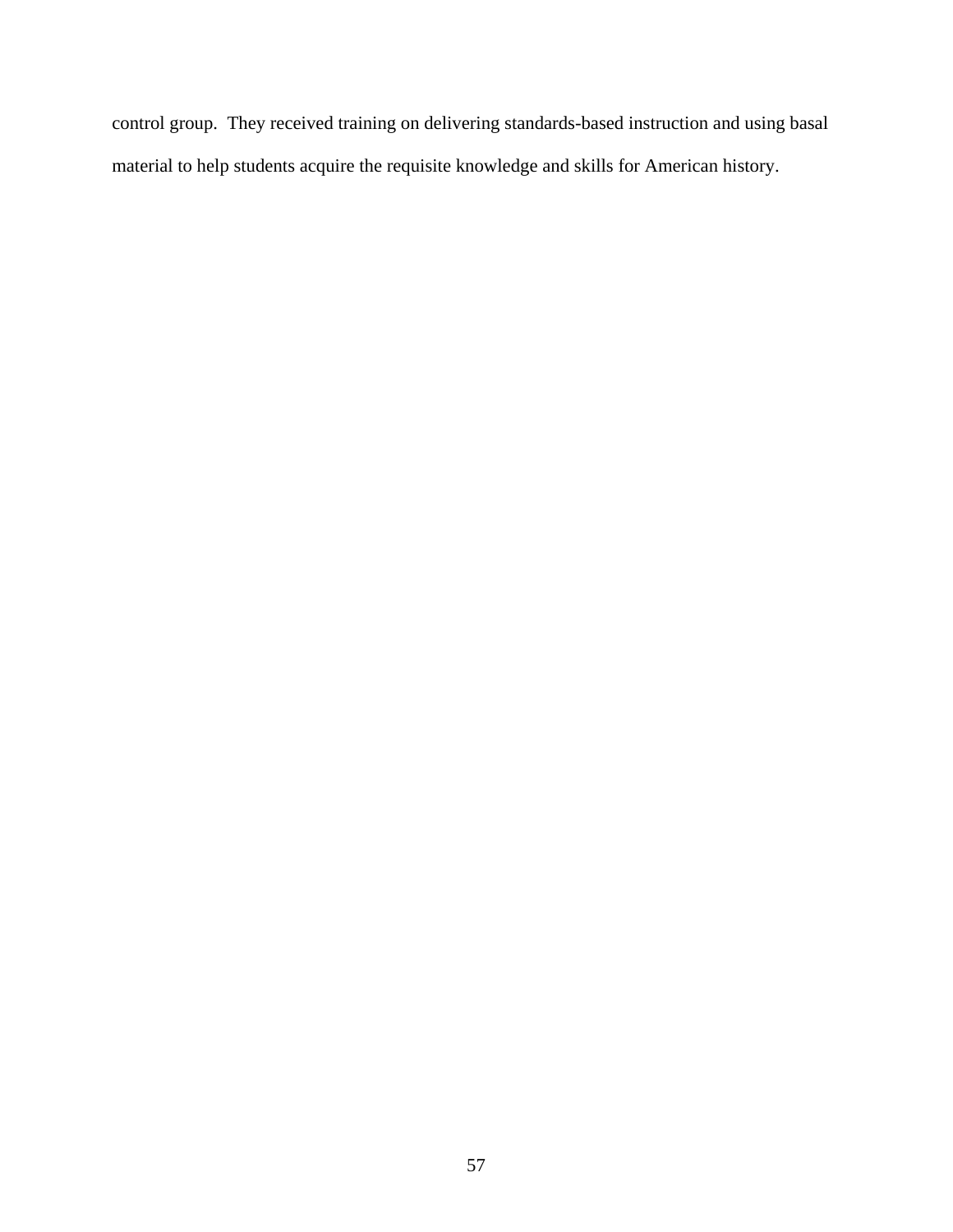control group.  They received training on delivering standards-based instruction and using basal material to help students acquire the requisite knowledge and skills for American history.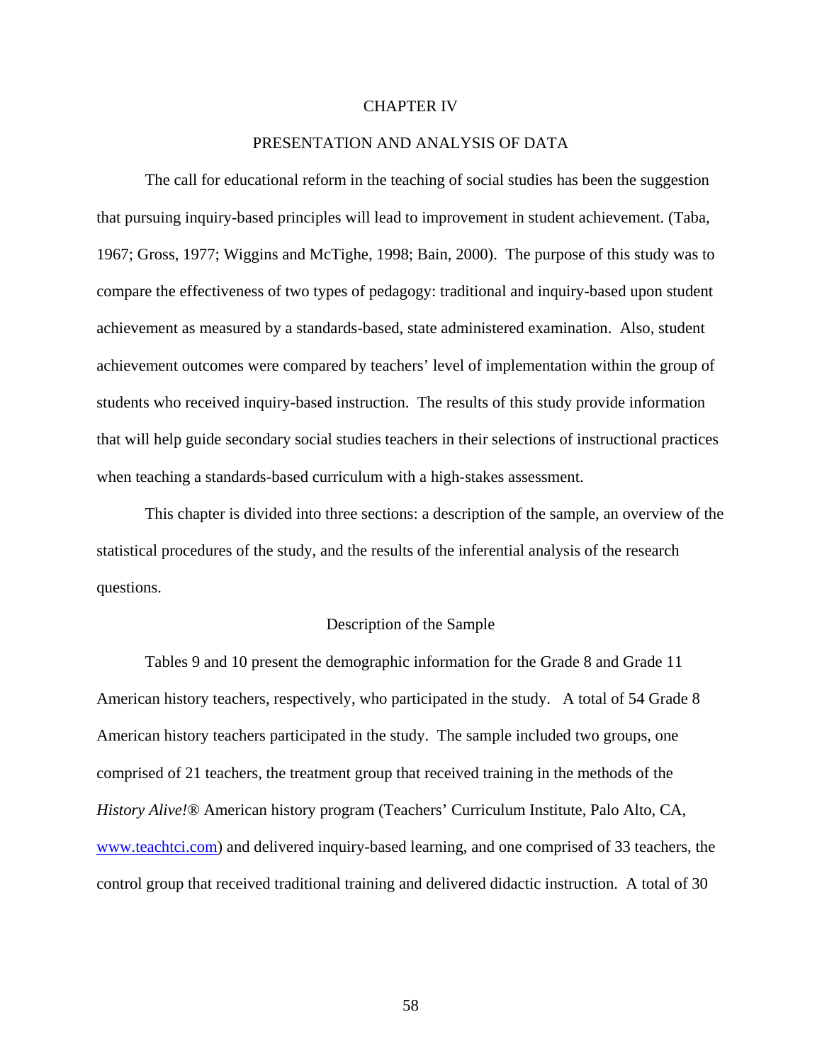# CHAPTER IV

## PRESENTATION AND ANALYSIS OF DATA

The call for educational reform in the teaching of social studies has been the suggestion that pursuing inquiry-based principles will lead to improvement in student achievement. (Taba, 1967; Gross, 1977; Wiggins and McTighe, 1998; Bain, 2000). The purpose of this study was to compare the effectiveness of two types of pedagogy: traditional and inquiry-based upon student achievement as measured by a standards-based, state administered examination. Also, student achievement outcomes were compared by teachers' level of implementation within the group of students who received inquiry-based instruction. The results of this study provide information that will help guide secondary social studies teachers in their selections of instructional practices when teaching a standards-based curriculum with a high-stakes assessment.

This chapter is divided into three sections: a description of the sample, an overview of the statistical procedures of the study, and the results of the inferential analysis of the research questions.

### Description of the Sample

Tables 9 and 10 present the demographic information for the Grade 8 and Grade 11 American history teachers, respectively, who participated in the study. A total of 54 Grade 8 American history teachers participated in the study. The sample included two groups, one comprised of 21 teachers, the treatment group that received training in the methods of the *History Alive!*® American history program (Teachers' Curriculum Institute, Palo Alto, CA, www.teachtci.com) and delivered inquiry-based learning, and one comprised of 33 teachers, the control group that received traditional training and delivered didactic instruction. A total of 30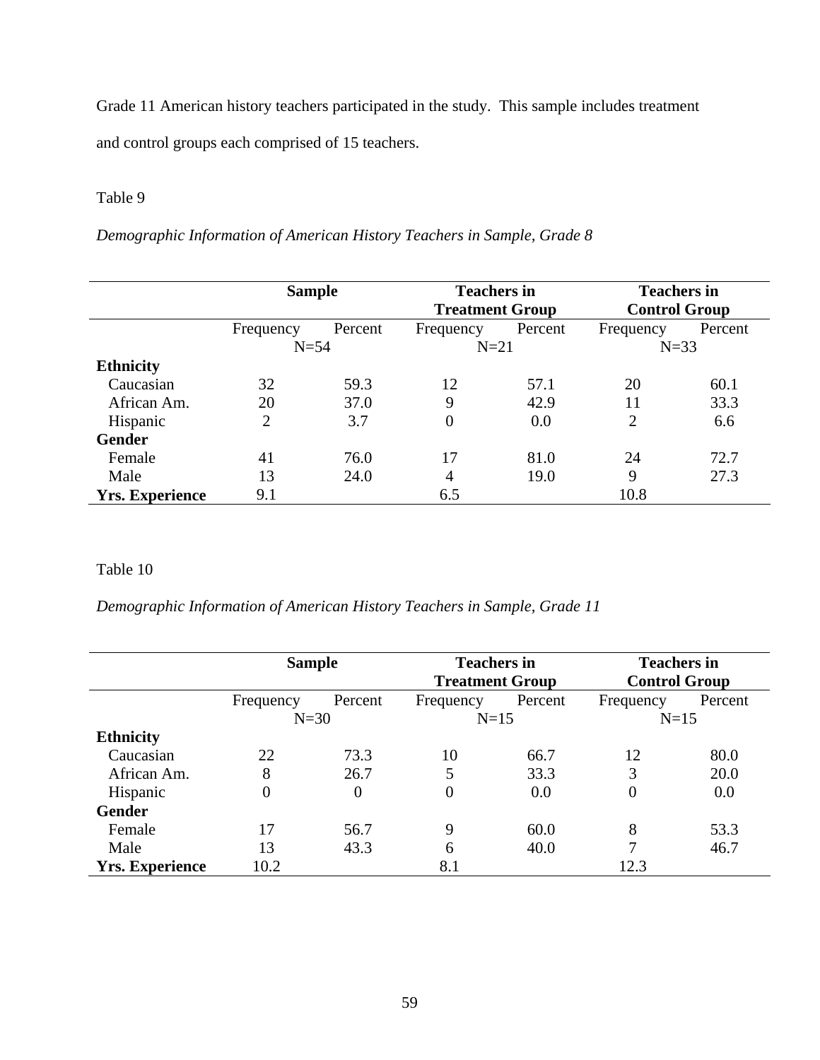Grade 11 American history teachers participated in the study. This sample includes treatment and control groups each comprised of 15 teachers.

Table 9

*Demographic Information of American History Teachers in Sample, Grade 8*

| | **Sample** | | **Teachers in Treatment Group** | | **Teachers in Control Group** | |
|---|---|---|---|---|---|---|
| | Frequency | Percent | Frequency | Percent | Frequency | Percent |
| | N=54 | | N=21 | | N=33 | |
| **Ethnicity** | | | | | | |
| Caucasian | 32 | 59.3 | 12 | 57.1 | 20 | 60.1 |
| African Am. | 20 | 37.0 | 9 | 42.9 | 11 | 33.3 |
| Hispanic | 2 | 3.7 | 0 | 0.0 | 2 | 6.6 |
| **Gender** | | | | | | |
| Female | 41 | 76.0 | 17 | 81.0 | 24 | 72.7 |
| Male | 13 | 24.0 | 4 | 19.0 | 9 | 27.3 |
| **Yrs. Experience** | 9.1 | | 6.5 | | 10.8 | |

Table 10

*Demographic Information of American History Teachers in Sample, Grade 11*

| | **Sample** | | **Teachers in Treatment Group** | | **Teachers in Control Group** | |
|---|---|---|---|---|---|---|
| | Frequency | Percent | Frequency | Percent | Frequency | Percent |
| | N=30 | | N=15 | | N=15 | |
| **Ethnicity** | | | | | | |
| Caucasian | 22 | 73.3 | 10 | 66.7 | 12 | 80.0 |
| African Am. | 8 | 26.7 | 5 | 33.3 | 3 | 20.0 |
| Hispanic | 0 | 0 | 0 | 0.0 | 0 | 0.0 |
| **Gender** | | | | | | |
| Female | 17 | 56.7 | 9 | 60.0 | 8 | 53.3 |
| Male | 13 | 43.3 | 6 | 40.0 | 7 | 46.7 |
| **Yrs. Experience** | 10.2 | | 8.1 | | 12.3 | |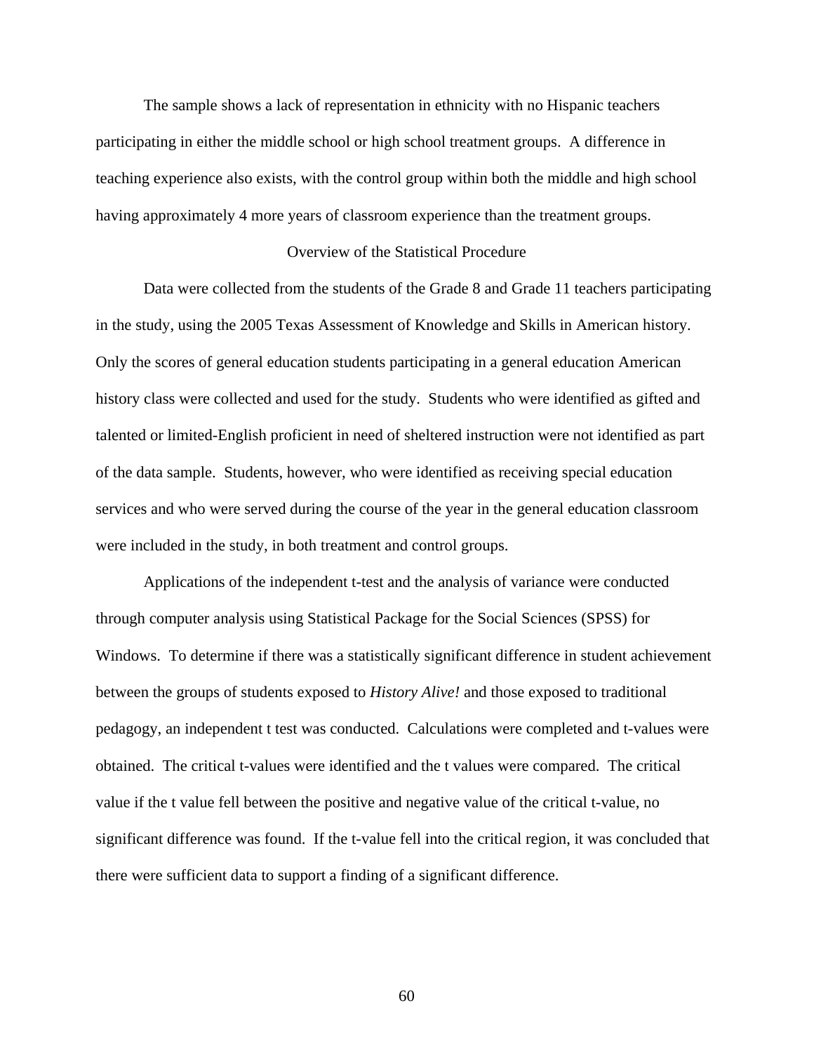The sample shows a lack of representation in ethnicity with no Hispanic teachers participating in either the middle school or high school treatment groups. A difference in teaching experience also exists, with the control group within both the middle and high school having approximately 4 more years of classroom experience than the treatment groups.

## Overview of the Statistical Procedure

Data were collected from the students of the Grade 8 and Grade 11 teachers participating in the study, using the 2005 Texas Assessment of Knowledge and Skills in American history. Only the scores of general education students participating in a general education American history class were collected and used for the study. Students who were identified as gifted and talented or limited-English proficient in need of sheltered instruction were not identified as part of the data sample. Students, however, who were identified as receiving special education services and who were served during the course of the year in the general education classroom were included in the study, in both treatment and control groups.

Applications of the independent t-test and the analysis of variance were conducted through computer analysis using Statistical Package for the Social Sciences (SPSS) for Windows. To determine if there was a statistically significant difference in student achievement between the groups of students exposed to *History Alive!* and those exposed to traditional pedagogy, an independent t test was conducted. Calculations were completed and t-values were obtained. The critical t-values were identified and the t values were compared. The critical value if the t value fell between the positive and negative value of the critical t-value, no significant difference was found. If the t-value fell into the critical region, it was concluded that there were sufficient data to support a finding of a significant difference.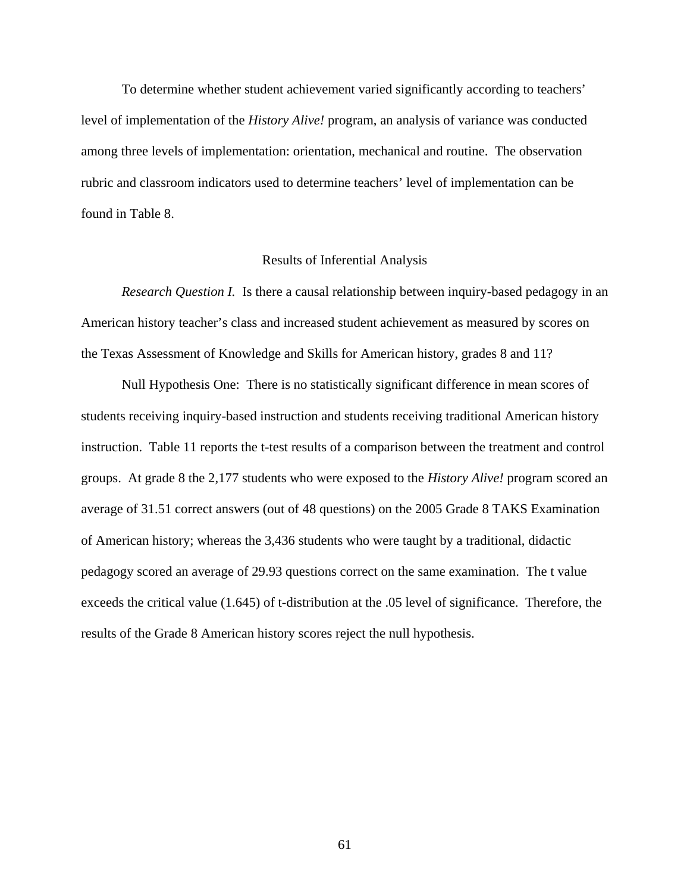To determine whether student achievement varied significantly according to teachers' level of implementation of the *History Alive!* program, an analysis of variance was conducted among three levels of implementation: orientation, mechanical and routine. The observation rubric and classroom indicators used to determine teachers' level of implementation can be found in Table 8.

## Results of Inferential Analysis

*Research Question I.* Is there a causal relationship between inquiry-based pedagogy in an American history teacher's class and increased student achievement as measured by scores on the Texas Assessment of Knowledge and Skills for American history, grades 8 and 11?

Null Hypothesis One: There is no statistically significant difference in mean scores of students receiving inquiry-based instruction and students receiving traditional American history instruction. Table 11 reports the t-test results of a comparison between the treatment and control groups. At grade 8 the 2,177 students who were exposed to the *History Alive!* program scored an average of 31.51 correct answers (out of 48 questions) on the 2005 Grade 8 TAKS Examination of American history; whereas the 3,436 students who were taught by a traditional, didactic pedagogy scored an average of 29.93 questions correct on the same examination. The t value exceeds the critical value (1.645) of t-distribution at the .05 level of significance. Therefore, the results of the Grade 8 American history scores reject the null hypothesis.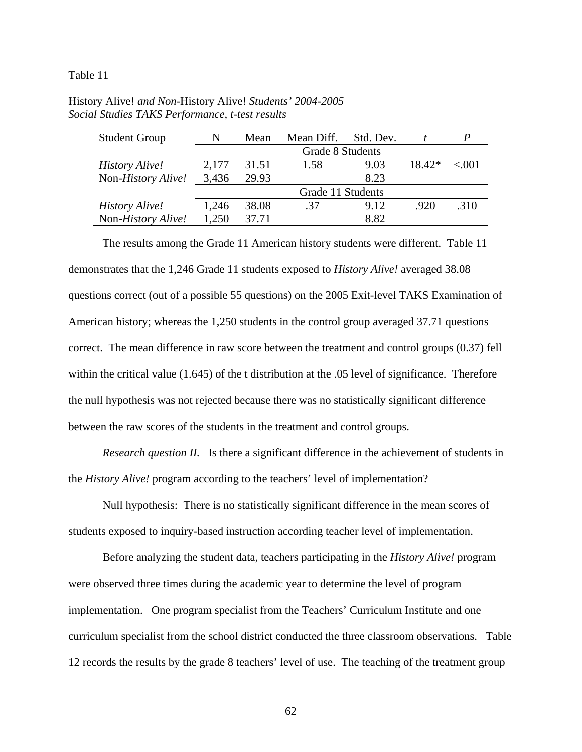Table 11

History Alive! *and Non-*History Alive! *Students' 2004-2005 Social Studies TAKS Performance, t-test results*

| Student Group | N | Mean | Mean Diff. | Std. Dev. | *t* | *P* |
|---|---|---|---|---|---|---|
| | Grade 8 Students | | | | | |
| *History Alive!* | 2,177 | 31.51 | 1.58 | 9.03 | 18.42* | <.001 |
| Non-*History Alive!* | 3,436 | 29.93 | | 8.23 | | |
| | Grade 11 Students | | | | | |
| *History Alive!* | 1,246 | 38.08 | .37 | 9.12 | .920 | .310 |
| Non-*History Alive!* | 1,250 | 37.71 | | 8.82 | | |

The results among the Grade 11 American history students were different. Table 11 demonstrates that the 1,246 Grade 11 students exposed to *History Alive!* averaged 38.08 questions correct (out of a possible 55 questions) on the 2005 Exit-level TAKS Examination of American history; whereas the 1,250 students in the control group averaged 37.71 questions correct. The mean difference in raw score between the treatment and control groups (0.37) fell within the critical value (1.645) of the t distribution at the .05 level of significance. Therefore the null hypothesis was not rejected because there was no statistically significant difference between the raw scores of the students in the treatment and control groups.

*Research question II.* Is there a significant difference in the achievement of students in the *History Alive!* program according to the teachers' level of implementation?

Null hypothesis: There is no statistically significant difference in the mean scores of students exposed to inquiry-based instruction according teacher level of implementation.

Before analyzing the student data, teachers participating in the *History Alive!* program were observed three times during the academic year to determine the level of program implementation. One program specialist from the Teachers' Curriculum Institute and one curriculum specialist from the school district conducted the three classroom observations. Table 12 records the results by the grade 8 teachers' level of use. The teaching of the treatment group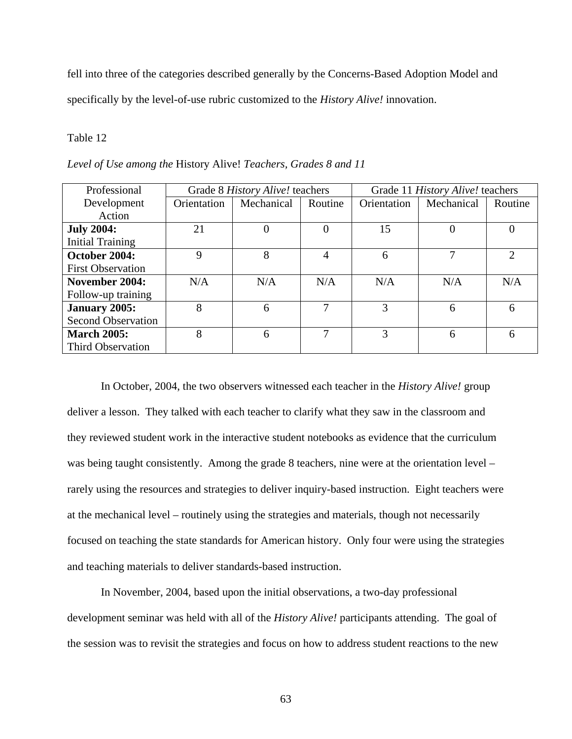fell into three of the categories described generally by the Concerns-Based Adoption Model and specifically by the level-of-use rubric customized to the *History Alive!* innovation.

Table 12

*Level of Use among the* History Alive! *Teachers, Grades 8 and 11*

| Professional Development Action | Grade 8 *History Alive!* teachers | | | Grade 11 *History Alive!* teachers | | |
|---|---|---|---|---|---|---|
| | Orientation | Mechanical | Routine | Orientation | Mechanical | Routine |
| **July 2004:** Initial Training | 21 | 0 | 0 | 15 | 0 | 0 |
| **October 2004:** First Observation | 9 | 8 | 4 | 6 | 7 | 2 |
| **November 2004:** Follow-up training | N/A | N/A | N/A | N/A | N/A | N/A |
| **January 2005:** Second Observation | 8 | 6 | 7 | 3 | 6 | 6 |
| **March 2005:** Third Observation | 8 | 6 | 7 | 3 | 6 | 6 |

In October, 2004, the two observers witnessed each teacher in the *History Alive!* group deliver a lesson. They talked with each teacher to clarify what they saw in the classroom and they reviewed student work in the interactive student notebooks as evidence that the curriculum was being taught consistently. Among the grade 8 teachers, nine were at the orientation level – rarely using the resources and strategies to deliver inquiry-based instruction. Eight teachers were at the mechanical level – routinely using the strategies and materials, though not necessarily focused on teaching the state standards for American history. Only four were using the strategies and teaching materials to deliver standards-based instruction.

In November, 2004, based upon the initial observations, a two-day professional development seminar was held with all of the *History Alive!* participants attending. The goal of the session was to revisit the strategies and focus on how to address student reactions to the new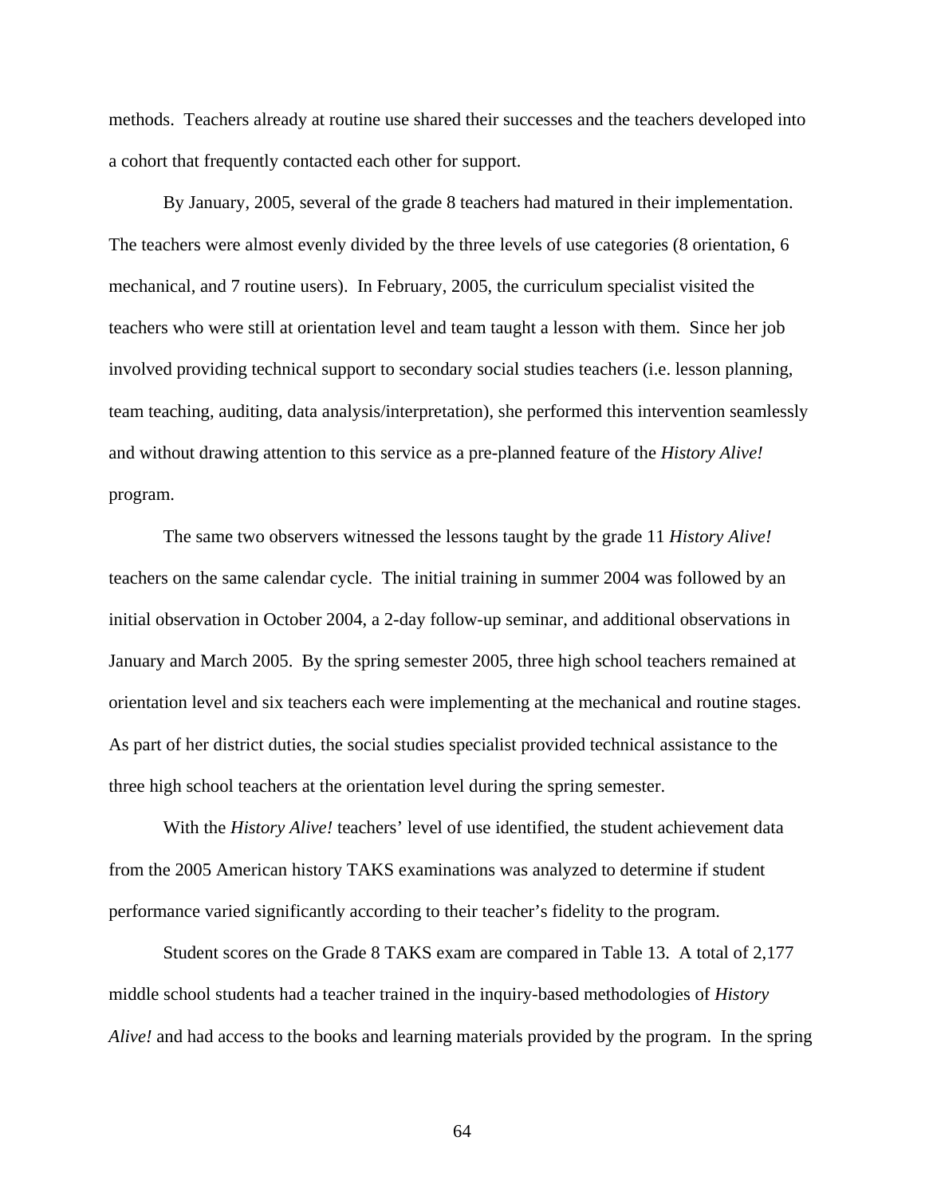methods. Teachers already at routine use shared their successes and the teachers developed into a cohort that frequently contacted each other for support.

By January, 2005, several of the grade 8 teachers had matured in their implementation. The teachers were almost evenly divided by the three levels of use categories (8 orientation, 6 mechanical, and 7 routine users). In February, 2005, the curriculum specialist visited the teachers who were still at orientation level and team taught a lesson with them. Since her job involved providing technical support to secondary social studies teachers (i.e. lesson planning, team teaching, auditing, data analysis/interpretation), she performed this intervention seamlessly and without drawing attention to this service as a pre-planned feature of the *History Alive!* program.

The same two observers witnessed the lessons taught by the grade 11 *History Alive!* teachers on the same calendar cycle. The initial training in summer 2004 was followed by an initial observation in October 2004, a 2-day follow-up seminar, and additional observations in January and March 2005. By the spring semester 2005, three high school teachers remained at orientation level and six teachers each were implementing at the mechanical and routine stages. As part of her district duties, the social studies specialist provided technical assistance to the three high school teachers at the orientation level during the spring semester.

With the *History Alive!* teachers' level of use identified, the student achievement data from the 2005 American history TAKS examinations was analyzed to determine if student performance varied significantly according to their teacher's fidelity to the program.

Student scores on the Grade 8 TAKS exam are compared in Table 13. A total of 2,177 middle school students had a teacher trained in the inquiry-based methodologies of *History Alive!* and had access to the books and learning materials provided by the program. In the spring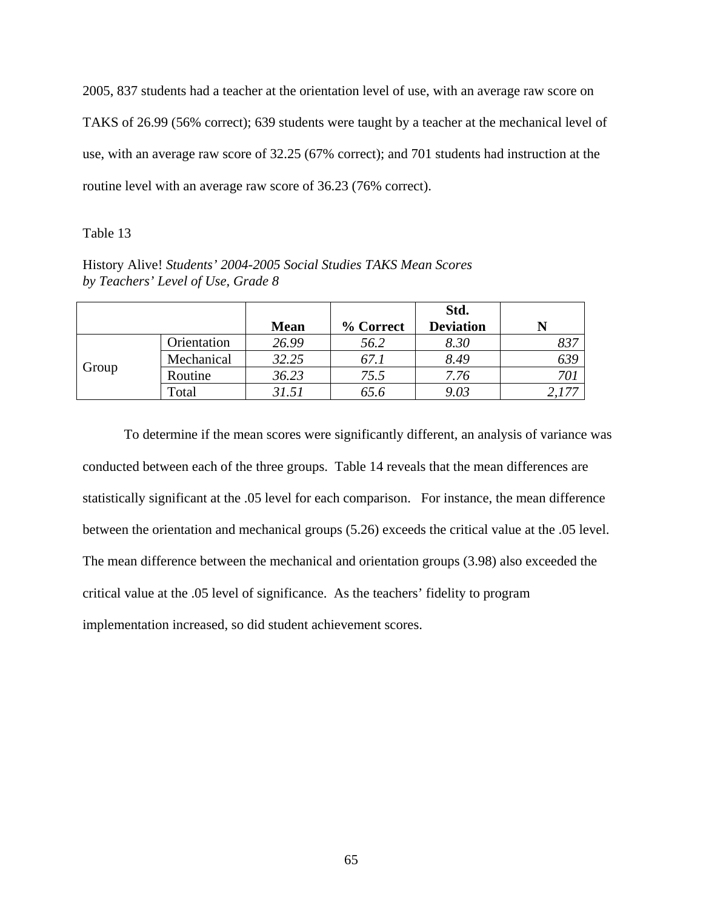2005, 837 students had a teacher at the orientation level of use, with an average raw score on TAKS of 26.99 (56% correct); 639 students were taught by a teacher at the mechanical level of use, with an average raw score of 32.25 (67% correct); and 701 students had instruction at the routine level with an average raw score of 36.23 (76% correct).

Table 13

History Alive! *Students' 2004-2005 Social Studies TAKS Mean Scores by Teachers' Level of Use, Grade 8*

| | | Mean | % Correct | Std. Deviation | N |
|---|---|---|---|---|---|
| Group | Orientation | *26.99* | *56.2* | *8.30* | *837* |
| | Mechanical | *32.25* | *67.1* | *8.49* | *639* |
| | Routine | *36.23* | *75.5* | *7.76* | *701* |
| | Total | *31.51* | *65.6* | *9.03* | *2,177* |

To determine if the mean scores were significantly different, an analysis of variance was conducted between each of the three groups. Table 14 reveals that the mean differences are statistically significant at the .05 level for each comparison. For instance, the mean difference between the orientation and mechanical groups (5.26) exceeds the critical value at the .05 level. The mean difference between the mechanical and orientation groups (3.98) also exceeded the critical value at the .05 level of significance. As the teachers' fidelity to program implementation increased, so did student achievement scores.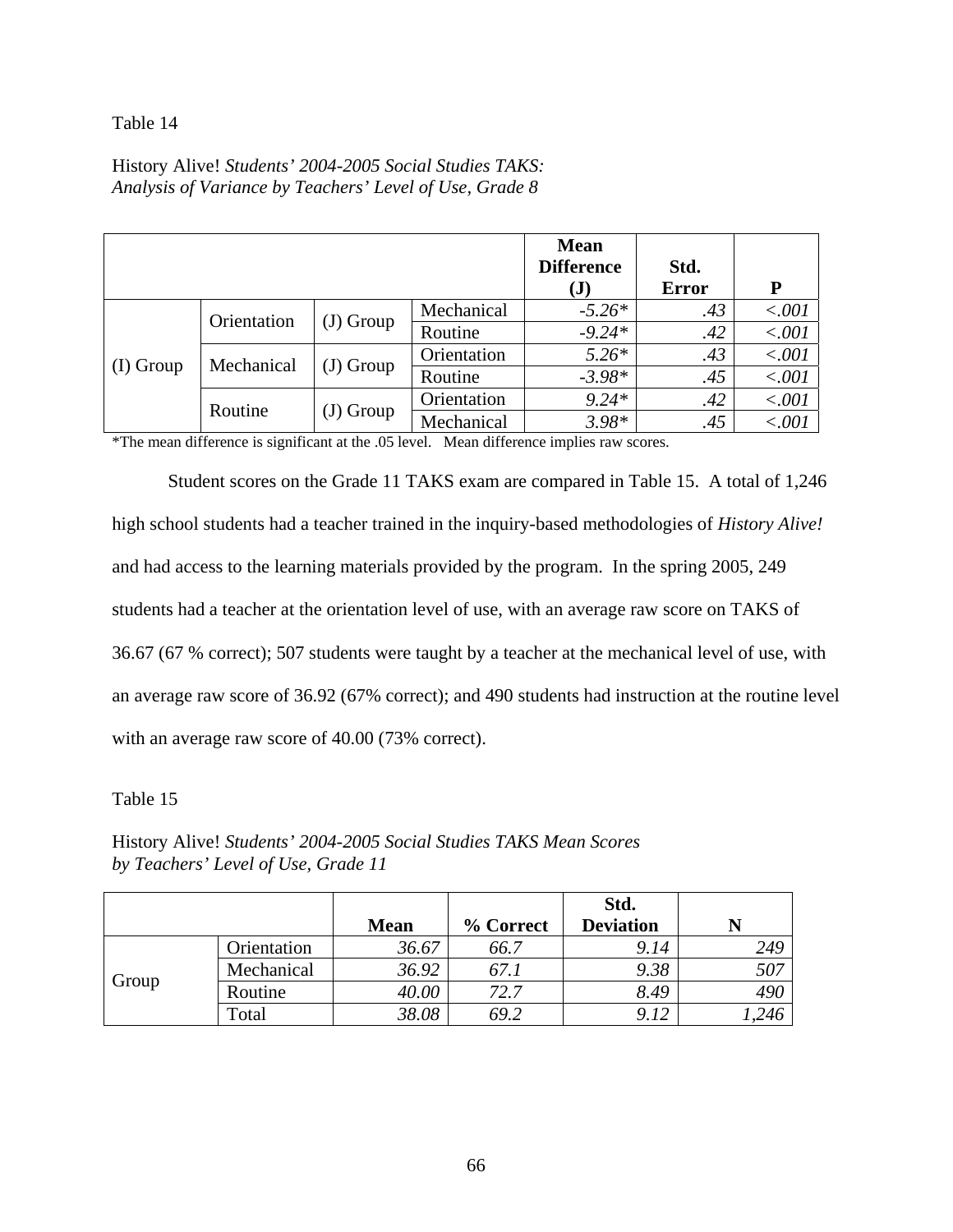Table 14

History Alive! *Students' 2004-2005 Social Studies TAKS: Analysis of Variance by Teachers' Level of Use, Grade 8*

| | | | | Mean Difference (J) | Std. Error | P |
|---|---|---|---|---|---|---|
| (I) Group | Orientation | (J) Group | Mechanical | *-5.26\** | *.43* | *<.001* |
| | | | Routine | *-9.24\** | *.42* | *<.001* |
| | Mechanical | (J) Group | Orientation | *5.26\** | *.43* | *<.001* |
| | | | Routine | *-3.98\** | *.45* | *<.001* |
| | Routine | (J) Group | Orientation | *9.24\** | *.42* | *<.001* |
| | | | Mechanical | *3.98\** | *.45* | *<.001* |

*The mean difference is significant at the .05 level. Mean difference implies raw scores.

Student scores on the Grade 11 TAKS exam are compared in Table 15. A total of 1,246 high school students had a teacher trained in the inquiry-based methodologies of *History Alive!* and had access to the learning materials provided by the program. In the spring 2005, 249 students had a teacher at the orientation level of use, with an average raw score on TAKS of 36.67 (67 % correct); 507 students were taught by a teacher at the mechanical level of use, with an average raw score of 36.92 (67% correct); and 490 students had instruction at the routine level with an average raw score of 40.00 (73% correct).

Table 15

History Alive! *Students' 2004-2005 Social Studies TAKS Mean Scores by Teachers' Level of Use, Grade 11*

| | | Mean | % Correct | Std. Deviation | N |
|---|---|---|---|---|---|
| Group | Orientation | *36.67* | *66.7* | *9.14* | *249* |
| | Mechanical | *36.92* | *67.1* | *9.38* | *507* |
| | Routine | *40.00* | *72.7* | *8.49* | *490* |
| | Total | *38.08* | *69.2* | *9.12* | *1,246* |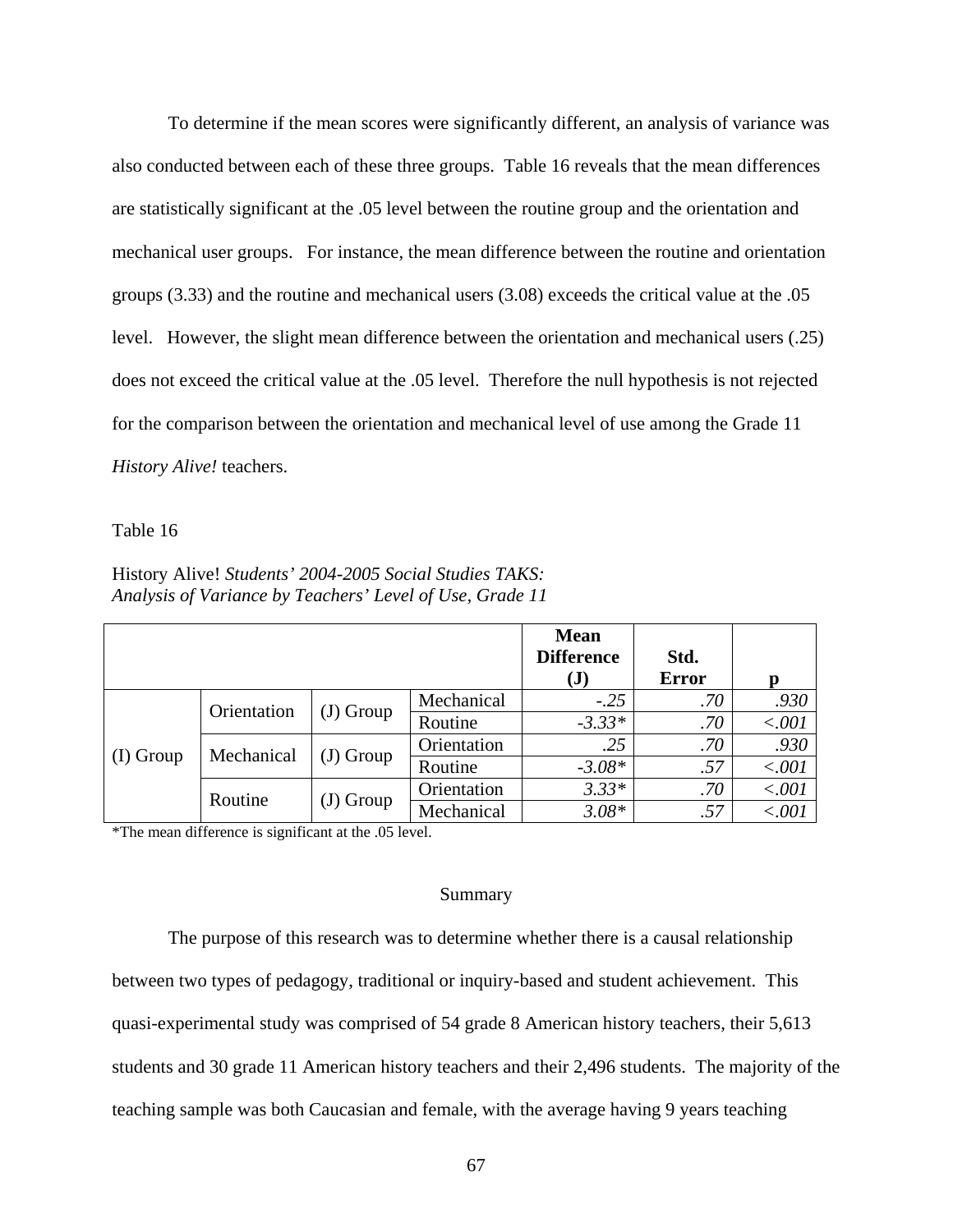To determine if the mean scores were significantly different, an analysis of variance was also conducted between each of these three groups. Table 16 reveals that the mean differences are statistically significant at the .05 level between the routine group and the orientation and mechanical user groups. For instance, the mean difference between the routine and orientation groups (3.33) and the routine and mechanical users (3.08) exceeds the critical value at the .05 level. However, the slight mean difference between the orientation and mechanical users (.25) does not exceed the critical value at the .05 level. Therefore the null hypothesis is not rejected for the comparison between the orientation and mechanical level of use among the Grade 11 *History Alive!* teachers.

Table 16

History Alive! *Students' 2004-2005 Social Studies TAKS: Analysis of Variance by Teachers' Level of Use, Grade 11*

| | | | | **Mean Difference (J)** | **Std. Error** | **p** |
|---|---|---|---|---|---|---|
| (I) Group | Orientation | (J) Group | Mechanical | *-.25* | *.70* | *.930* |
| | | | Routine | *-3.33\** | *.70* | *<.001* |
| | Mechanical | (J) Group | Orientation | *.25* | *.70* | *.930* |
| | | | Routine | *-3.08\** | *.57* | *<.001* |
| | Routine | (J) Group | Orientation | *3.33\** | *.70* | *<.001* |
| | | | Mechanical | *3.08\** | *.57* | *<.001* |

*The mean difference is significant at the .05 level.

## Summary

The purpose of this research was to determine whether there is a causal relationship between two types of pedagogy, traditional or inquiry-based and student achievement. This quasi-experimental study was comprised of 54 grade 8 American history teachers, their 5,613 students and 30 grade 11 American history teachers and their 2,496 students. The majority of the teaching sample was both Caucasian and female, with the average having 9 years teaching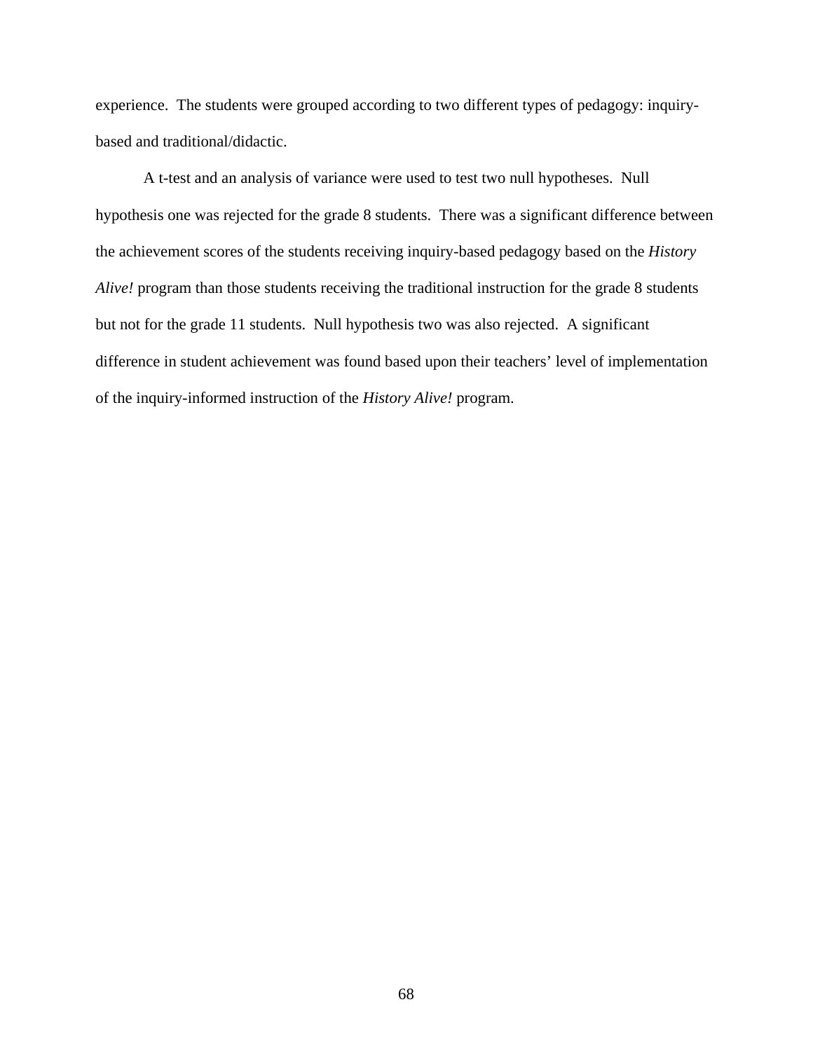experience. The students were grouped according to two different types of pedagogy: inquiry-based and traditional/didactic.

A t-test and an analysis of variance were used to test two null hypotheses. Null hypothesis one was rejected for the grade 8 students. There was a significant difference between the achievement scores of the students receiving inquiry-based pedagogy based on the *History Alive!* program than those students receiving the traditional instruction for the grade 8 students but not for the grade 11 students. Null hypothesis two was also rejected. A significant difference in student achievement was found based upon their teachers' level of implementation of the inquiry-informed instruction of the *History Alive!* program.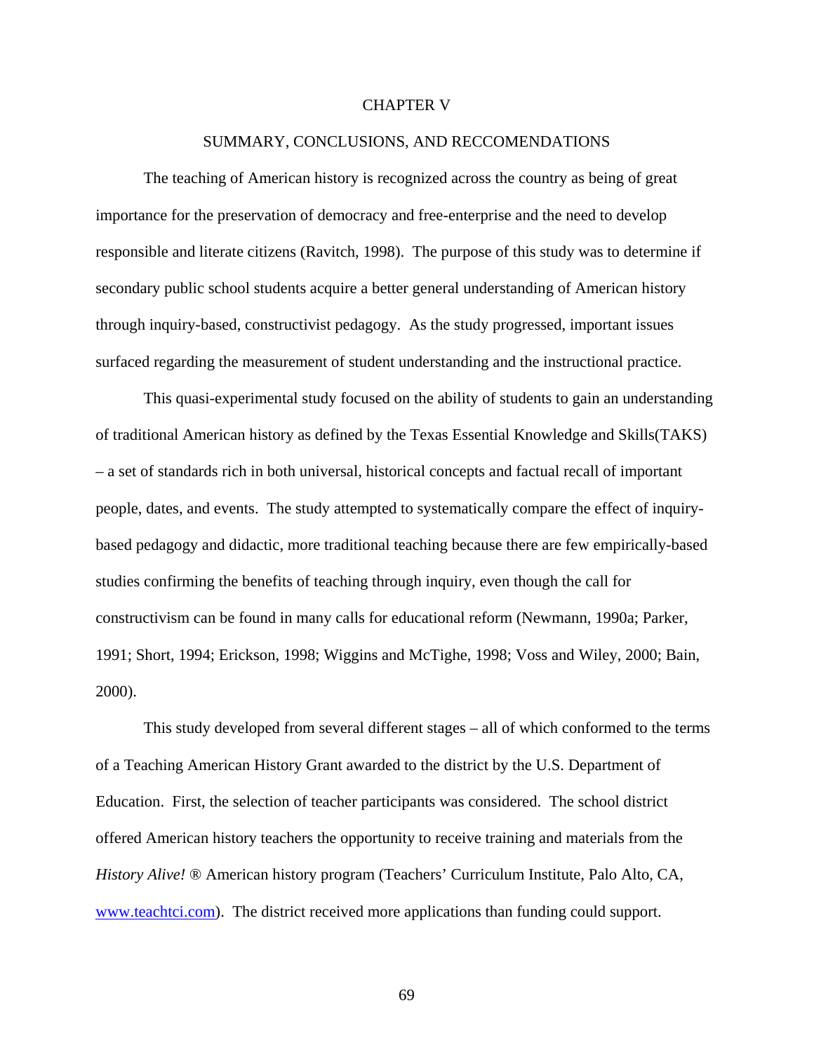# CHAPTER V

## SUMMARY, CONCLUSIONS, AND RECCOMENDATIONS

The teaching of American history is recognized across the country as being of great importance for the preservation of democracy and free-enterprise and the need to develop responsible and literate citizens (Ravitch, 1998). The purpose of this study was to determine if secondary public school students acquire a better general understanding of American history through inquiry-based, constructivist pedagogy. As the study progressed, important issues surfaced regarding the measurement of student understanding and the instructional practice.

This quasi-experimental study focused on the ability of students to gain an understanding of traditional American history as defined by the Texas Essential Knowledge and Skills(TAKS) – a set of standards rich in both universal, historical concepts and factual recall of important people, dates, and events. The study attempted to systematically compare the effect of inquiry-based pedagogy and didactic, more traditional teaching because there are few empirically-based studies confirming the benefits of teaching through inquiry, even though the call for constructivism can be found in many calls for educational reform (Newmann, 1990a; Parker, 1991; Short, 1994; Erickson, 1998; Wiggins and McTighe, 1998; Voss and Wiley, 2000; Bain, 2000).

This study developed from several different stages – all of which conformed to the terms of a Teaching American History Grant awarded to the district by the U.S. Department of Education. First, the selection of teacher participants was considered. The school district offered American history teachers the opportunity to receive training and materials from the *History Alive!* ® American history program (Teachers' Curriculum Institute, Palo Alto, CA, www.teachtci.com). The district received more applications than funding could support.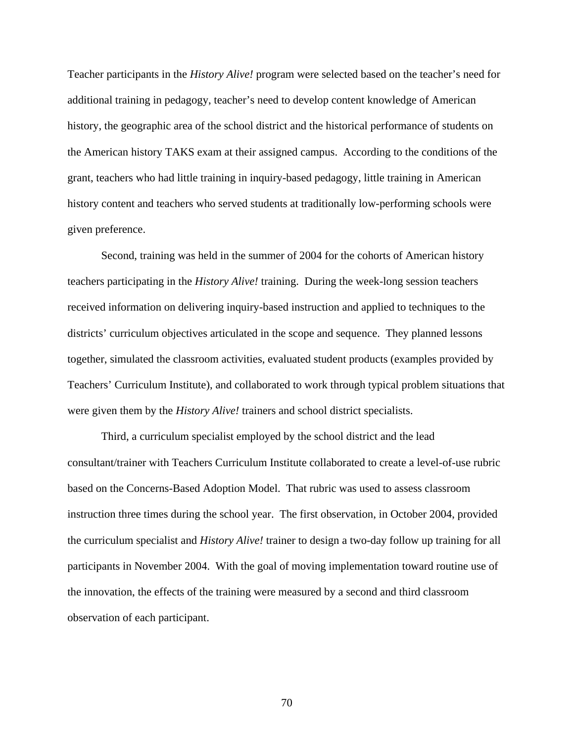Teacher participants in the *History Alive!* program were selected based on the teacher's need for additional training in pedagogy, teacher's need to develop content knowledge of American history, the geographic area of the school district and the historical performance of students on the American history TAKS exam at their assigned campus. According to the conditions of the grant, teachers who had little training in inquiry-based pedagogy, little training in American history content and teachers who served students at traditionally low-performing schools were given preference.

Second, training was held in the summer of 2004 for the cohorts of American history teachers participating in the *History Alive!* training. During the week-long session teachers received information on delivering inquiry-based instruction and applied to techniques to the districts' curriculum objectives articulated in the scope and sequence. They planned lessons together, simulated the classroom activities, evaluated student products (examples provided by Teachers' Curriculum Institute), and collaborated to work through typical problem situations that were given them by the *History Alive!* trainers and school district specialists.

Third, a curriculum specialist employed by the school district and the lead consultant/trainer with Teachers Curriculum Institute collaborated to create a level-of-use rubric based on the Concerns-Based Adoption Model. That rubric was used to assess classroom instruction three times during the school year. The first observation, in October 2004, provided the curriculum specialist and *History Alive!* trainer to design a two-day follow up training for all participants in November 2004. With the goal of moving implementation toward routine use of the innovation, the effects of the training were measured by a second and third classroom observation of each participant.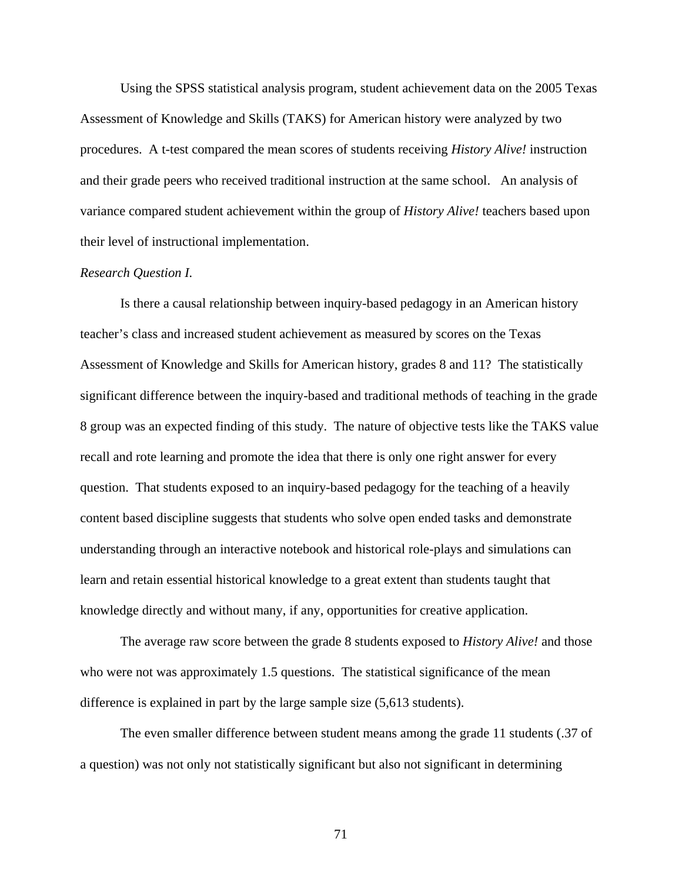Using the SPSS statistical analysis program, student achievement data on the 2005 Texas Assessment of Knowledge and Skills (TAKS) for American history were analyzed by two procedures. A t-test compared the mean scores of students receiving *History Alive!* instruction and their grade peers who received traditional instruction at the same school. An analysis of variance compared student achievement within the group of *History Alive!* teachers based upon their level of instructional implementation.

*Research Question I.*

Is there a causal relationship between inquiry-based pedagogy in an American history teacher's class and increased student achievement as measured by scores on the Texas Assessment of Knowledge and Skills for American history, grades 8 and 11? The statistically significant difference between the inquiry-based and traditional methods of teaching in the grade 8 group was an expected finding of this study. The nature of objective tests like the TAKS value recall and rote learning and promote the idea that there is only one right answer for every question. That students exposed to an inquiry-based pedagogy for the teaching of a heavily content based discipline suggests that students who solve open ended tasks and demonstrate understanding through an interactive notebook and historical role-plays and simulations can learn and retain essential historical knowledge to a great extent than students taught that knowledge directly and without many, if any, opportunities for creative application.

The average raw score between the grade 8 students exposed to *History Alive!* and those who were not was approximately 1.5 questions. The statistical significance of the mean difference is explained in part by the large sample size (5,613 students).

The even smaller difference between student means among the grade 11 students (.37 of a question) was not only not statistically significant but also not significant in determining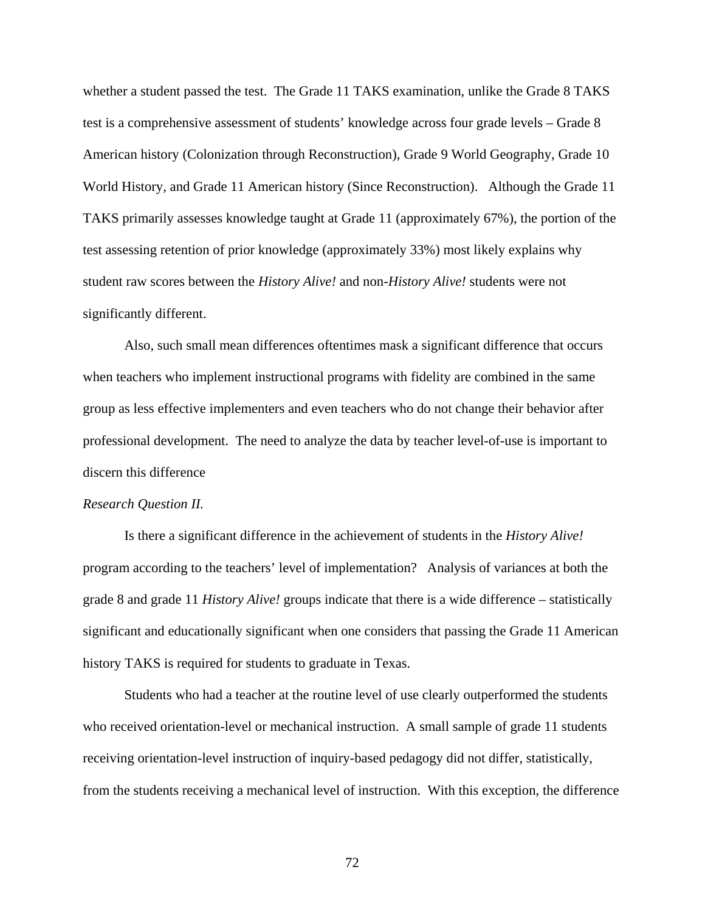whether a student passed the test. The Grade 11 TAKS examination, unlike the Grade 8 TAKS test is a comprehensive assessment of students' knowledge across four grade levels – Grade 8 American history (Colonization through Reconstruction), Grade 9 World Geography, Grade 10 World History, and Grade 11 American history (Since Reconstruction). Although the Grade 11 TAKS primarily assesses knowledge taught at Grade 11 (approximately 67%), the portion of the test assessing retention of prior knowledge (approximately 33%) most likely explains why student raw scores between the *History Alive!* and non-*History Alive!* students were not significantly different.

Also, such small mean differences oftentimes mask a significant difference that occurs when teachers who implement instructional programs with fidelity are combined in the same group as less effective implementers and even teachers who do not change their behavior after professional development. The need to analyze the data by teacher level-of-use is important to discern this difference

*Research Question II.*

Is there a significant difference in the achievement of students in the *History Alive!* program according to the teachers' level of implementation? Analysis of variances at both the grade 8 and grade 11 *History Alive!* groups indicate that there is a wide difference – statistically significant and educationally significant when one considers that passing the Grade 11 American history TAKS is required for students to graduate in Texas.

Students who had a teacher at the routine level of use clearly outperformed the students who received orientation-level or mechanical instruction. A small sample of grade 11 students receiving orientation-level instruction of inquiry-based pedagogy did not differ, statistically, from the students receiving a mechanical level of instruction. With this exception, the difference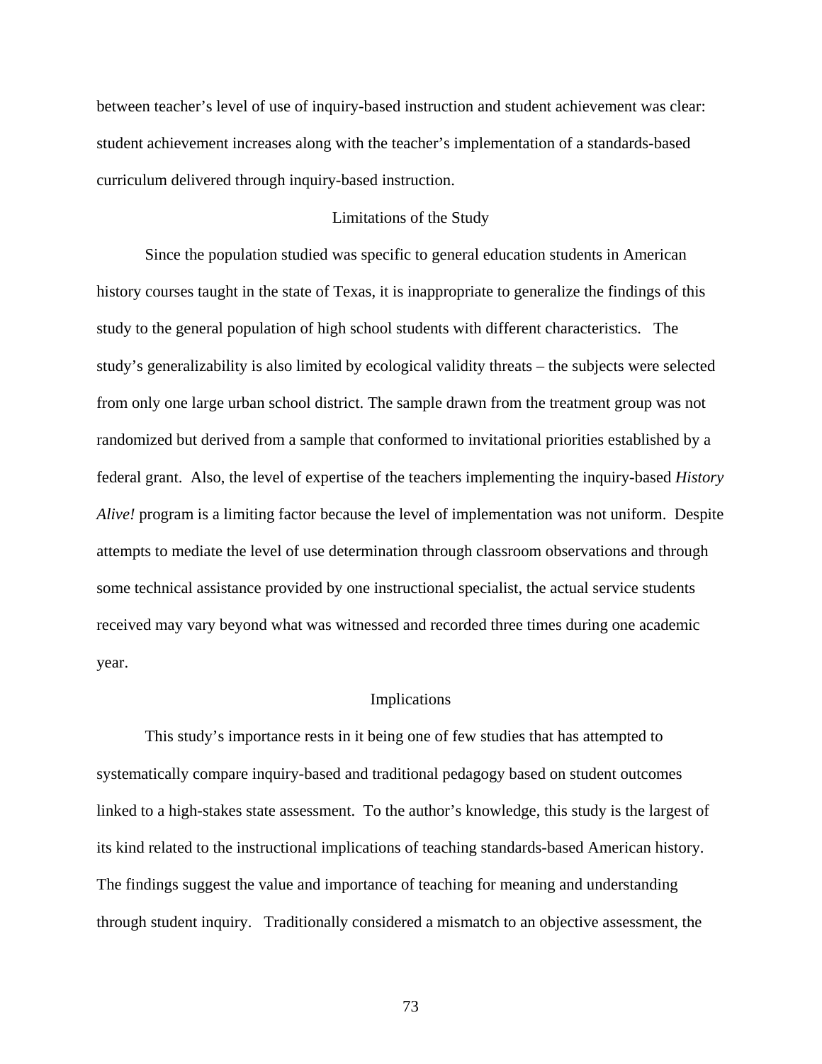between teacher's level of use of inquiry-based instruction and student achievement was clear: student achievement increases along with the teacher's implementation of a standards-based curriculum delivered through inquiry-based instruction.

## Limitations of the Study

Since the population studied was specific to general education students in American history courses taught in the state of Texas, it is inappropriate to generalize the findings of this study to the general population of high school students with different characteristics. The study's generalizability is also limited by ecological validity threats – the subjects were selected from only one large urban school district. The sample drawn from the treatment group was not randomized but derived from a sample that conformed to invitational priorities established by a federal grant. Also, the level of expertise of the teachers implementing the inquiry-based *History Alive!* program is a limiting factor because the level of implementation was not uniform. Despite attempts to mediate the level of use determination through classroom observations and through some technical assistance provided by one instructional specialist, the actual service students received may vary beyond what was witnessed and recorded three times during one academic year.

## Implications

This study's importance rests in it being one of few studies that has attempted to systematically compare inquiry-based and traditional pedagogy based on student outcomes linked to a high-stakes state assessment. To the author's knowledge, this study is the largest of its kind related to the instructional implications of teaching standards-based American history. The findings suggest the value and importance of teaching for meaning and understanding through student inquiry. Traditionally considered a mismatch to an objective assessment, the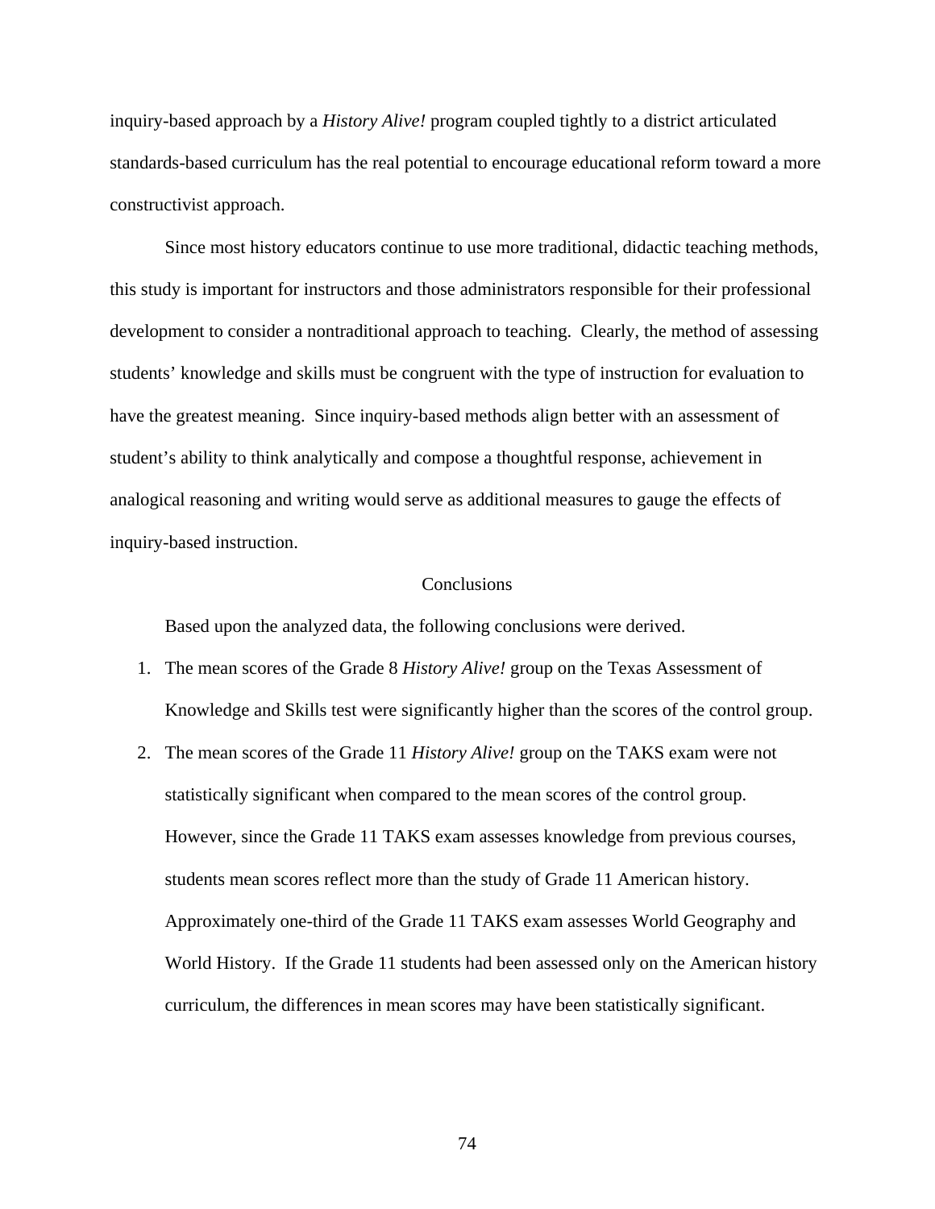inquiry-based approach by a *History Alive!* program coupled tightly to a district articulated standards-based curriculum has the real potential to encourage educational reform toward a more constructivist approach.

Since most history educators continue to use more traditional, didactic teaching methods, this study is important for instructors and those administrators responsible for their professional development to consider a nontraditional approach to teaching. Clearly, the method of assessing students' knowledge and skills must be congruent with the type of instruction for evaluation to have the greatest meaning. Since inquiry-based methods align better with an assessment of student's ability to think analytically and compose a thoughtful response, achievement in analogical reasoning and writing would serve as additional measures to gauge the effects of inquiry-based instruction.

## Conclusions

Based upon the analyzed data, the following conclusions were derived.

1. The mean scores of the Grade 8 *History Alive!* group on the Texas Assessment of Knowledge and Skills test were significantly higher than the scores of the control group.
2. The mean scores of the Grade 11 *History Alive!* group on the TAKS exam were not statistically significant when compared to the mean scores of the control group. However, since the Grade 11 TAKS exam assesses knowledge from previous courses, students mean scores reflect more than the study of Grade 11 American history. Approximately one-third of the Grade 11 TAKS exam assesses World Geography and World History. If the Grade 11 students had been assessed only on the American history curriculum, the differences in mean scores may have been statistically significant.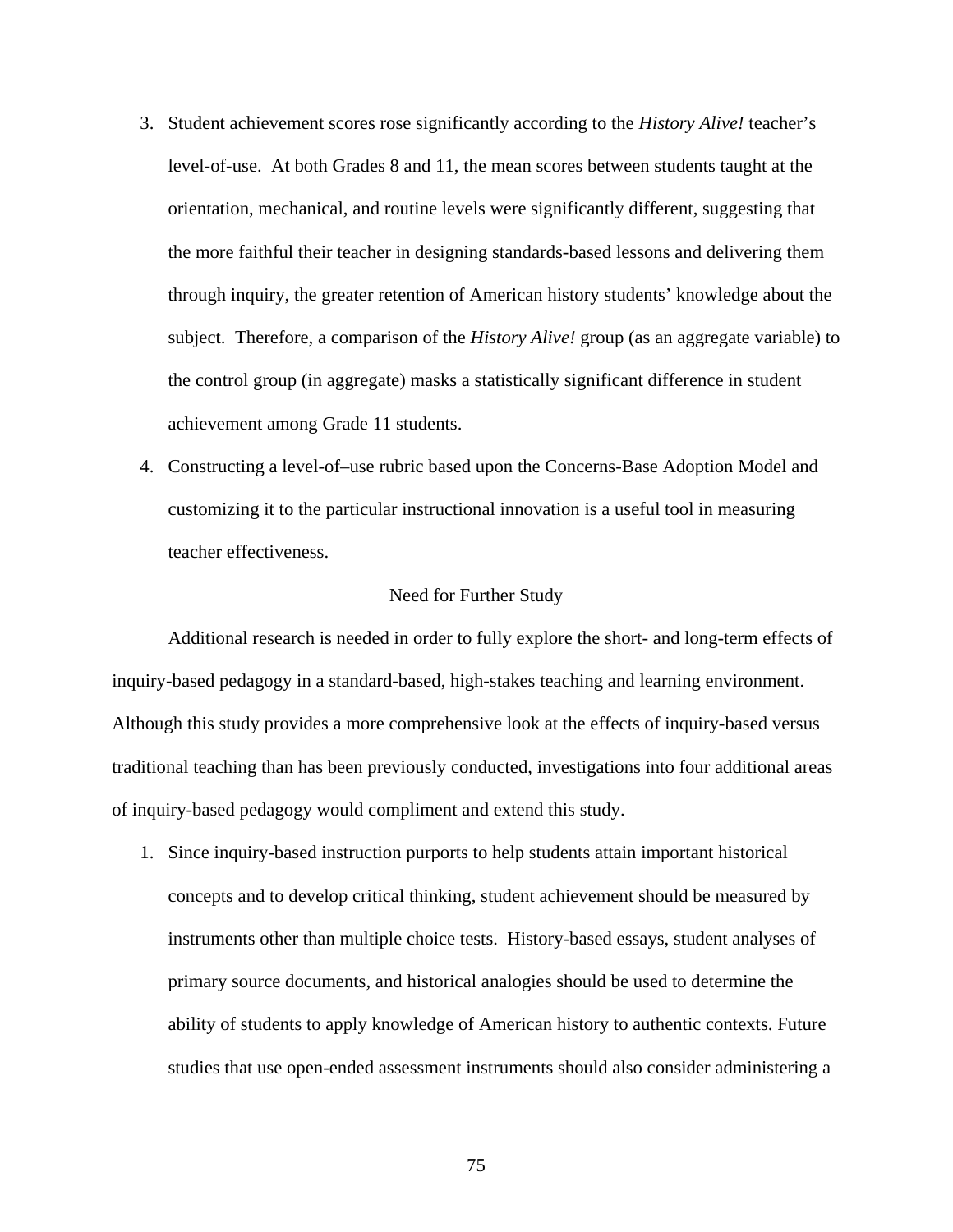3. Student achievement scores rose significantly according to the *History Alive!* teacher's level-of-use. At both Grades 8 and 11, the mean scores between students taught at the orientation, mechanical, and routine levels were significantly different, suggesting that the more faithful their teacher in designing standards-based lessons and delivering them through inquiry, the greater retention of American history students' knowledge about the subject. Therefore, a comparison of the *History Alive!* group (as an aggregate variable) to the control group (in aggregate) masks a statistically significant difference in student achievement among Grade 11 students.

4. Constructing a level-of–use rubric based upon the Concerns-Base Adoption Model and customizing it to the particular instructional innovation is a useful tool in measuring teacher effectiveness.

## Need for Further Study

Additional research is needed in order to fully explore the short- and long-term effects of inquiry-based pedagogy in a standard-based, high-stakes teaching and learning environment. Although this study provides a more comprehensive look at the effects of inquiry-based versus traditional teaching than has been previously conducted, investigations into four additional areas of inquiry-based pedagogy would compliment and extend this study.

1. Since inquiry-based instruction purports to help students attain important historical concepts and to develop critical thinking, student achievement should be measured by instruments other than multiple choice tests. History-based essays, student analyses of primary source documents, and historical analogies should be used to determine the ability of students to apply knowledge of American history to authentic contexts. Future studies that use open-ended assessment instruments should also consider administering a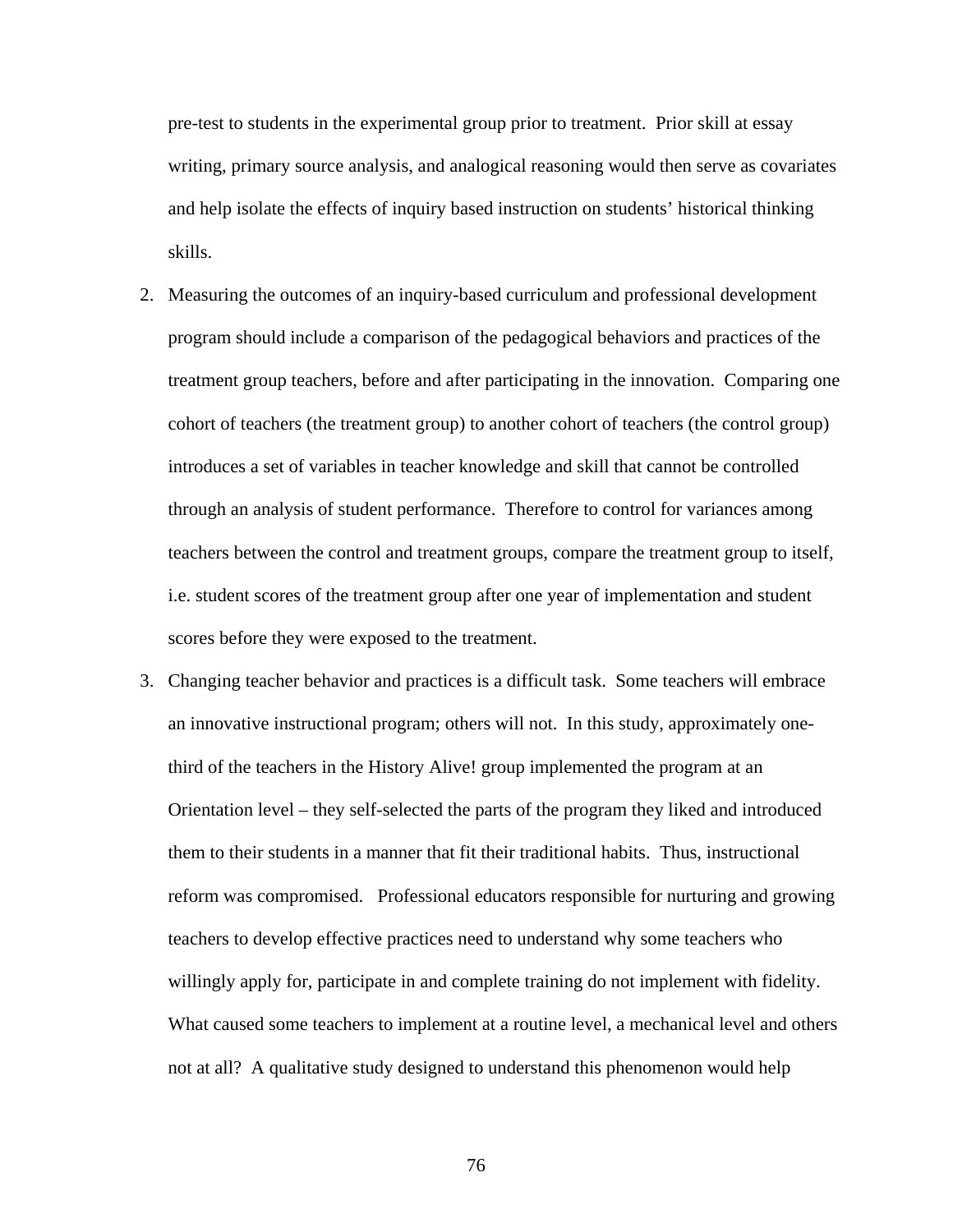pre-test to students in the experimental group prior to treatment. Prior skill at essay writing, primary source analysis, and analogical reasoning would then serve as covariates and help isolate the effects of inquiry based instruction on students' historical thinking skills.

2. Measuring the outcomes of an inquiry-based curriculum and professional development program should include a comparison of the pedagogical behaviors and practices of the treatment group teachers, before and after participating in the innovation. Comparing one cohort of teachers (the treatment group) to another cohort of teachers (the control group) introduces a set of variables in teacher knowledge and skill that cannot be controlled through an analysis of student performance. Therefore to control for variances among teachers between the control and treatment groups, compare the treatment group to itself, i.e. student scores of the treatment group after one year of implementation and student scores before they were exposed to the treatment.
3. Changing teacher behavior and practices is a difficult task. Some teachers will embrace an innovative instructional program; others will not. In this study, approximately one-third of the teachers in the History Alive! group implemented the program at an Orientation level – they self-selected the parts of the program they liked and introduced them to their students in a manner that fit their traditional habits. Thus, instructional reform was compromised. Professional educators responsible for nurturing and growing teachers to develop effective practices need to understand why some teachers who willingly apply for, participate in and complete training do not implement with fidelity. What caused some teachers to implement at a routine level, a mechanical level and others not at all? A qualitative study designed to understand this phenomenon would help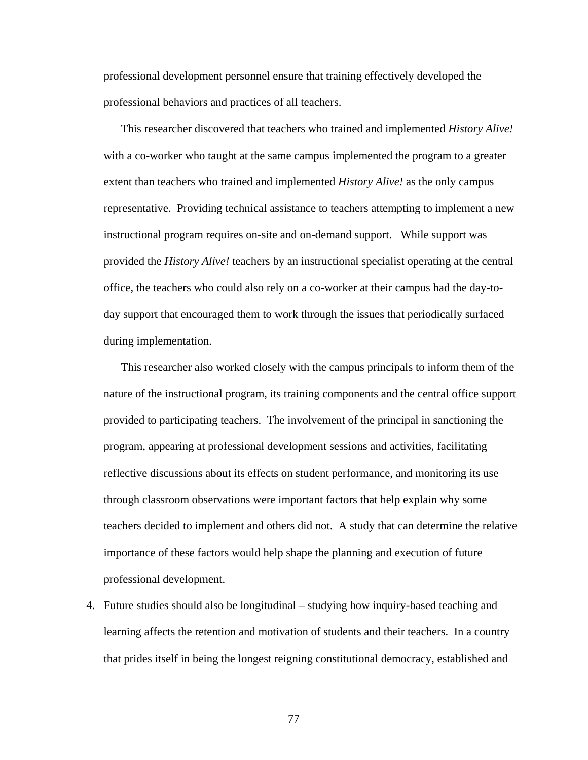professional development personnel ensure that training effectively developed the professional behaviors and practices of all teachers.

This researcher discovered that teachers who trained and implemented *History Alive!* with a co-worker who taught at the same campus implemented the program to a greater extent than teachers who trained and implemented *History Alive!* as the only campus representative. Providing technical assistance to teachers attempting to implement a new instructional program requires on-site and on-demand support. While support was provided the *History Alive!* teachers by an instructional specialist operating at the central office, the teachers who could also rely on a co-worker at their campus had the day-to-day support that encouraged them to work through the issues that periodically surfaced during implementation.

This researcher also worked closely with the campus principals to inform them of the nature of the instructional program, its training components and the central office support provided to participating teachers. The involvement of the principal in sanctioning the program, appearing at professional development sessions and activities, facilitating reflective discussions about its effects on student performance, and monitoring its use through classroom observations were important factors that help explain why some teachers decided to implement and others did not. A study that can determine the relative importance of these factors would help shape the planning and execution of future professional development.

4. Future studies should also be longitudinal – studying how inquiry-based teaching and learning affects the retention and motivation of students and their teachers. In a country that prides itself in being the longest reigning constitutional democracy, established and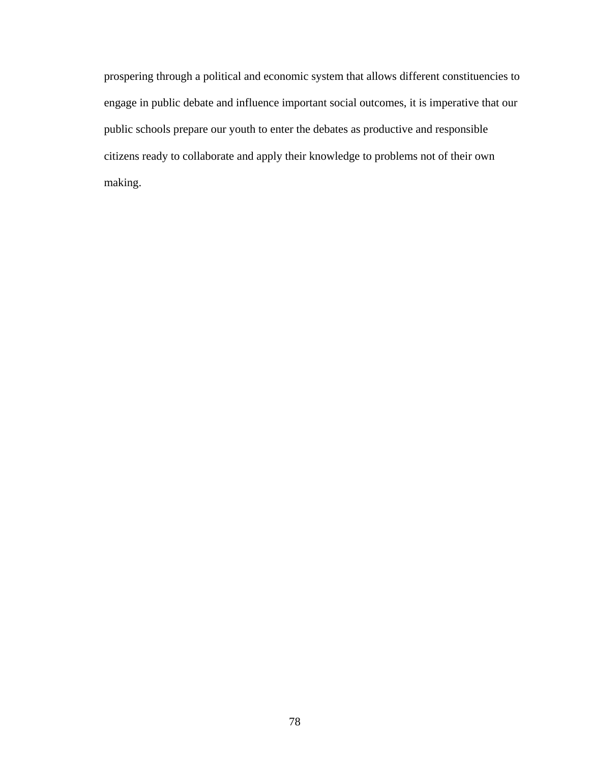prospering through a political and economic system that allows different constituencies to engage in public debate and influence important social outcomes, it is imperative that our public schools prepare our youth to enter the debates as productive and responsible citizens ready to collaborate and apply their knowledge to problems not of their own making.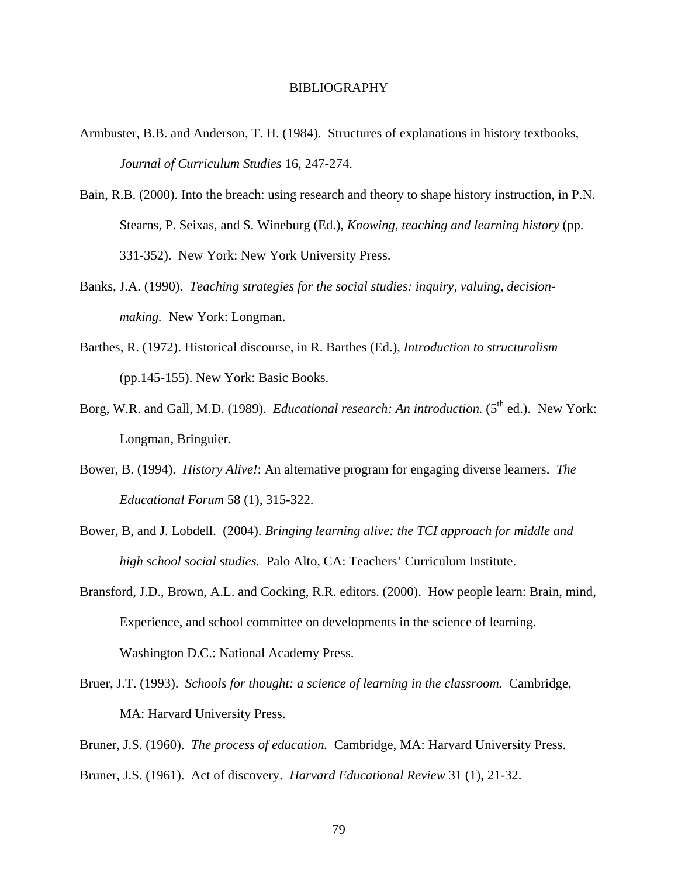# BIBLIOGRAPHY

Armbuster, B.B. and Anderson, T. H. (1984). Structures of explanations in history textbooks, *Journal of Curriculum Studies* 16, 247-274.

Bain, R.B. (2000). Into the breach: using research and theory to shape history instruction, in P.N. Stearns, P. Seixas, and S. Wineburg (Ed.), *Knowing, teaching and learning history* (pp. 331-352). New York: New York University Press.

Banks, J.A. (1990). *Teaching strategies for the social studies: inquiry, valuing, decision-making.* New York: Longman.

Barthes, R. (1972). Historical discourse, in R. Barthes (Ed.), *Introduction to structuralism* (pp.145-155). New York: Basic Books.

Borg, W.R. and Gall, M.D. (1989). *Educational research: An introduction.* (5th ed.). New York: Longman, Bringuier.

Bower, B. (1994). *History Alive!*: An alternative program for engaging diverse learners. *The Educational Forum* 58 (1), 315-322.

Bower, B, and J. Lobdell. (2004). *Bringing learning alive: the TCI approach for middle and high school social studies.* Palo Alto, CA: Teachers' Curriculum Institute.

Bransford, J.D., Brown, A.L. and Cocking, R.R. editors. (2000). How people learn: Brain, mind, Experience, and school committee on developments in the science of learning. Washington D.C.: National Academy Press.

Bruer, J.T. (1993). *Schools for thought: a science of learning in the classroom.* Cambridge, MA: Harvard University Press.

Bruner, J.S. (1960). *The process of education.* Cambridge, MA: Harvard University Press.

Bruner, J.S. (1961). Act of discovery. *Harvard Educational Review* 31 (1), 21-32.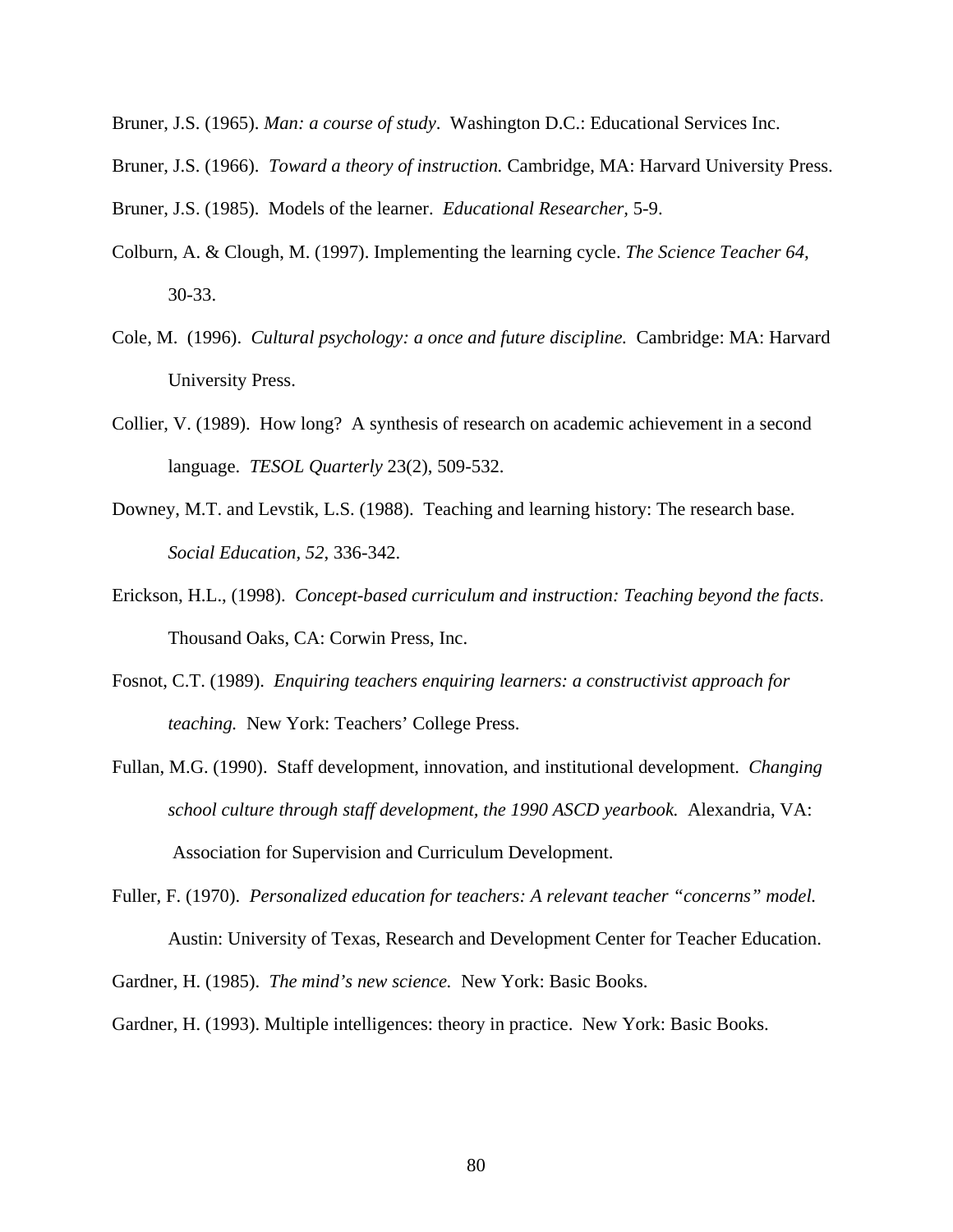Bruner, J.S. (1965). *Man: a course of study*. Washington D.C.: Educational Services Inc.

Bruner, J.S. (1966). *Toward a theory of instruction.* Cambridge, MA: Harvard University Press.

Bruner, J.S. (1985). Models of the learner. *Educational Researcher,* 5-9.

Colburn, A. & Clough, M. (1997). Implementing the learning cycle. *The Science Teacher 64,* 30-33.

Cole, M. (1996). *Cultural psychology: a once and future discipline.* Cambridge: MA: Harvard University Press.

Collier, V. (1989). How long? A synthesis of research on academic achievement in a second language. *TESOL Quarterly* 23(2), 509-532.

Downey, M.T. and Levstik, L.S. (1988). Teaching and learning history: The research base. *Social Education, 52*, 336-342.

Erickson, H.L., (1998). *Concept-based curriculum and instruction: Teaching beyond the facts*. Thousand Oaks, CA: Corwin Press, Inc.

Fosnot, C.T. (1989). *Enquiring teachers enquiring learners: a constructivist approach for teaching.* New York: Teachers' College Press.

Fullan, M.G. (1990). Staff development, innovation, and institutional development. *Changing school culture through staff development, the 1990 ASCD yearbook.* Alexandria, VA: Association for Supervision and Curriculum Development.

Fuller, F. (1970). *Personalized education for teachers: A relevant teacher "concerns" model.* Austin: University of Texas, Research and Development Center for Teacher Education.

Gardner, H. (1985). *The mind's new science.* New York: Basic Books.

Gardner, H. (1993). Multiple intelligences: theory in practice. New York: Basic Books.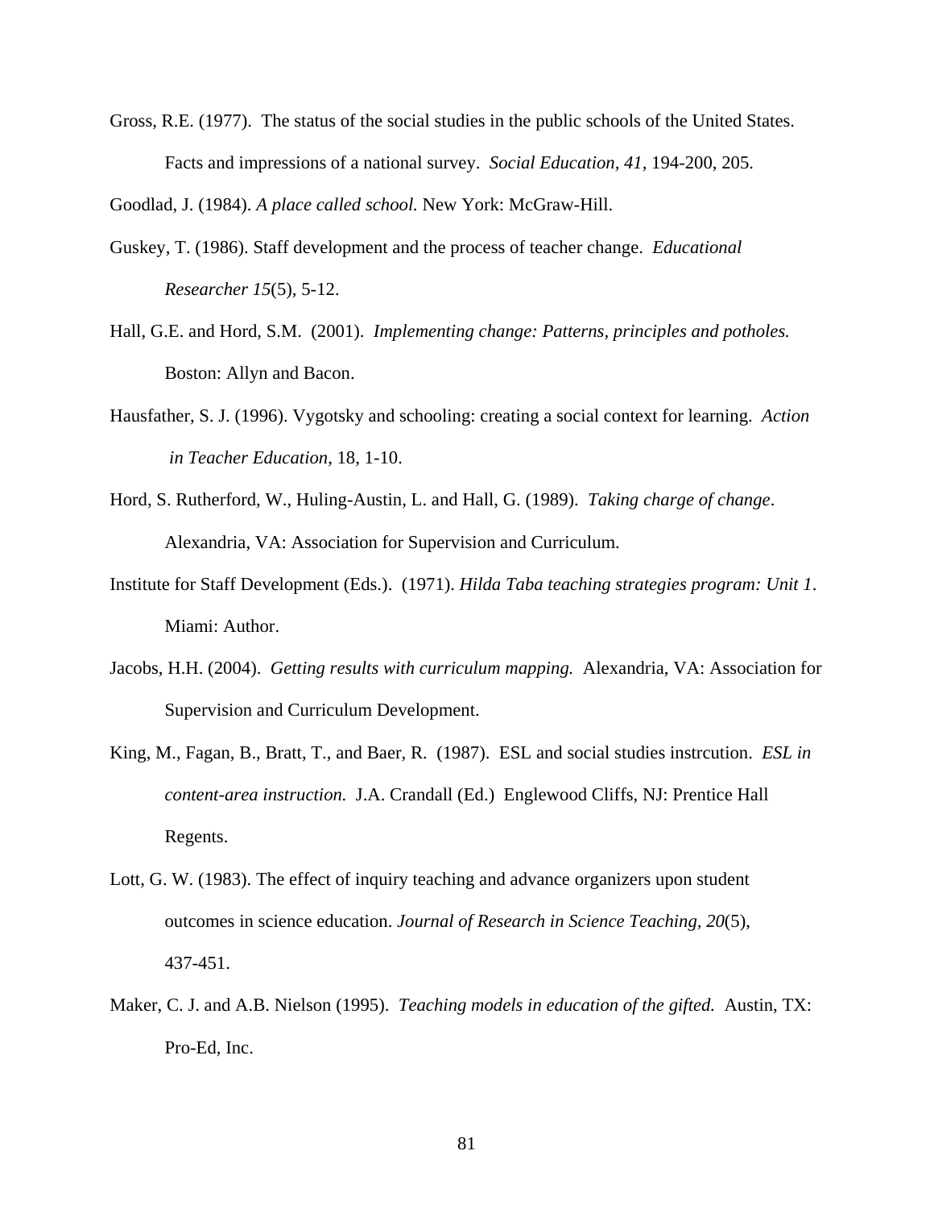Gross, R.E. (1977). The status of the social studies in the public schools of the United States. Facts and impressions of a national survey. *Social Education, 41*, 194-200, 205.

Goodlad, J. (1984). *A place called school.* New York: McGraw-Hill.

Guskey, T. (1986). Staff development and the process of teacher change. *Educational Researcher 15*(5), 5-12.

Hall, G.E. and Hord, S.M. (2001). *Implementing change: Patterns, principles and potholes.* Boston: Allyn and Bacon.

Hausfather, S. J. (1996). Vygotsky and schooling: creating a social context for learning. *Action in Teacher Education,* 18, 1-10.

Hord, S. Rutherford, W., Huling-Austin, L. and Hall, G. (1989). *Taking charge of change*. Alexandria, VA: Association for Supervision and Curriculum.

Institute for Staff Development (Eds.). (1971). *Hilda Taba teaching strategies program: Unit 1*. Miami: Author.

Jacobs, H.H. (2004). *Getting results with curriculum mapping.* Alexandria, VA: Association for Supervision and Curriculum Development.

King, M., Fagan, B., Bratt, T., and Baer, R. (1987). ESL and social studies instrcution. *ESL in content-area instruction.* J.A. Crandall (Ed.) Englewood Cliffs, NJ: Prentice Hall Regents.

Lott, G. W. (1983). The effect of inquiry teaching and advance organizers upon student outcomes in science education. *Journal of Research in Science Teaching, 20*(5), 437-451.

Maker, C. J. and A.B. Nielson (1995). *Teaching models in education of the gifted.* Austin, TX: Pro-Ed, Inc.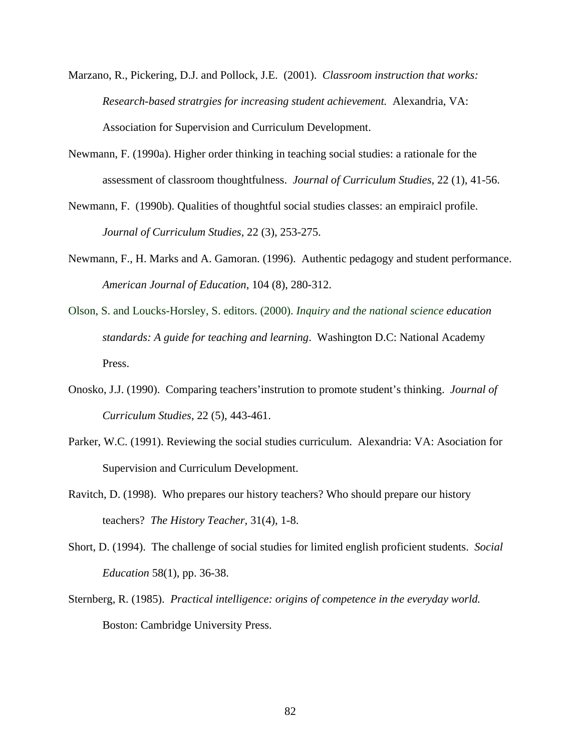Marzano, R., Pickering, D.J. and Pollock, J.E. (2001). *Classroom instruction that works: Research-based stratrgies for increasing student achievement.* Alexandria, VA: Association for Supervision and Curriculum Development.

Newmann, F. (1990a). Higher order thinking in teaching social studies: a rationale for the assessment of classroom thoughtfulness. *Journal of Curriculum Studies*, 22 (1), 41-56.

Newmann, F. (1990b). Qualities of thoughtful social studies classes: an empiraicl profile. *Journal of Curriculum Studies*, 22 (3), 253-275.

Newmann, F., H. Marks and A. Gamoran. (1996). Authentic pedagogy and student performance. *American Journal of Education*, 104 (8), 280-312.

Olson, S. and Loucks-Horsley, S. editors. (2000). *Inquiry and the national science education standards: A guide for teaching and learning*. Washington D.C: National Academy Press.

Onosko, J.J. (1990). Comparing teachers'instrution to promote student's thinking. *Journal of Curriculum Studies*, 22 (5), 443-461.

Parker, W.C. (1991). Reviewing the social studies curriculum. Alexandria: VA: Asociation for Supervision and Curriculum Development.

Ravitch, D. (1998). Who prepares our history teachers? Who should prepare our history teachers? *The History Teacher*, 31(4), 1-8.

Short, D. (1994). The challenge of social studies for limited english proficient students. *Social Education* 58(1), pp. 36-38.

Sternberg, R. (1985). *Practical intelligence: origins of competence in the everyday world.* Boston: Cambridge University Press.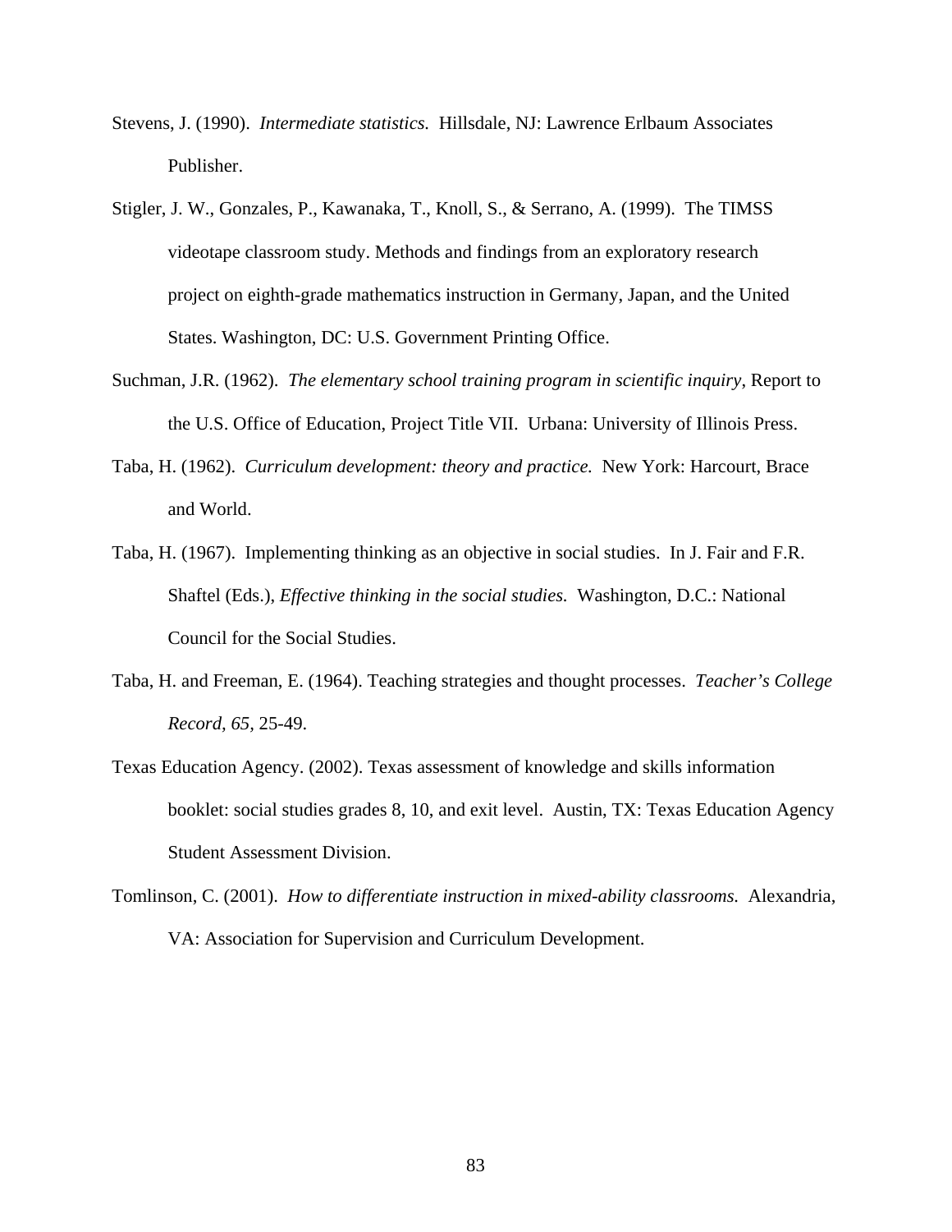Stevens, J. (1990). *Intermediate statistics.* Hillsdale, NJ: Lawrence Erlbaum Associates Publisher.

Stigler, J. W., Gonzales, P., Kawanaka, T., Knoll, S., & Serrano, A. (1999). The TIMSS videotape classroom study. Methods and findings from an exploratory research project on eighth-grade mathematics instruction in Germany, Japan, and the United States. Washington, DC: U.S. Government Printing Office.

Suchman, J.R. (1962). *The elementary school training program in scientific inquiry*, Report to the U.S. Office of Education, Project Title VII. Urbana: University of Illinois Press.

Taba, H. (1962). *Curriculum development: theory and practice.* New York: Harcourt, Brace and World.

Taba, H. (1967). Implementing thinking as an objective in social studies. In J. Fair and F.R. Shaftel (Eds.), *Effective thinking in the social studies.* Washington, D.C.: National Council for the Social Studies.

Taba, H. and Freeman, E. (1964). Teaching strategies and thought processes. *Teacher's College Record, 65,* 25-49.

Texas Education Agency. (2002). Texas assessment of knowledge and skills information booklet: social studies grades 8, 10, and exit level. Austin, TX: Texas Education Agency Student Assessment Division.

Tomlinson, C. (2001). *How to differentiate instruction in mixed-ability classrooms.* Alexandria, VA: Association for Supervision and Curriculum Development.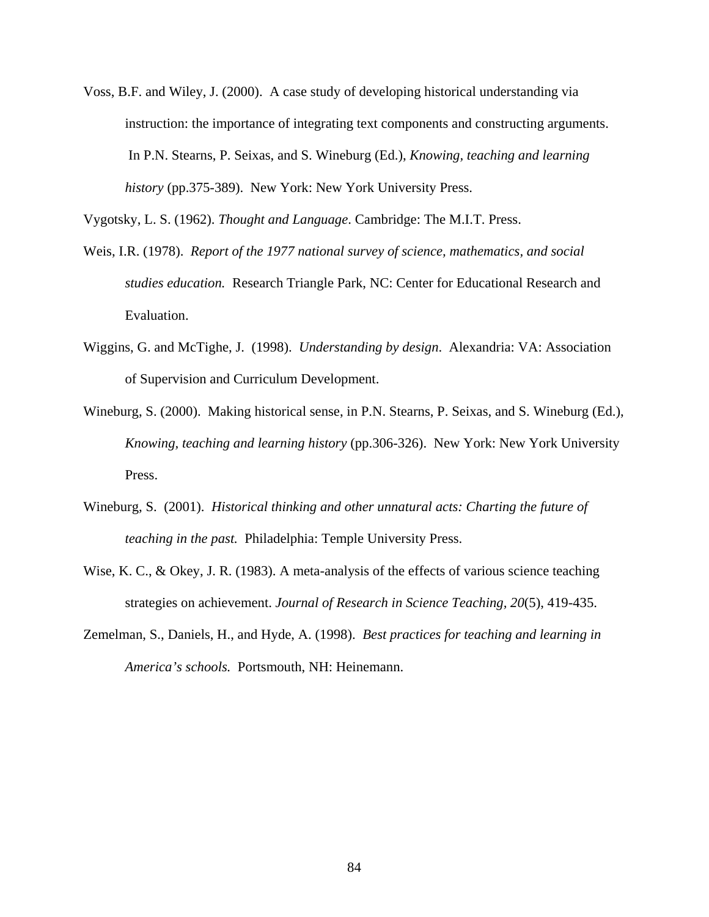Voss, B.F. and Wiley, J. (2000). A case study of developing historical understanding via instruction: the importance of integrating text components and constructing arguments. In P.N. Stearns, P. Seixas, and S. Wineburg (Ed.), *Knowing, teaching and learning history* (pp.375-389). New York: New York University Press.

Vygotsky, L. S. (1962). *Thought and Language*. Cambridge: The M.I.T. Press.

Weis, I.R. (1978). *Report of the 1977 national survey of science, mathematics, and social studies education.* Research Triangle Park, NC: Center for Educational Research and Evaluation.

Wiggins, G. and McTighe, J. (1998). *Understanding by design*. Alexandria: VA: Association of Supervision and Curriculum Development.

Wineburg, S. (2000). Making historical sense, in P.N. Stearns, P. Seixas, and S. Wineburg (Ed.), *Knowing, teaching and learning history* (pp.306-326). New York: New York University Press.

Wineburg, S. (2001). *Historical thinking and other unnatural acts: Charting the future of teaching in the past.* Philadelphia: Temple University Press.

Wise, K. C., & Okey, J. R. (1983). A meta-analysis of the effects of various science teaching strategies on achievement. *Journal of Research in Science Teaching, 20*(5), 419-435.

Zemelman, S., Daniels, H., and Hyde, A. (1998). *Best practices for teaching and learning in America's schools.* Portsmouth, NH: Heinemann.